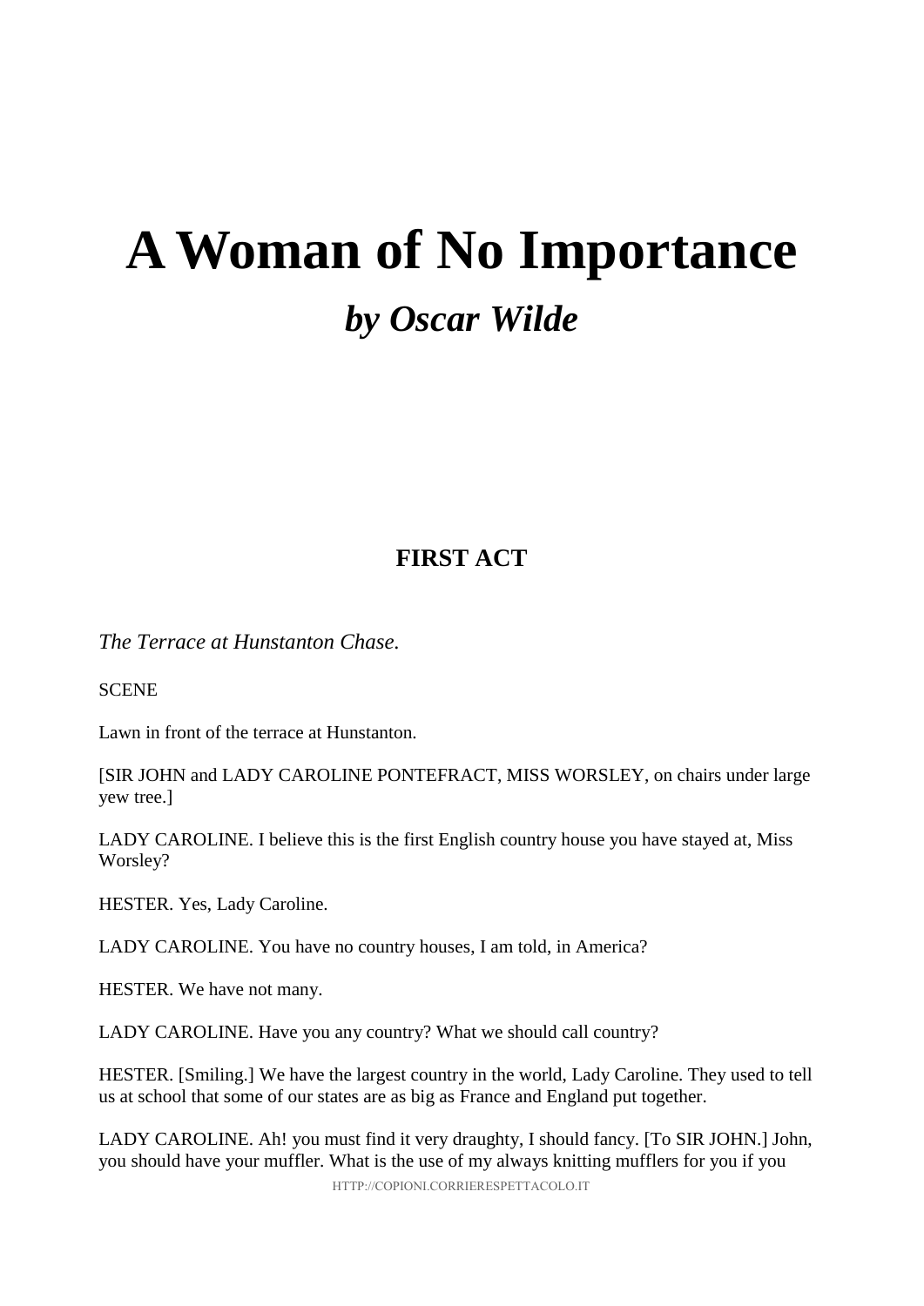# A Woman of No Importance

## *by Oscar Wilde*

### FIRST ACT

*The Terrace at Hunstanton Chase.*

SCENE

Lawn in front of the terrace at Hunstanton.

[SIR JOHN and LADY CAROLINE PONTEFRACT, MISS WORSLEY, on chairs under large yew tree.]

LADY CAROLINE. I believe this is the first English country house you have stayed at, Miss Worsley?

HESTER. Yes, Lady Caroline.

LADY CAROLINE. You have no country houses, I am told, in America?

HESTER. We have not many.

LADY CAROLINE. Have you any country? What we should call country?

HESTER. [Smiling.] We have the largest country in the world, Lady Caroline. They used to tell us at school that some of our states are as big as France and England put together.

LADY CAROLINE. Ah! you must find it very draughty, I should fancy. [To SIR JOHN.] John, you should have your muffler. What is the use of my always knitting mufflers for you if you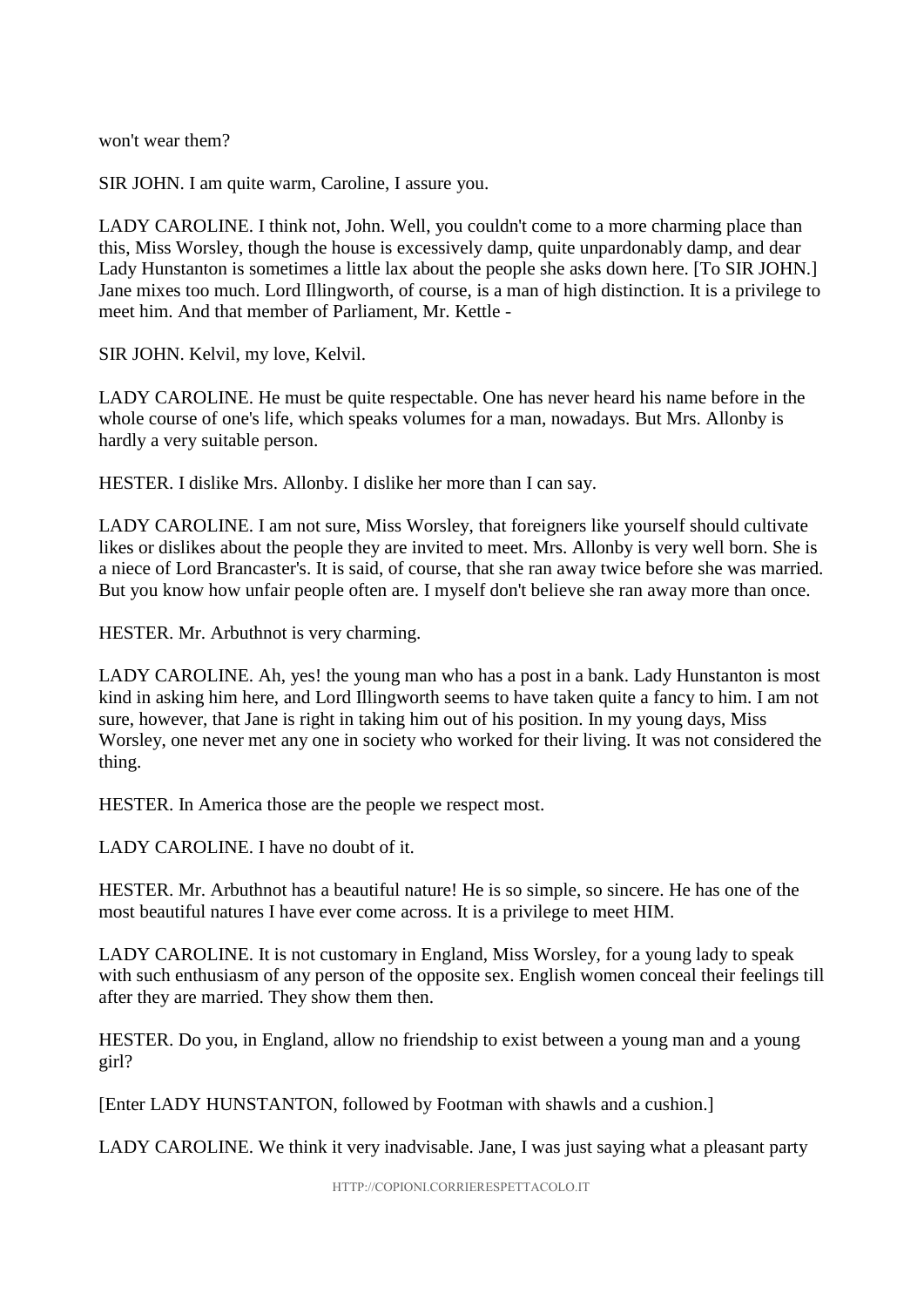won't wear them?

SIR JOHN. I am quite warm, Caroline, I assure you.

LADY CAROLINE. I think not, John. Well, you couldn't come to a more charming place than this, Miss Worsley, though the house is excessively damp, quite unpardonably damp, and dear Lady Hunstanton is sometimes a little lax about the people she asks down here. [To SIR JOHN.] Jane mixes too much. Lord Illingworth, of course, is a man of high distinction. It is a privilege to meet him. And that member of Parliament, Mr. Kettle -

SIR JOHN. Kelvil, my love, Kelvil.

LADY CAROLINE. He must be quite respectable. One has never heard his name before in the whole course of one's life, which speaks volumes for a man, nowadays. But Mrs. Allonby is hardly a very suitable person.

HESTER. I dislike Mrs. Allonby. I dislike her more than I can say.

LADY CAROLINE. I am not sure, Miss Worsley, that foreigners like yourself should cultivate likes or dislikes about the people they are invited to meet. Mrs. Allonby is very well born. She is a niece of Lord Brancaster's. It is said, of course, that she ran away twice before she was married. But you know how unfair people often are. I myself don't believe she ran away more than once.

HESTER. Mr. Arbuthnot is very charming.

LADY CAROLINE. Ah, yes! the young man who has a post in a bank. Lady Hunstanton is most kind in asking him here, and Lord Illingworth seems to have taken quite a fancy to him. I am not sure, however, that Jane is right in taking him out of his position. In my young days, Miss Worsley, one never met any one in society who worked for their living. It was not considered the thing.

HESTER. In America those are the people we respect most.

LADY CAROLINE. I have no doubt of it.

HESTER. Mr. Arbuthnot has a beautiful nature! He is so simple, so sincere. He has one of the most beautiful natures I have ever come across. It is a privilege to meet HIM.

LADY CAROLINE. It is not customary in England, Miss Worsley, for a young lady to speak with such enthusiasm of any person of the opposite sex. English women conceal their feelings till after they are married. They show them then.

HESTER. Do you, in England, allow no friendship to exist between a young man and a young girl?

[Enter LADY HUNSTANTON, followed by Footman with shawls and a cushion.]

LADY CAROLINE. We think it very inadvisable. Jane, I was just saying what a pleasant party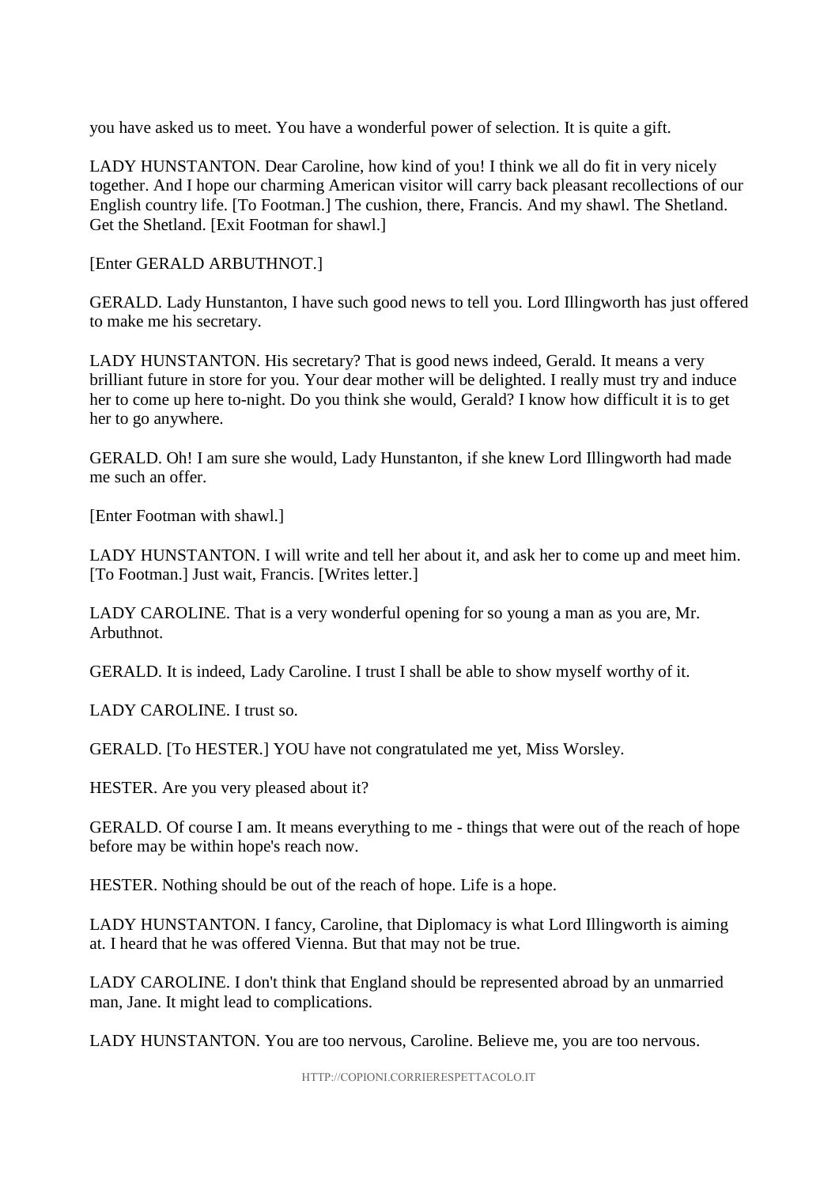you have asked us to meet. You have a wonderful power of selection. It is quite a gift.

LADY HUNSTANTON. Dear Caroline, how kind of you! I think we all do fit in very nicely together. And I hope our charming American visitor will carry back pleasant recollections of our English country life. [To Footman.] The cushion, there, Francis. And my shawl. The Shetland. Get the Shetland. [Exit Footman for shawl.]

[Enter GERALD ARBUTHNOT.]

GERALD. Lady Hunstanton, I have such good news to tell you. Lord Illingworth has just offered to make me his secretary.

LADY HUNSTANTON. His secretary? That is good news indeed, Gerald. It means a very brilliant future in store for you. Your dear mother will be delighted. I really must try and induce her to come up here to-night. Do you think she would, Gerald? I know how difficult it is to get her to go anywhere.

GERALD. Oh! I am sure she would, Lady Hunstanton, if she knew Lord Illingworth had made me such an offer.

[Enter Footman with shawl.]

LADY HUNSTANTON. I will write and tell her about it, and ask her to come up and meet him. [To Footman.] Just wait, Francis. [Writes letter.]

LADY CAROLINE. That is a very wonderful opening for so young a man as you are, Mr. Arbuthnot.

GERALD. It is indeed, Lady Caroline. I trust I shall be able to show myself worthy of it.

LADY CAROLINE. I trust so.

GERALD. [To HESTER.] YOU have not congratulated me yet, Miss Worsley.

HESTER. Are you very pleased about it?

GERALD. Of course I am. It means everything to me - things that were out of the reach of hope before may be within hope's reach now.

HESTER. Nothing should be out of the reach of hope. Life is a hope.

LADY HUNSTANTON. I fancy, Caroline, that Diplomacy is what Lord Illingworth is aiming at. I heard that he was offered Vienna. But that may not be true.

LADY CAROLINE. I don't think that England should be represented abroad by an unmarried man, Jane. It might lead to complications.

LADY HUNSTANTON. You are too nervous, Caroline. Believe me, you are too nervous.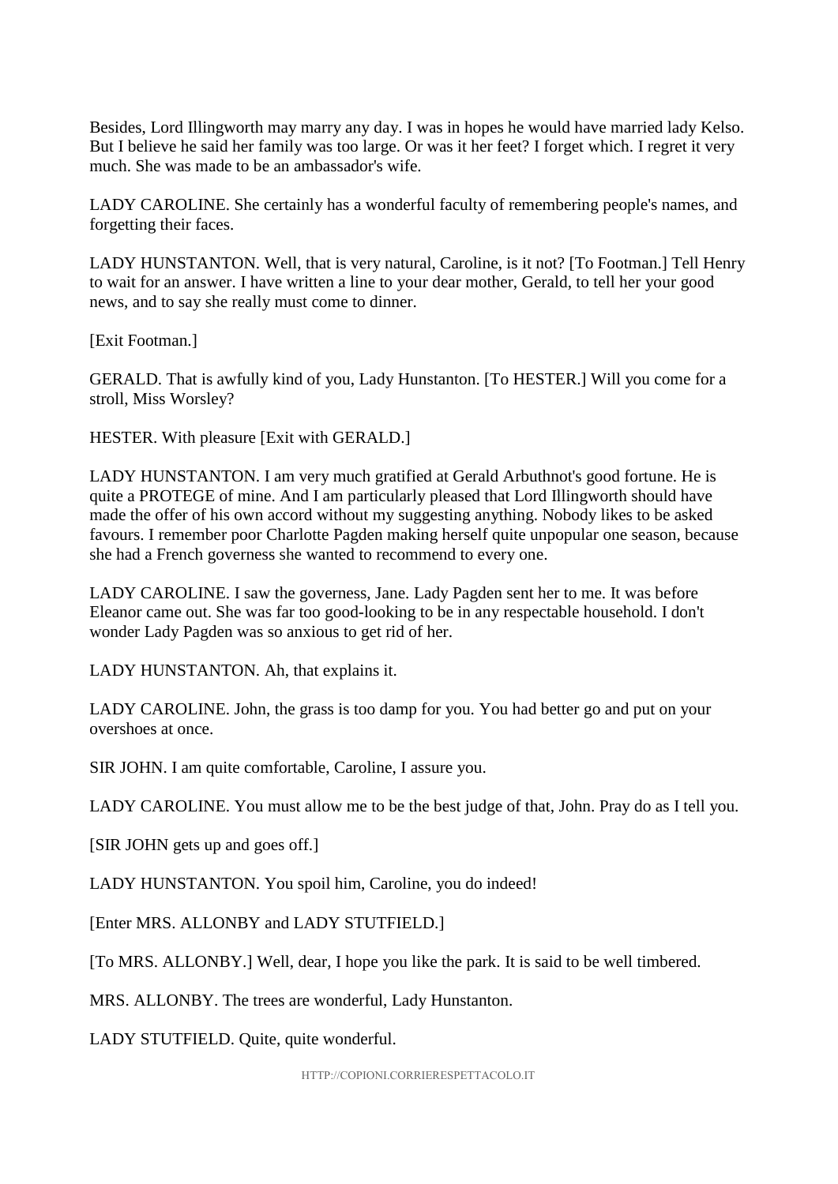Besides, Lord Illingworth may marry any day. I was in hopes he would have married lady Kelso. But I believe he said her family was too large. Or was it her feet? I forget which. I regret it very much. She was made to be an ambassador's wife.

LADY CAROLINE. She certainly has a wonderful faculty of remembering people's names, and forgetting their faces.

LADY HUNSTANTON. Well, that is very natural, Caroline, is it not? [To Footman.] Tell Henry to wait for an answer. I have written a line to your dear mother, Gerald, to tell her your good news, and to say she really must come to dinner.

[Exit Footman.]

GERALD. That is awfully kind of you, Lady Hunstanton. [To HESTER.] Will you come for a stroll, Miss Worsley?

HESTER. With pleasure [Exit with GERALD.]

LADY HUNSTANTON. I am very much gratified at Gerald Arbuthnot's good fortune. He is quite a PROTEGE of mine. And I am particularly pleased that Lord Illingworth should have made the offer of his own accord without my suggesting anything. Nobody likes to be asked favours. I remember poor Charlotte Pagden making herself quite unpopular one season, because she had a French governess she wanted to recommend to every one.

LADY CAROLINE. I saw the governess, Jane. Lady Pagden sent her to me. It was before Eleanor came out. She was far too good-looking to be in any respectable household. I don't wonder Lady Pagden was so anxious to get rid of her.

LADY HUNSTANTON. Ah, that explains it.

LADY CAROLINE. John, the grass is too damp for you. You had better go and put on your overshoes at once.

SIR JOHN. I am quite comfortable, Caroline, I assure you.

LADY CAROLINE. You must allow me to be the best judge of that, John. Pray do as I tell you.

[SIR JOHN gets up and goes off.]

LADY HUNSTANTON. You spoil him, Caroline, you do indeed!

[Enter MRS. ALLONBY and LADY STUTFIELD.]

[To MRS. ALLONBY.] Well, dear, I hope you like the park. It is said to be well timbered.

MRS. ALLONBY. The trees are wonderful, Lady Hunstanton.

LADY STUTFIELD. Quite, quite wonderful.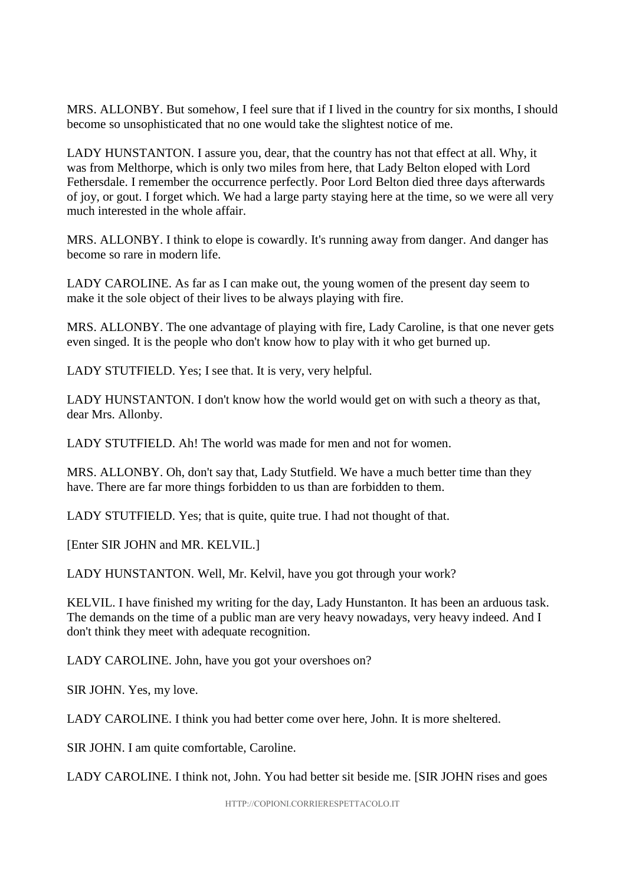MRS. ALLONBY. But somehow, I feel sure that if I lived in the country for six months, I should become so unsophisticated that no one would take the slightest notice of me.

LADY HUNSTANTON. I assure you, dear, that the country has not that effect at all. Why, it was from Melthorpe, which is only two miles from here, that Lady Belton eloped with Lord Fethersdale. I remember the occurrence perfectly. Poor Lord Belton died three days afterwards of joy, or gout. I forget which. We had a large party staying here at the time, so we were all very much interested in the whole affair.

MRS. ALLONBY. I think to elope is cowardly. It's running away from danger. And danger has become so rare in modern life.

LADY CAROLINE. As far as I can make out, the young women of the present day seem to make it the sole object of their lives to be always playing with fire.

MRS. ALLONBY. The one advantage of playing with fire, Lady Caroline, is that one never gets even singed. It is the people who don't know how to play with it who get burned up.

LADY STUTFIELD. Yes; I see that. It is very, very helpful.

LADY HUNSTANTON. I don't know how the world would get on with such a theory as that, dear Mrs. Allonby.

LADY STUTFIELD. Ah! The world was made for men and not for women.

MRS. ALLONBY. Oh, don't say that, Lady Stutfield. We have a much better time than they have. There are far more things forbidden to us than are forbidden to them.

LADY STUTFIELD. Yes; that is quite, quite true. I had not thought of that.

[Enter SIR JOHN and MR. KELVIL.]

LADY HUNSTANTON. Well, Mr. Kelvil, have you got through your work?

KELVIL. I have finished my writing for the day, Lady Hunstanton. It has been an arduous task. The demands on the time of a public man are very heavy nowadays, very heavy indeed. And I don't think they meet with adequate recognition.

LADY CAROLINE. John, have you got your overshoes on?

SIR JOHN. Yes, my love.

LADY CAROLINE. I think you had better come over here, John. It is more sheltered.

SIR JOHN. I am quite comfortable, Caroline.

LADY CAROLINE. I think not, John. You had better sit beside me. [SIR JOHN rises and goes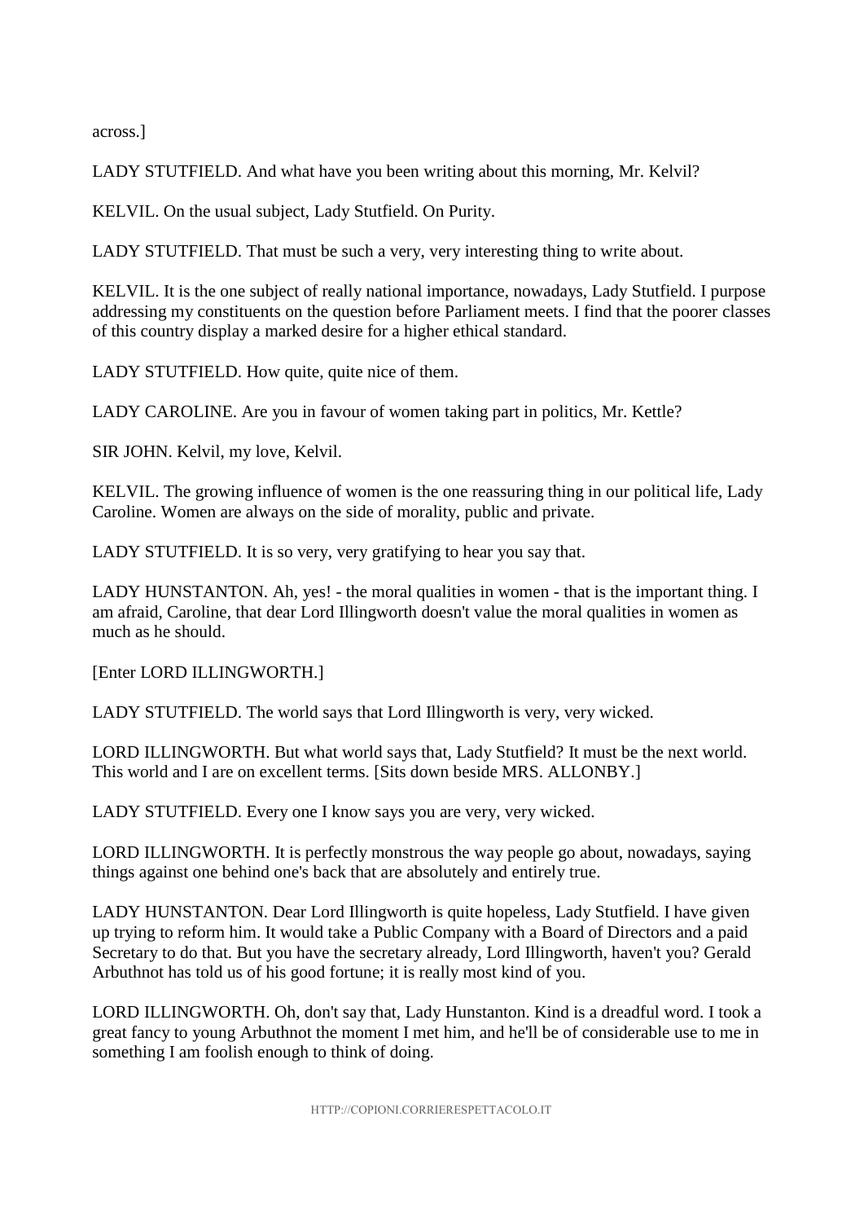across.]

LADY STUTFIELD. And what have you been writing about this morning, Mr. Kelvil?

KELVIL. On the usual subject, Lady Stutfield. On Purity.

LADY STUTFIELD. That must be such a very, very interesting thing to write about.

KELVIL. It is the one subject of really national importance, nowadays, Lady Stutfield. I purpose addressing my constituents on the question before Parliament meets. I find that the poorer classes of this country display a marked desire for a higher ethical standard.

LADY STUTFIELD. How quite, quite nice of them.

LADY CAROLINE. Are you in favour of women taking part in politics, Mr. Kettle?

SIR JOHN. Kelvil, my love, Kelvil.

KELVIL. The growing influence of women is the one reassuring thing in our political life, Lady Caroline. Women are always on the side of morality, public and private.

LADY STUTFIELD. It is so very, very gratifying to hear you say that.

LADY HUNSTANTON. Ah, yes! - the moral qualities in women - that is the important thing. I am afraid, Caroline, that dear Lord Illingworth doesn't value the moral qualities in women as much as he should.

[Enter LORD ILLINGWORTH.]

LADY STUTFIELD. The world says that Lord Illingworth is very, very wicked.

LORD ILLINGWORTH. But what world says that, Lady Stutfield? It must be the next world. This world and I are on excellent terms. [Sits down beside MRS. ALLONBY.]

LADY STUTFIELD. Every one I know says you are very, very wicked.

LORD ILLINGWORTH. It is perfectly monstrous the way people go about, nowadays, saying things against one behind one's back that are absolutely and entirely true.

LADY HUNSTANTON. Dear Lord Illingworth is quite hopeless, Lady Stutfield. I have given up trying to reform him. It would take a Public Company with a Board of Directors and a paid Secretary to do that. But you have the secretary already, Lord Illingworth, haven't you? Gerald Arbuthnot has told us of his good fortune; it is really most kind of you.

LORD ILLINGWORTH. Oh, don't say that, Lady Hunstanton. Kind is a dreadful word. I took a great fancy to young Arbuthnot the moment I met him, and he'll be of considerable use to me in something I am foolish enough to think of doing.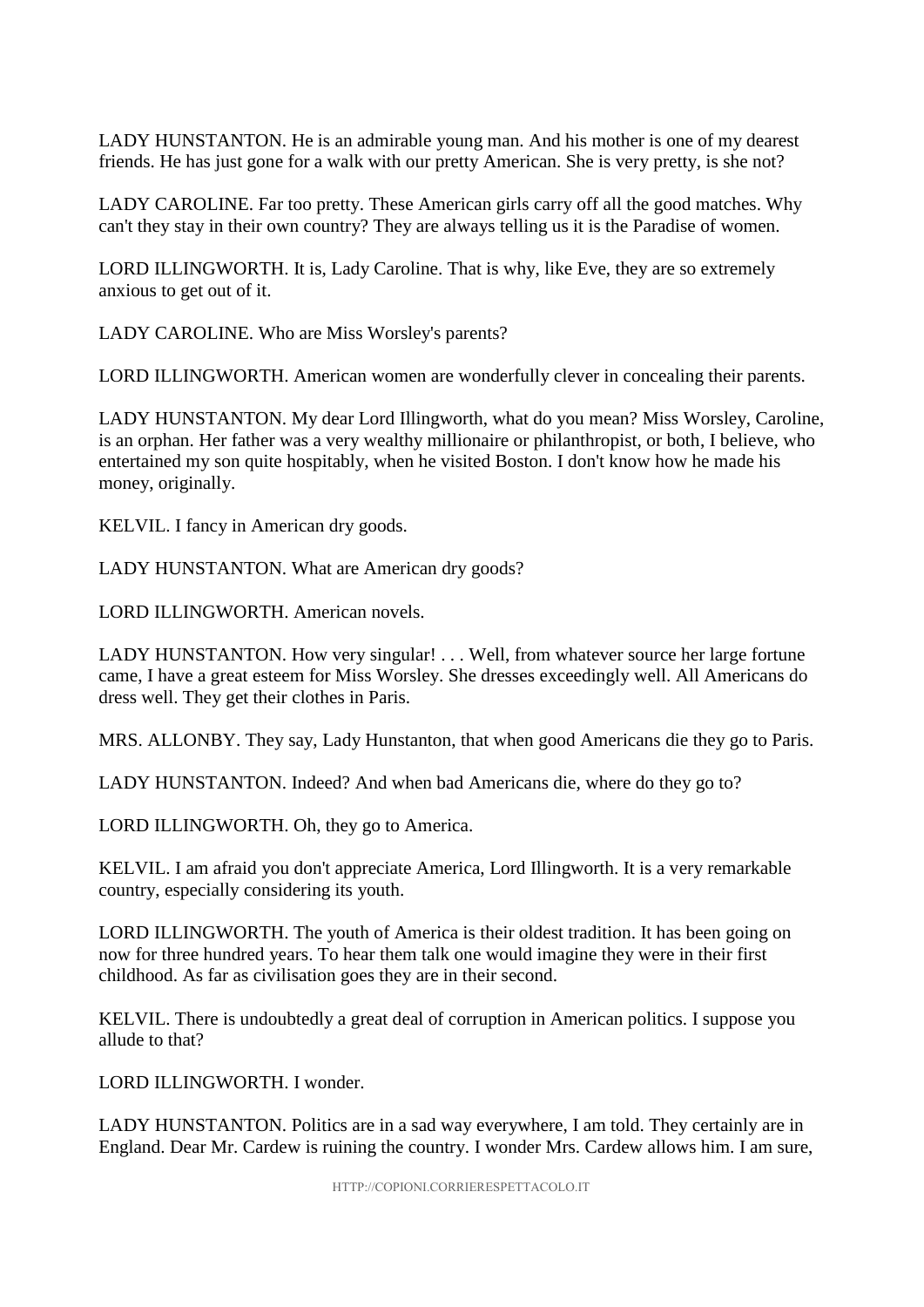LADY HUNSTANTON. He is an admirable young man. And his mother is one of my dearest friends. He has just gone for a walk with our pretty American. She is very pretty, is she not?

LADY CAROLINE. Far too pretty. These American girls carry off all the good matches. Why can't they stay in their own country? They are always telling us it is the Paradise of women.

LORD ILLINGWORTH. It is, Lady Caroline. That is why, like Eve, they are so extremely anxious to get out of it.

LADY CAROLINE. Who are Miss Worsley's parents?

LORD ILLINGWORTH. American women are wonderfully clever in concealing their parents.

LADY HUNSTANTON. My dear Lord Illingworth, what do you mean? Miss Worsley, Caroline, is an orphan. Her father was a very wealthy millionaire or philanthropist, or both, I believe, who entertained my son quite hospitably, when he visited Boston. I don't know how he made his money, originally.

KELVIL. I fancy in American dry goods.

LADY HUNSTANTON. What are American dry goods?

LORD ILLINGWORTH. American novels.

LADY HUNSTANTON. How very singular! . . . Well, from whatever source her large fortune came, I have a great esteem for Miss Worsley. She dresses exceedingly well. All Americans do dress well. They get their clothes in Paris.

MRS. ALLONBY. They say, Lady Hunstanton, that when good Americans die they go to Paris.

LADY HUNSTANTON. Indeed? And when bad Americans die, where do they go to?

LORD ILLINGWORTH. Oh, they go to America.

KELVIL. I am afraid you don't appreciate America, Lord Illingworth. It is a very remarkable country, especially considering its youth.

LORD ILLINGWORTH. The youth of America is their oldest tradition. It has been going on now for three hundred years. To hear them talk one would imagine they were in their first childhood. As far as civilisation goes they are in their second.

KELVIL. There is undoubtedly a great deal of corruption in American politics. I suppose you allude to that?

LORD ILLINGWORTH. I wonder.

LADY HUNSTANTON. Politics are in a sad way everywhere, I am told. They certainly are in England. Dear Mr. Cardew is ruining the country. I wonder Mrs. Cardew allows him. I am sure,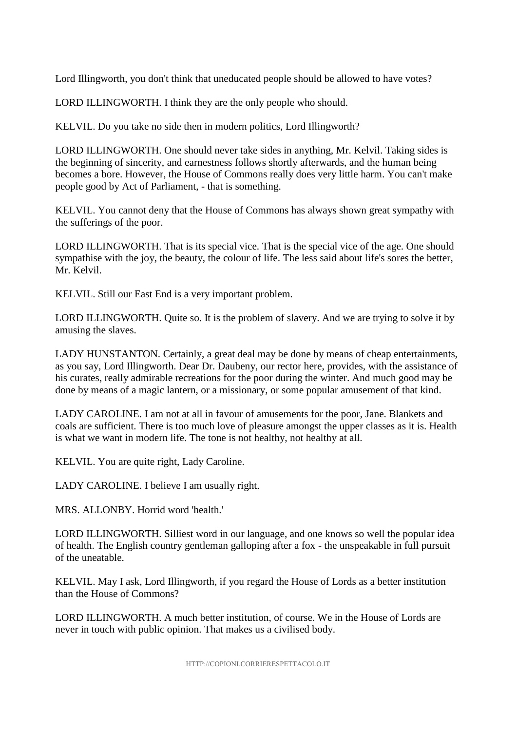Lord Illingworth, you don't think that uneducated people should be allowed to have votes?

LORD ILLINGWORTH. I think they are the only people who should.

KELVIL. Do you take no side then in modern politics, Lord Illingworth?

LORD ILLINGWORTH. One should never take sides in anything, Mr. Kelvil. Taking sides is the beginning of sincerity, and earnestness follows shortly afterwards, and the human being becomes a bore. However, the House of Commons really does very little harm. You can't make people good by Act of Parliament, - that is something.

KELVIL. You cannot deny that the House of Commons has always shown great sympathy with the sufferings of the poor.

LORD ILLINGWORTH. That is its special vice. That is the special vice of the age. One should sympathise with the joy, the beauty, the colour of life. The less said about life's sores the better, Mr. Kelvil.

KELVIL. Still our East End is a very important problem.

LORD ILLINGWORTH. Quite so. It is the problem of slavery. And we are trying to solve it by amusing the slaves.

LADY HUNSTANTON. Certainly, a great deal may be done by means of cheap entertainments, as you say, Lord Illingworth. Dear Dr. Daubeny, our rector here, provides, with the assistance of his curates, really admirable recreations for the poor during the winter. And much good may be done by means of a magic lantern, or a missionary, or some popular amusement of that kind.

LADY CAROLINE. I am not at all in favour of amusements for the poor, Jane. Blankets and coals are sufficient. There is too much love of pleasure amongst the upper classes as it is. Health is what we want in modern life. The tone is not healthy, not healthy at all.

KELVIL. You are quite right, Lady Caroline.

LADY CAROLINE. I believe I am usually right.

MRS. ALLONBY. Horrid word 'health.'

LORD ILLINGWORTH. Silliest word in our language, and one knows so well the popular idea of health. The English country gentleman galloping after a fox - the unspeakable in full pursuit of the uneatable.

KELVIL. May I ask, Lord Illingworth, if you regard the House of Lords as a better institution than the House of Commons?

LORD ILLINGWORTH. A much better institution, of course. We in the House of Lords are never in touch with public opinion. That makes us a civilised body.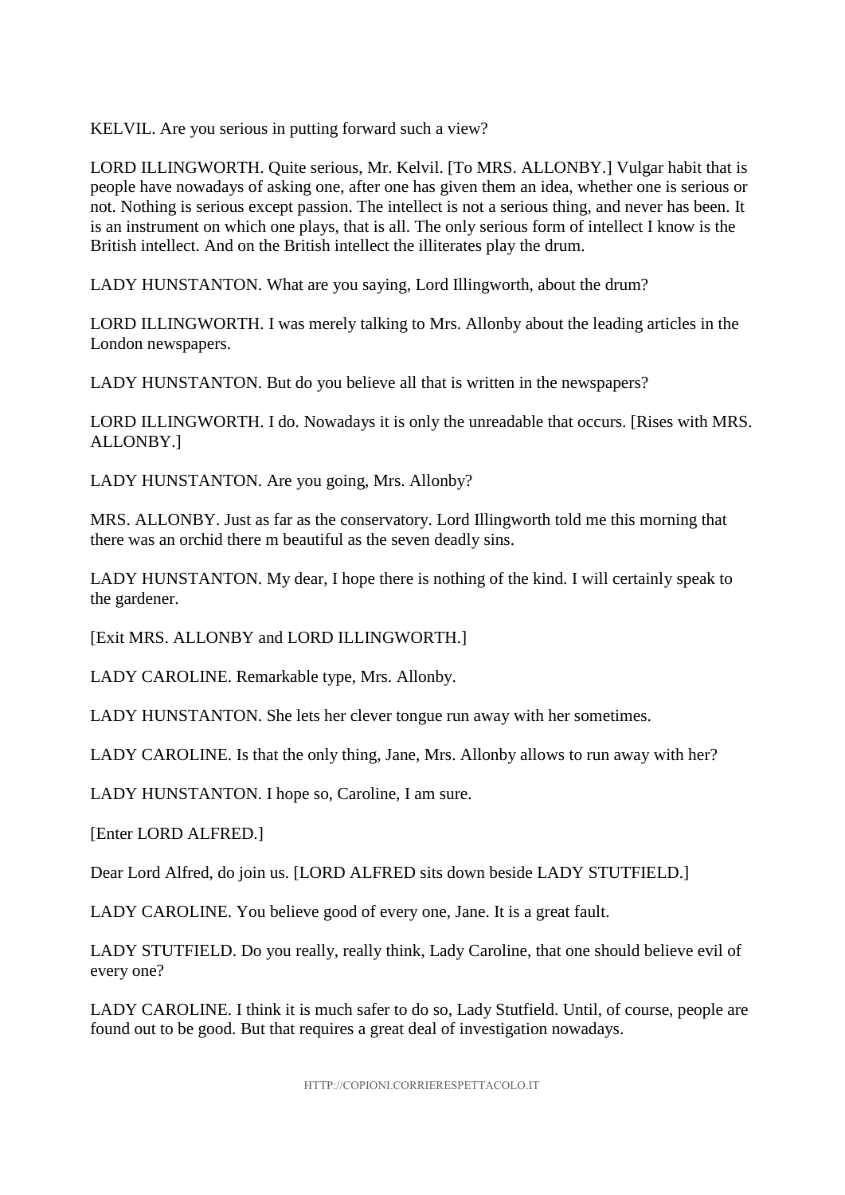KELVIL. Are you serious in putting forward such a view?

LORD ILLINGWORTH. Quite serious, Mr. Kelvil. [To MRS. ALLONBY.] Vulgar habit that is people have nowadays of asking one, after one has given them an idea, whether one is serious or not. Nothing is serious except passion. The intellect is not a serious thing, and never has been. It is an instrument on which one plays, that is all. The only serious form of intellect I know is the British intellect. And on the British intellect the illiterates play the drum.

LADY HUNSTANTON. What are you saying, Lord Illingworth, about the drum?

LORD ILLINGWORTH. I was merely talking to Mrs. Allonby about the leading articles in the London newspapers.

LADY HUNSTANTON. But do you believe all that is written in the newspapers?

LORD ILLINGWORTH. I do. Nowadays it is only the unreadable that occurs. [Rises with MRS. ALLONBY.]

LADY HUNSTANTON. Are you going, Mrs. Allonby?

MRS. ALLONBY. Just as far as the conservatory. Lord Illingworth told me this morning that there was an orchid there m beautiful as the seven deadly sins.

LADY HUNSTANTON. My dear, I hope there is nothing of the kind. I will certainly speak to the gardener.

[Exit MRS. ALLONBY and LORD ILLINGWORTH.]

LADY CAROLINE. Remarkable type, Mrs. Allonby.

LADY HUNSTANTON. She lets her clever tongue run away with her sometimes.

LADY CAROLINE. Is that the only thing, Jane, Mrs. Allonby allows to run away with her?

LADY HUNSTANTON. I hope so, Caroline, I am sure.

[Enter LORD ALFRED.]

Dear Lord Alfred, do join us. [LORD ALFRED sits down beside LADY STUTFIELD.]

LADY CAROLINE. You believe good of every one, Jane. It is a great fault.

LADY STUTFIELD. Do you really, really think, Lady Caroline, that one should believe evil of every one?

LADY CAROLINE. I think it is much safer to do so, Lady Stutfield. Until, of course, people are found out to be good. But that requires a great deal of investigation nowadays.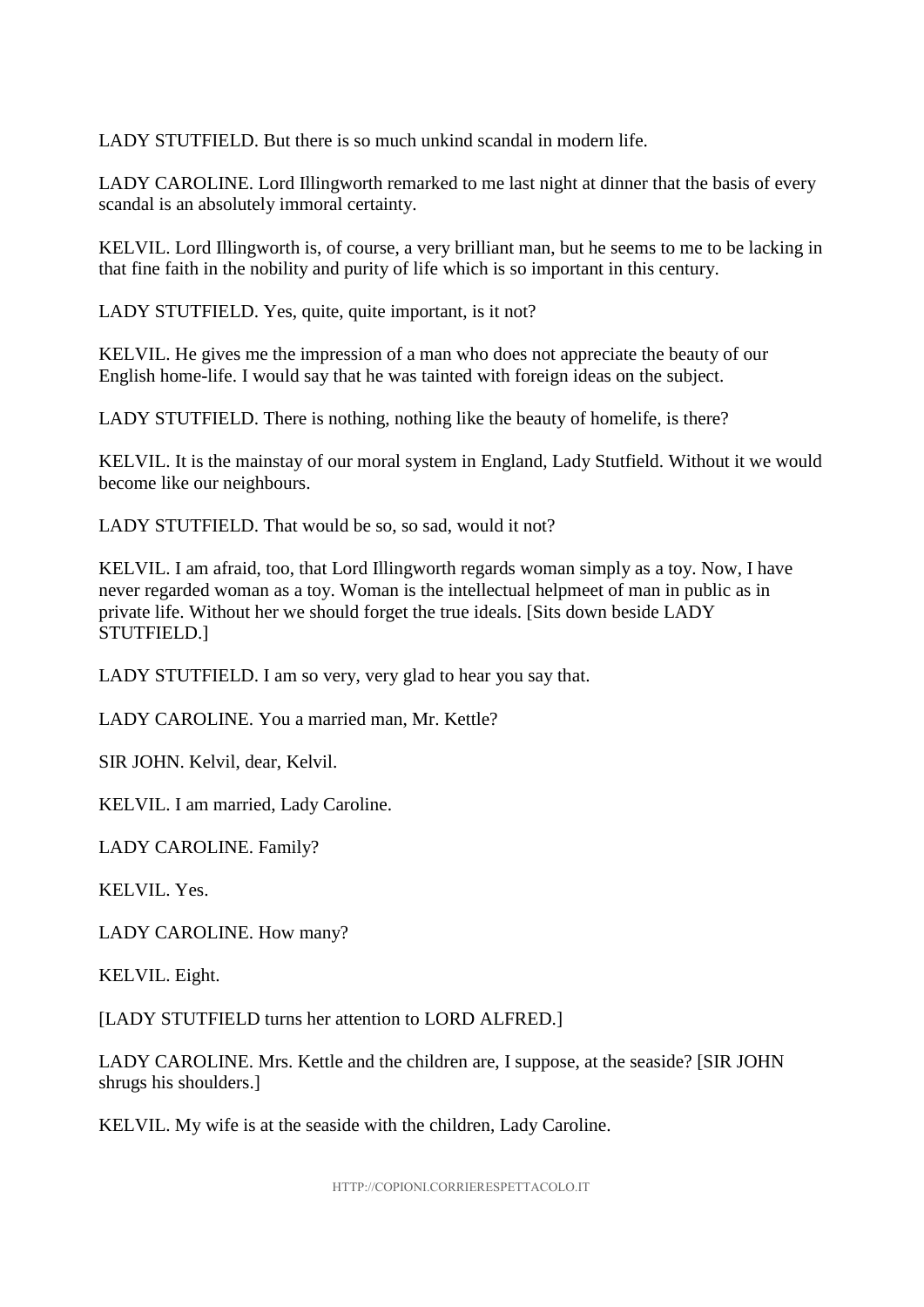LADY STUTFIELD. But there is so much unkind scandal in modern life.

LADY CAROLINE. Lord Illingworth remarked to me last night at dinner that the basis of every scandal is an absolutely immoral certainty.

KELVIL. Lord Illingworth is, of course, a very brilliant man, but he seems to me to be lacking in that fine faith in the nobility and purity of life which is so important in this century.

LADY STUTFIELD. Yes, quite, quite important, is it not?

KELVIL. He gives me the impression of a man who does not appreciate the beauty of our English home-life. I would say that he was tainted with foreign ideas on the subject.

LADY STUTFIELD. There is nothing, nothing like the beauty of homelife, is there?

KELVIL. It is the mainstay of our moral system in England, Lady Stutfield. Without it we would become like our neighbours.

LADY STUTFIELD. That would be so, so sad, would it not?

KELVIL. I am afraid, too, that Lord Illingworth regards woman simply as a toy. Now, I have never regarded woman as a toy. Woman is the intellectual helpmeet of man in public as in private life. Without her we should forget the true ideals. [Sits down beside LADY STUTFIELD.]

LADY STUTFIELD. I am so very, very glad to hear you say that.

LADY CAROLINE. You a married man, Mr. Kettle?

SIR JOHN. Kelvil, dear, Kelvil.

KELVIL. I am married, Lady Caroline.

LADY CAROLINE. Family?

KELVIL. Yes.

LADY CAROLINE. How many?

KELVIL. Eight.

[LADY STUTFIELD turns her attention to LORD ALFRED.]

LADY CAROLINE. Mrs. Kettle and the children are, I suppose, at the seaside? [SIR JOHN shrugs his shoulders.]

KELVIL. My wife is at the seaside with the children, Lady Caroline.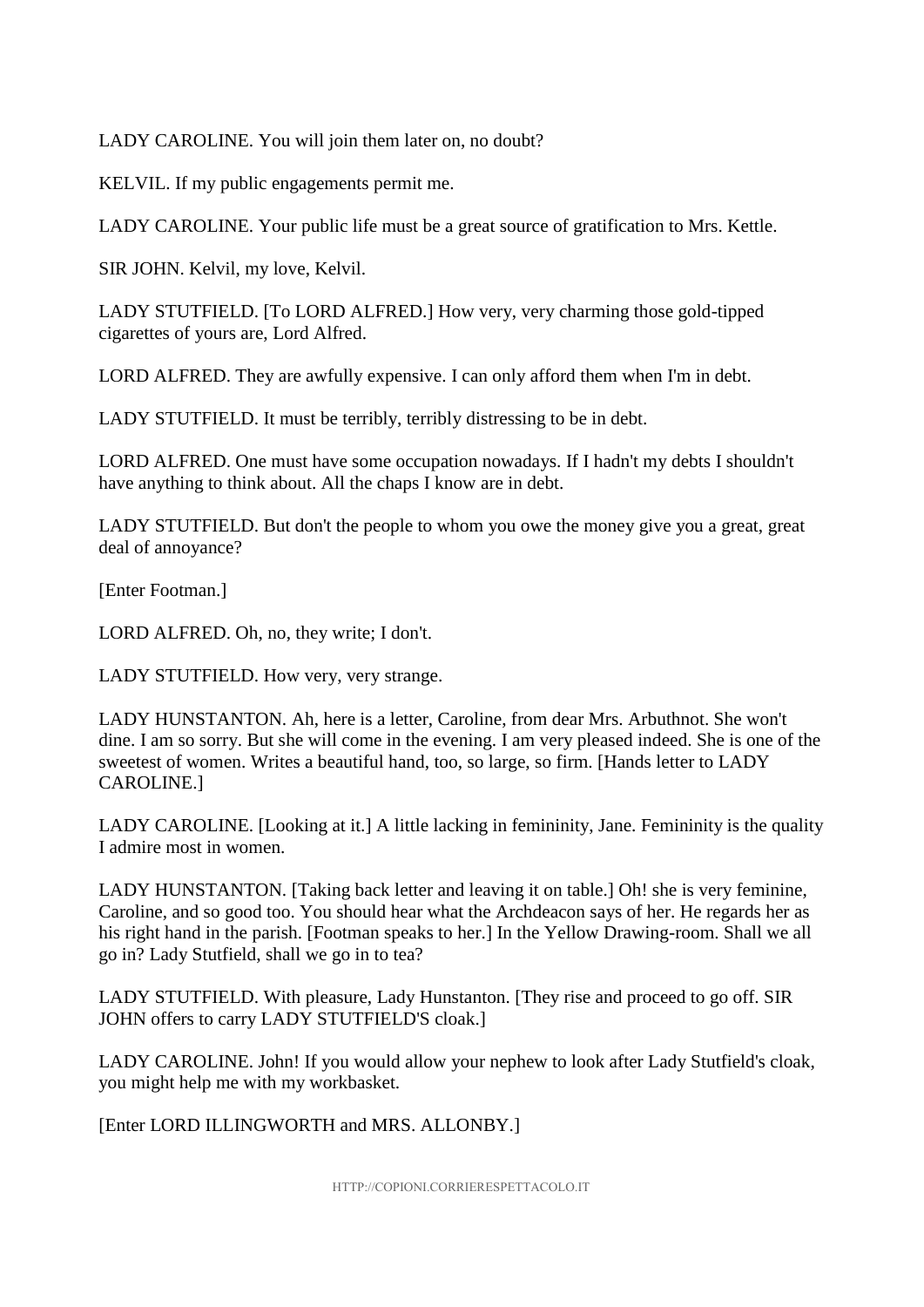LADY CAROLINE. You will join them later on, no doubt?

KELVIL. If my public engagements permit me.

LADY CAROLINE. Your public life must be a great source of gratification to Mrs. Kettle.

SIR JOHN. Kelvil, my love, Kelvil.

LADY STUTFIELD. [To LORD ALFRED.] How very, very charming those gold-tipped cigarettes of yours are, Lord Alfred.

LORD ALFRED. They are awfully expensive. I can only afford them when I'm in debt.

LADY STUTFIELD. It must be terribly, terribly distressing to be in debt.

LORD ALFRED. One must have some occupation nowadays. If I hadn't my debts I shouldn't have anything to think about. All the chaps I know are in debt.

LADY STUTFIELD. But don't the people to whom you owe the money give you a great, great deal of annoyance?

[Enter Footman.]

LORD ALFRED. Oh, no, they write; I don't.

LADY STUTFIELD. How very, very strange.

LADY HUNSTANTON. Ah, here is a letter, Caroline, from dear Mrs. Arbuthnot. She won't dine. I am so sorry. But she will come in the evening. I am very pleased indeed. She is one of the sweetest of women. Writes a beautiful hand, too, so large, so firm. [Hands letter to LADY CAROLINE.]

LADY CAROLINE. [Looking at it.] A little lacking in femininity, Jane. Femininity is the quality I admire most in women.

LADY HUNSTANTON. [Taking back letter and leaving it on table.] Oh! she is very feminine, Caroline, and so good too. You should hear what the Archdeacon says of her. He regards her as his right hand in the parish. [Footman speaks to her.] In the Yellow Drawing-room. Shall we all go in? Lady Stutfield, shall we go in to tea?

LADY STUTFIELD. With pleasure, Lady Hunstanton. [They rise and proceed to go off. SIR JOHN offers to carry LADY STUTFIELD'S cloak.]

LADY CAROLINE. John! If you would allow your nephew to look after Lady Stutfield's cloak, you might help me with my workbasket.

[Enter LORD ILLINGWORTH and MRS. ALLONBY.]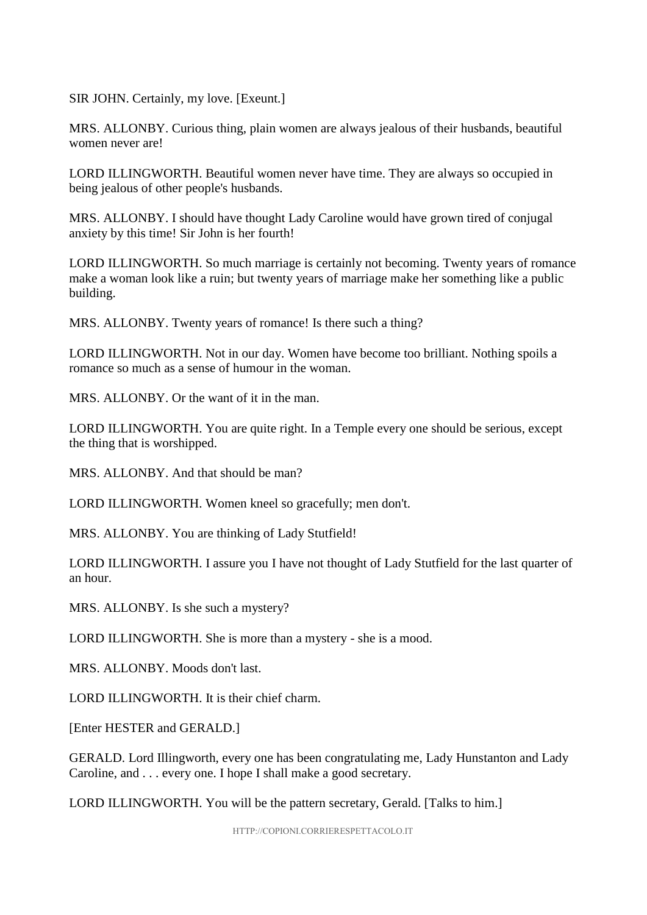SIR JOHN. Certainly, my love. [Exeunt.]

MRS. ALLONBY. Curious thing, plain women are always jealous of their husbands, beautiful women never are!

LORD ILLINGWORTH. Beautiful women never have time. They are always so occupied in being jealous of other people's husbands.

MRS. ALLONBY. I should have thought Lady Caroline would have grown tired of conjugal anxiety by this time! Sir John is her fourth!

LORD ILLINGWORTH. So much marriage is certainly not becoming. Twenty years of romance make a woman look like a ruin; but twenty years of marriage make her something like a public building.

MRS. ALLONBY. Twenty years of romance! Is there such a thing?

LORD ILLINGWORTH. Not in our day. Women have become too brilliant. Nothing spoils a romance so much as a sense of humour in the woman.

MRS. ALLONBY. Or the want of it in the man.

LORD ILLINGWORTH. You are quite right. In a Temple every one should be serious, except the thing that is worshipped.

MRS. ALLONBY. And that should be man?

LORD ILLINGWORTH. Women kneel so gracefully; men don't.

MRS. ALLONBY. You are thinking of Lady Stutfield!

LORD ILLINGWORTH. I assure you I have not thought of Lady Stutfield for the last quarter of an hour.

MRS. ALLONBY. Is she such a mystery?

LORD ILLINGWORTH. She is more than a mystery - she is a mood.

MRS. ALLONBY. Moods don't last.

LORD ILLINGWORTH. It is their chief charm.

[Enter HESTER and GERALD.]

GERALD. Lord Illingworth, every one has been congratulating me, Lady Hunstanton and Lady Caroline, and . . . every one. I hope I shall make a good secretary.

LORD ILLINGWORTH. You will be the pattern secretary, Gerald. [Talks to him.]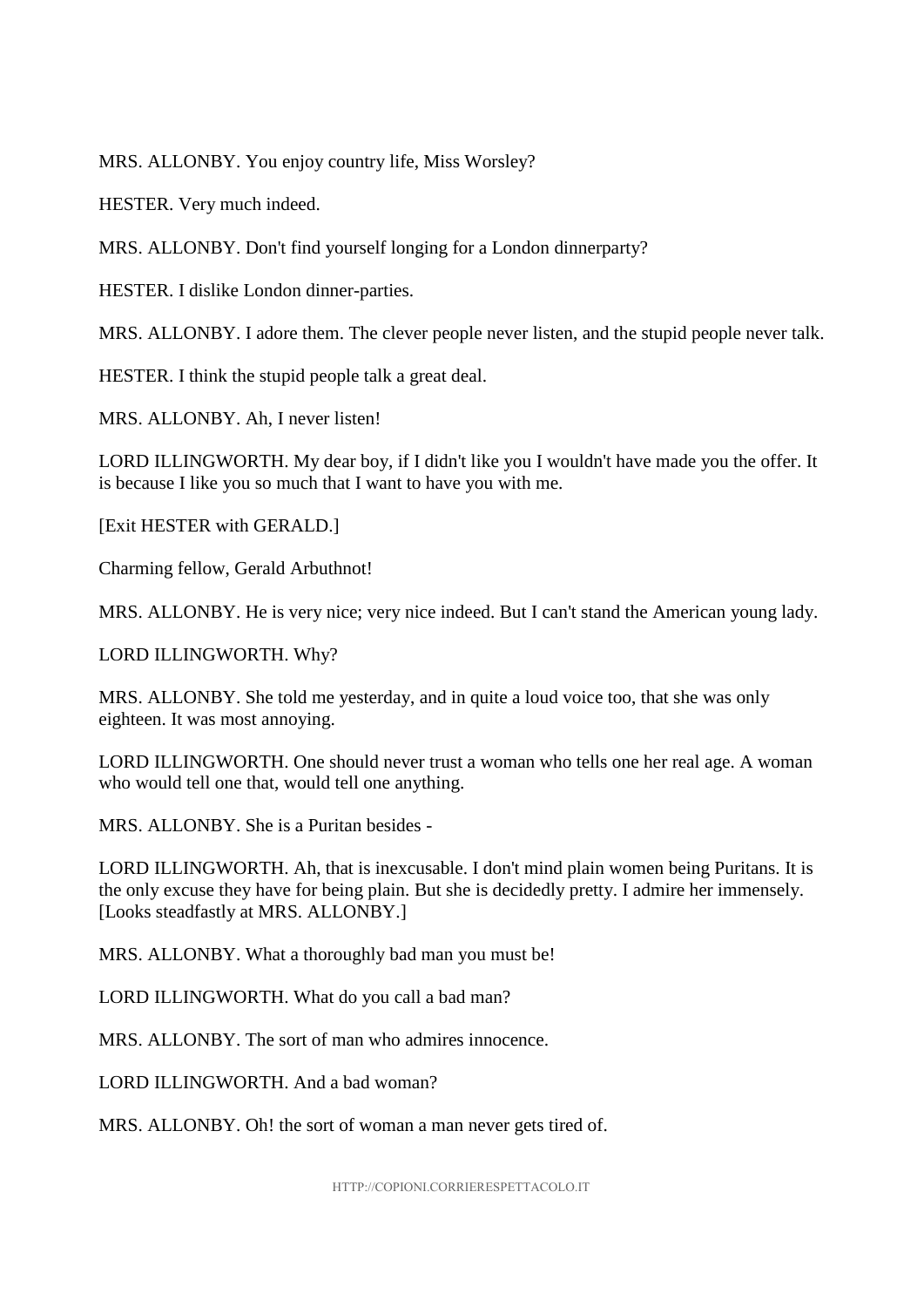MRS. ALLONBY. You enjoy country life, Miss Worsley?

HESTER. Very much indeed.

MRS. ALLONBY. Don't find yourself longing for a London dinnerparty?

HESTER. I dislike London dinner-parties.

MRS. ALLONBY. I adore them. The clever people never listen, and the stupid people never talk.

HESTER. I think the stupid people talk a great deal.

MRS. ALLONBY. Ah, I never listen!

LORD ILLINGWORTH. My dear boy, if I didn't like you I wouldn't have made you the offer. It is because I like you so much that I want to have you with me.

[Exit HESTER with GERALD.]

Charming fellow, Gerald Arbuthnot!

MRS. ALLONBY. He is very nice; very nice indeed. But I can't stand the American young lady.

LORD ILLINGWORTH. Why?

MRS. ALLONBY. She told me yesterday, and in quite a loud voice too, that she was only eighteen. It was most annoying.

LORD ILLINGWORTH. One should never trust a woman who tells one her real age. A woman who would tell one that, would tell one anything.

MRS. ALLONBY. She is a Puritan besides -

LORD ILLINGWORTH. Ah, that is inexcusable. I don't mind plain women being Puritans. It is the only excuse they have for being plain. But she is decidedly pretty. I admire her immensely. [Looks steadfastly at MRS. ALLONBY.]

MRS. ALLONBY. What a thoroughly bad man you must be!

LORD ILLINGWORTH. What do you call a bad man?

MRS. ALLONBY. The sort of man who admires innocence.

LORD ILLINGWORTH. And a bad woman?

MRS. ALLONBY. Oh! the sort of woman a man never gets tired of.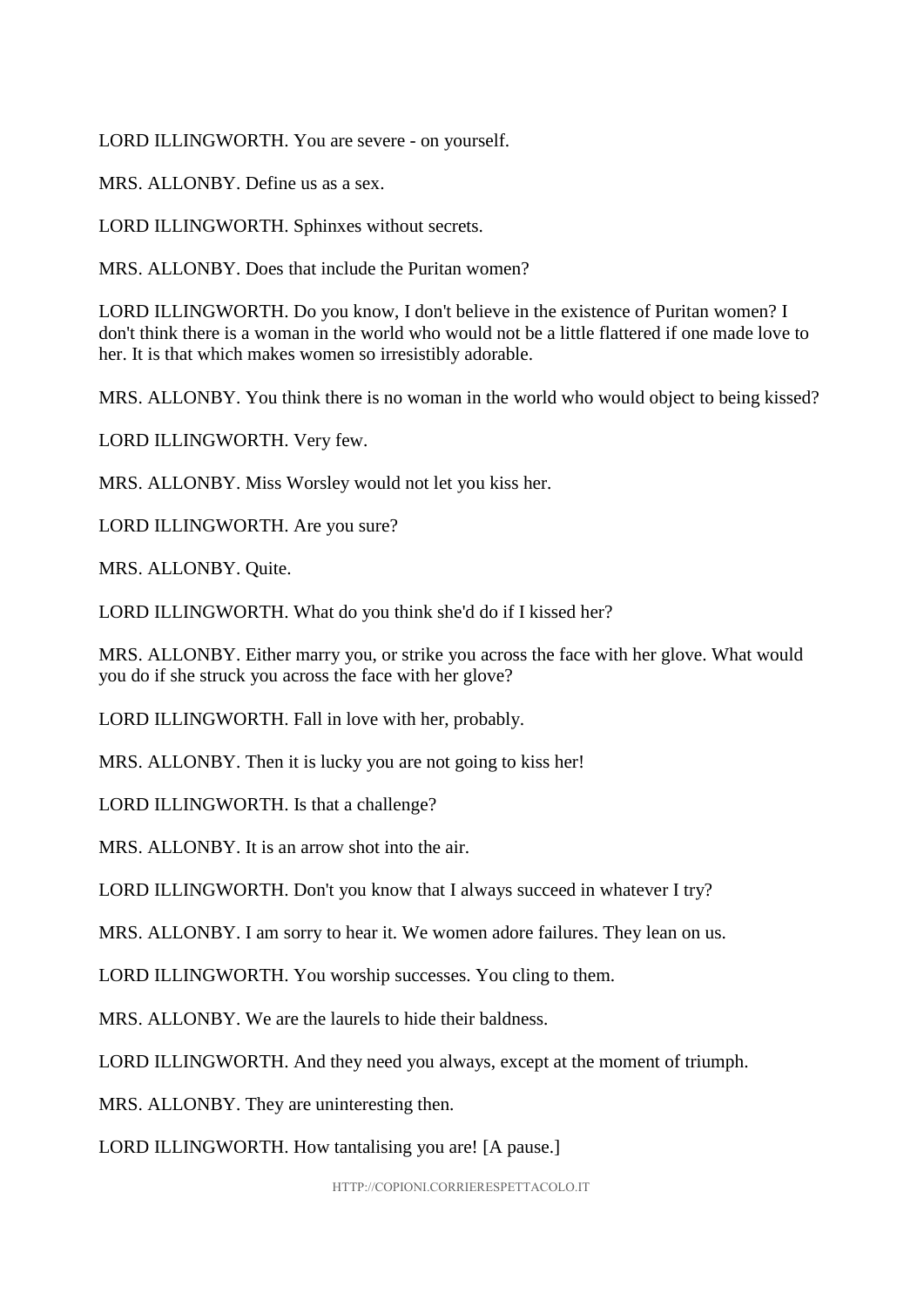LORD ILLINGWORTH. You are severe - on yourself.

MRS. ALLONBY. Define us as a sex.

LORD ILLINGWORTH. Sphinxes without secrets.

MRS. ALLONBY. Does that include the Puritan women?

LORD ILLINGWORTH. Do you know, I don't believe in the existence of Puritan women? I don't think there is a woman in the world who would not be a little flattered if one made love to her. It is that which makes women so irresistibly adorable.

MRS. ALLONBY. You think there is no woman in the world who would object to being kissed?

LORD ILLINGWORTH. Very few.

MRS. ALLONBY. Miss Worsley would not let you kiss her.

LORD ILLINGWORTH. Are you sure?

MRS. ALLONBY. Quite.

LORD ILLINGWORTH. What do you think she'd do if I kissed her?

MRS. ALLONBY. Either marry you, or strike you across the face with her glove. What would you do if she struck you across the face with her glove?

LORD ILLINGWORTH. Fall in love with her, probably.

MRS. ALLONBY. Then it is lucky you are not going to kiss her!

LORD ILLINGWORTH. Is that a challenge?

MRS. ALLONBY. It is an arrow shot into the air.

LORD ILLINGWORTH. Don't you know that I always succeed in whatever I try?

MRS. ALLONBY. I am sorry to hear it. We women adore failures. They lean on us.

LORD ILLINGWORTH. You worship successes. You cling to them.

MRS. ALLONBY. We are the laurels to hide their baldness.

LORD ILLINGWORTH. And they need you always, except at the moment of triumph.

MRS. ALLONBY. They are uninteresting then.

LORD ILLINGWORTH. How tantalising you are! [A pause.]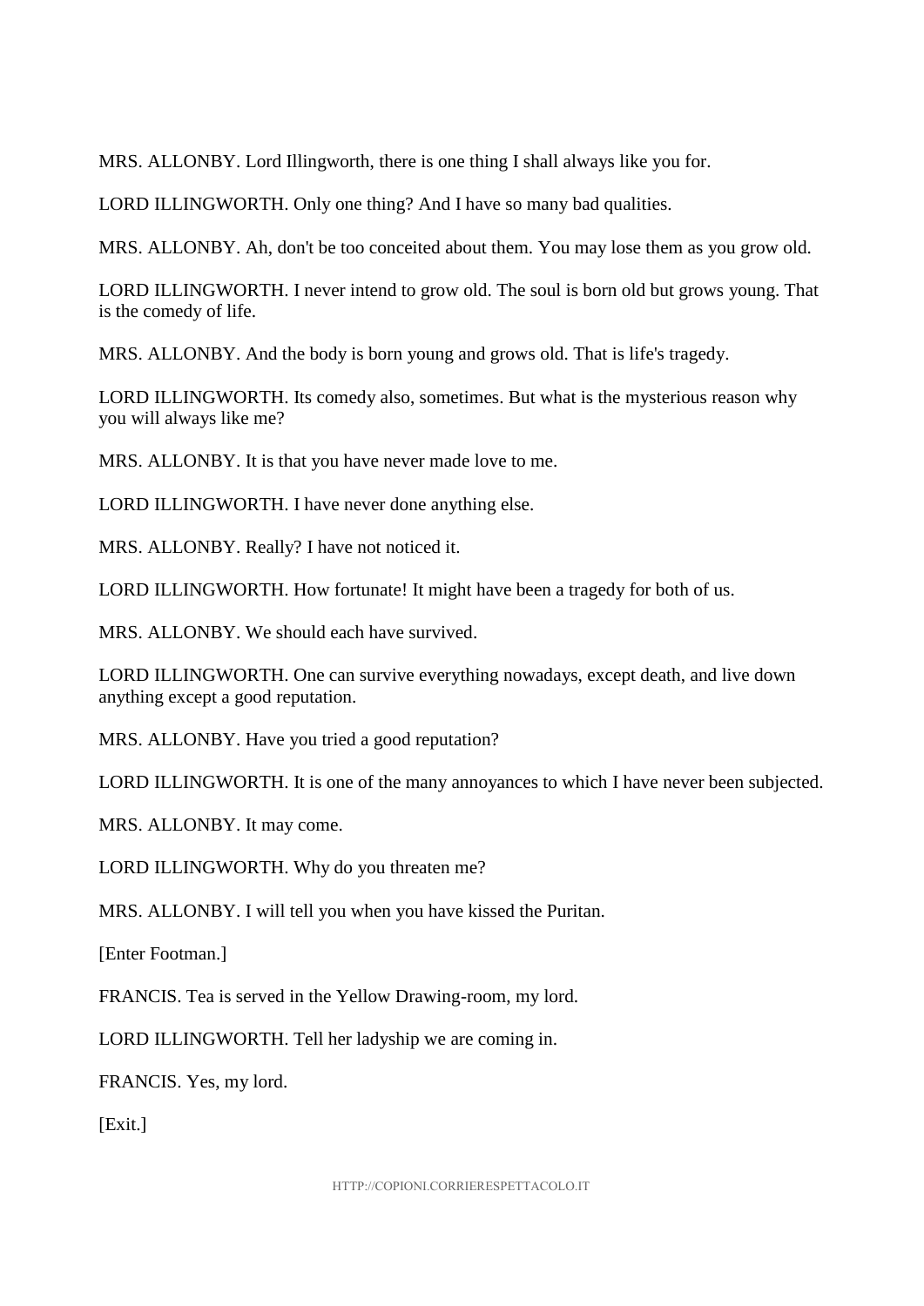MRS. ALLONBY. Lord Illingworth, there is one thing I shall always like you for.

LORD ILLINGWORTH. Only one thing? And I have so many bad qualities.

MRS. ALLONBY. Ah, don't be too conceited about them. You may lose them as you grow old.

LORD ILLINGWORTH. I never intend to grow old. The soul is born old but grows young. That is the comedy of life.

MRS. ALLONBY. And the body is born young and grows old. That is life's tragedy.

LORD ILLINGWORTH. Its comedy also, sometimes. But what is the mysterious reason why you will always like me?

MRS. ALLONBY. It is that you have never made love to me.

LORD ILLINGWORTH. I have never done anything else.

MRS. ALLONBY. Really? I have not noticed it.

LORD ILLINGWORTH. How fortunate! It might have been a tragedy for both of us.

MRS. ALLONBY. We should each have survived.

LORD ILLINGWORTH. One can survive everything nowadays, except death, and live down anything except a good reputation.

MRS. ALLONBY. Have you tried a good reputation?

LORD ILLINGWORTH. It is one of the many annoyances to which I have never been subjected.

MRS. ALLONBY. It may come.

LORD ILLINGWORTH. Why do you threaten me?

MRS. ALLONBY. I will tell you when you have kissed the Puritan.

[Enter Footman.]

FRANCIS. Tea is served in the Yellow Drawing-room, my lord.

LORD ILLINGWORTH. Tell her ladyship we are coming in.

FRANCIS. Yes, my lord.

[Exit.]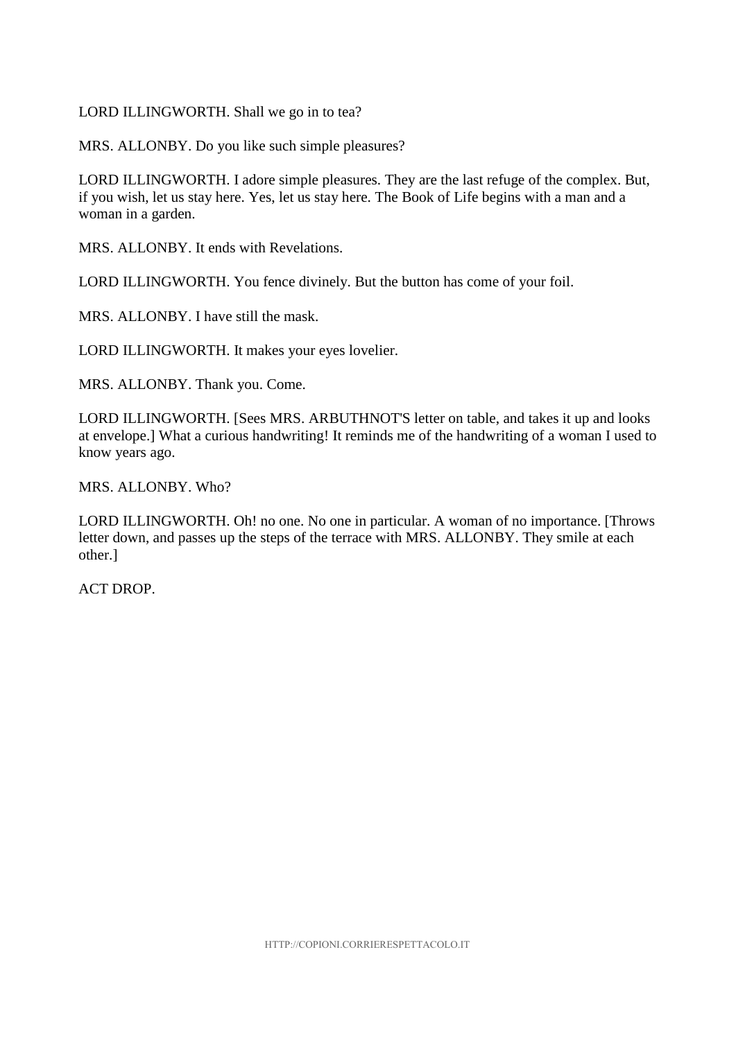LORD ILLINGWORTH. Shall we go in to tea?

MRS. ALLONBY. Do you like such simple pleasures?

LORD ILLINGWORTH. I adore simple pleasures. They are the last refuge of the complex. But, if you wish, let us stay here. Yes, let us stay here. The Book of Life begins with a man and a woman in a garden.

MRS. ALLONBY. It ends with Revelations.

LORD ILLINGWORTH. You fence divinely. But the button has come of your foil.

MRS. ALLONBY. I have still the mask.

LORD ILLINGWORTH. It makes your eyes lovelier.

MRS. ALLONBY. Thank you. Come.

LORD ILLINGWORTH. [Sees MRS. ARBUTHNOT'S letter on table, and takes it up and looks at envelope.] What a curious handwriting! It reminds me of the handwriting of a woman I used to know years ago.

MRS. ALLONBY. Who?

LORD ILLINGWORTH. Oh! no one. No one in particular. A woman of no importance. [Throws letter down, and passes up the steps of the terrace with MRS. ALLONBY. They smile at each other.]

ACT DROP.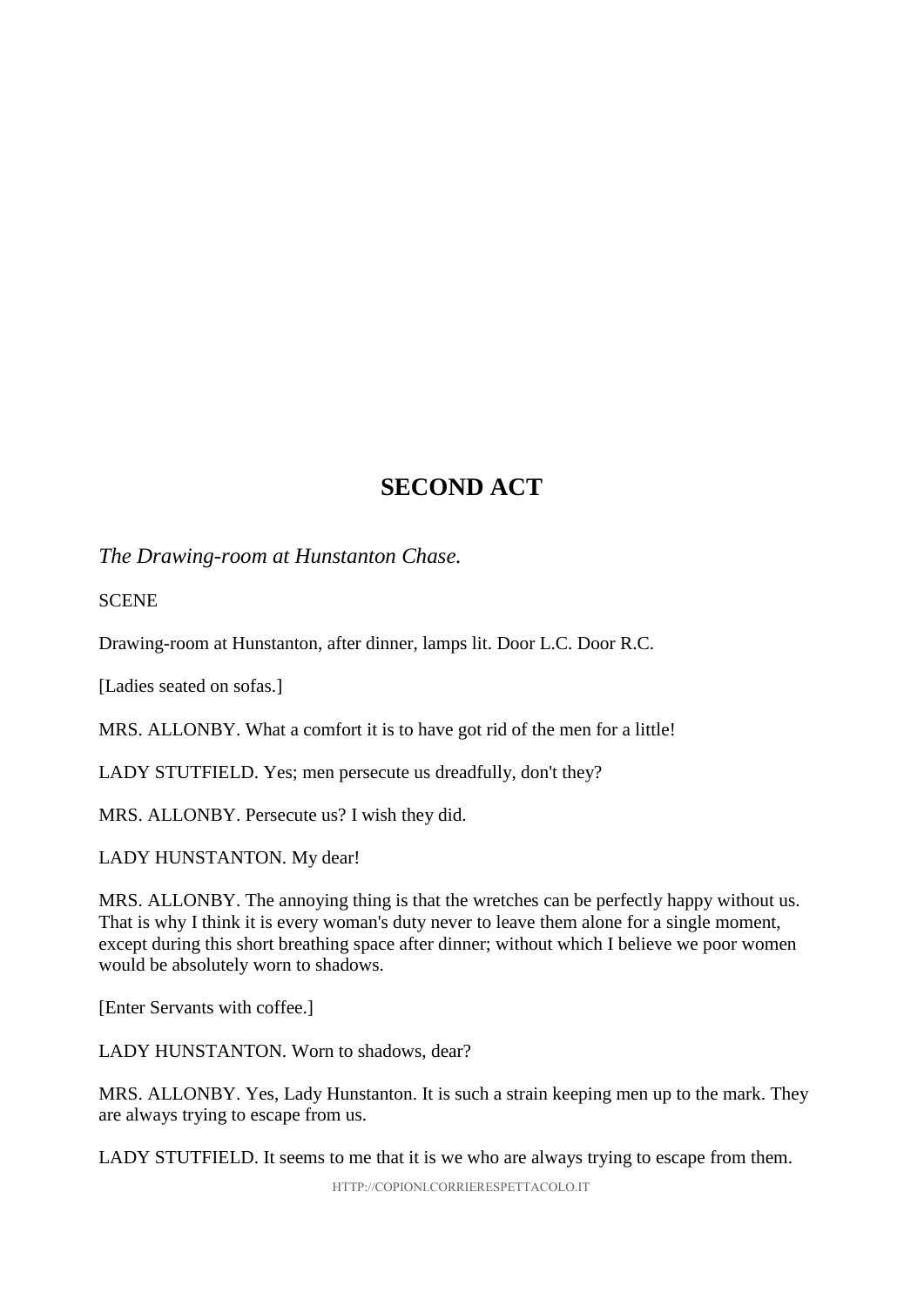## SECOND ACT

*The Drawing-room at Hunstanton Chase.*

SCENE

Drawing-room at Hunstanton, after dinner, lamps lit. Door L.C. Door R.C.

[Ladies seated on sofas.]

MRS. ALLONBY. What a comfort it is to have got rid of the men for a little!

LADY STUTFIELD. Yes; men persecute us dreadfully, don't they?

MRS. ALLONBY. Persecute us? I wish they did.

LADY HUNSTANTON. My dear!

MRS. ALLONBY. The annoying thing is that the wretches can be perfectly happy without us. That is why I think it is every woman's duty never to leave them alone for a single moment, except during this short breathing space after dinner; without which I believe we poor women would be absolutely worn to shadows.

[Enter Servants with coffee.]

LADY HUNSTANTON. Worn to shadows, dear?

MRS. ALLONBY. Yes, Lady Hunstanton. It is such a strain keeping men up to the mark. They are always trying to escape from us.

LADY STUTFIELD. It seems to me that it is we who are always trying to escape from them.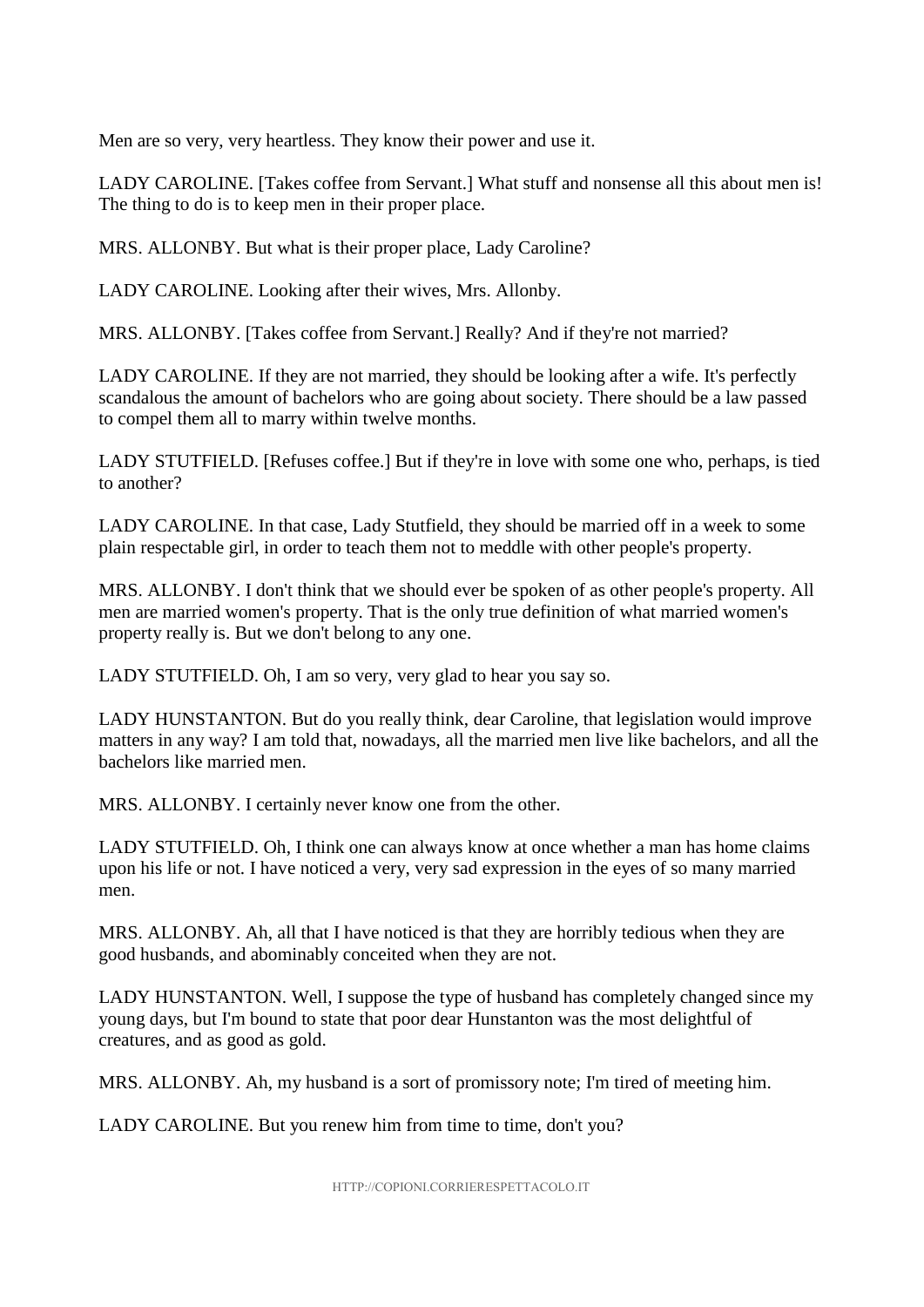Men are so very, very heartless. They know their power and use it.

LADY CAROLINE. [Takes coffee from Servant.] What stuff and nonsense all this about men is! The thing to do is to keep men in their proper place.

MRS. ALLONBY. But what is their proper place, Lady Caroline?

LADY CAROLINE. Looking after their wives, Mrs. Allonby.

MRS. ALLONBY. [Takes coffee from Servant.] Really? And if they're not married?

LADY CAROLINE. If they are not married, they should be looking after a wife. It's perfectly scandalous the amount of bachelors who are going about society. There should be a law passed to compel them all to marry within twelve months.

LADY STUTFIELD. [Refuses coffee.] But if they're in love with some one who, perhaps, is tied to another?

LADY CAROLINE. In that case, Lady Stutfield, they should be married off in a week to some plain respectable girl, in order to teach them not to meddle with other people's property.

MRS. ALLONBY. I don't think that we should ever be spoken of as other people's property. All men are married women's property. That is the only true definition of what married women's property really is. But we don't belong to any one.

LADY STUTFIELD. Oh, I am so very, very glad to hear you say so.

LADY HUNSTANTON. But do you really think, dear Caroline, that legislation would improve matters in any way? I am told that, nowadays, all the married men live like bachelors, and all the bachelors like married men.

MRS. ALLONBY. I certainly never know one from the other.

LADY STUTFIELD. Oh, I think one can always know at once whether a man has home claims upon his life or not. I have noticed a very, very sad expression in the eyes of so many married men.

MRS. ALLONBY. Ah, all that I have noticed is that they are horribly tedious when they are good husbands, and abominably conceited when they are not.

LADY HUNSTANTON. Well, I suppose the type of husband has completely changed since my young days, but I'm bound to state that poor dear Hunstanton was the most delightful of creatures, and as good as gold.

MRS. ALLONBY. Ah, my husband is a sort of promissory note; I'm tired of meeting him.

LADY CAROLINE. But you renew him from time to time, don't you?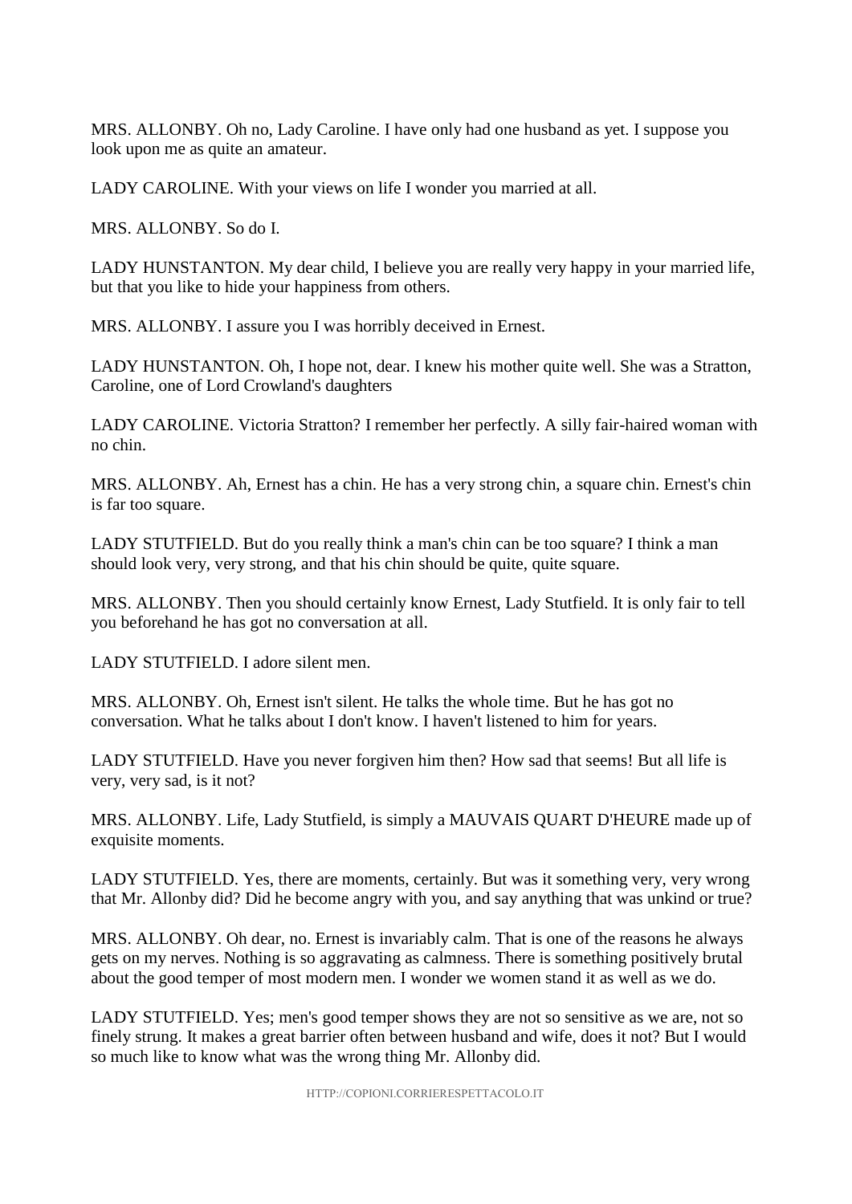MRS. ALLONBY. Oh no, Lady Caroline. I have only had one husband as yet. I suppose you look upon me as quite an amateur.

LADY CAROLINE. With your views on life I wonder you married at all.

MRS. ALLONBY. So do I.

LADY HUNSTANTON. My dear child, I believe you are really very happy in your married life, but that you like to hide your happiness from others.

MRS. ALLONBY. I assure you I was horribly deceived in Ernest.

LADY HUNSTANTON. Oh, I hope not, dear. I knew his mother quite well. She was a Stratton, Caroline, one of Lord Crowland's daughters

LADY CAROLINE. Victoria Stratton? I remember her perfectly. A silly fair-haired woman with no chin.

MRS. ALLONBY. Ah, Ernest has a chin. He has a very strong chin, a square chin. Ernest's chin is far too square.

LADY STUTFIELD. But do you really think a man's chin can be too square? I think a man should look very, very strong, and that his chin should be quite, quite square.

MRS. ALLONBY. Then you should certainly know Ernest, Lady Stutfield. It is only fair to tell you beforehand he has got no conversation at all.

LADY STUTFIELD. I adore silent men.

MRS. ALLONBY. Oh, Ernest isn't silent. He talks the whole time. But he has got no conversation. What he talks about I don't know. I haven't listened to him for years.

LADY STUTFIELD. Have you never forgiven him then? How sad that seems! But all life is very, very sad, is it not?

MRS. ALLONBY. Life, Lady Stutfield, is simply a MAUVAIS QUART D'HEURE made up of exquisite moments.

LADY STUTFIELD. Yes, there are moments, certainly. But was it something very, very wrong that Mr. Allonby did? Did he become angry with you, and say anything that was unkind or true?

MRS. ALLONBY. Oh dear, no. Ernest is invariably calm. That is one of the reasons he always gets on my nerves. Nothing is so aggravating as calmness. There is something positively brutal about the good temper of most modern men. I wonder we women stand it as well as we do.

LADY STUTFIELD. Yes; men's good temper shows they are not so sensitive as we are, not so finely strung. It makes a great barrier often between husband and wife, does it not? But I would so much like to know what was the wrong thing Mr. Allonby did.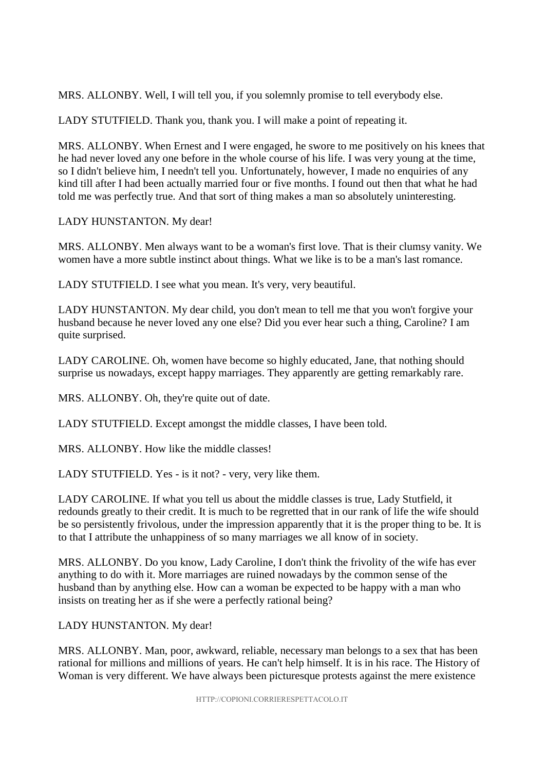MRS. ALLONBY. Well, I will tell you, if you solemnly promise to tell everybody else.

LADY STUTFIELD. Thank you, thank you. I will make a point of repeating it.

MRS. ALLONBY. When Ernest and I were engaged, he swore to me positively on his knees that he had never loved any one before in the whole course of his life. I was very young at the time, so I didn't believe him, I needn't tell you. Unfortunately, however, I made no enquiries of any kind till after I had been actually married four or five months. I found out then that what he had told me was perfectly true. And that sort of thing makes a man so absolutely uninteresting.

LADY HUNSTANTON. My dear!

MRS. ALLONBY. Men always want to be a woman's first love. That is their clumsy vanity. We women have a more subtle instinct about things. What we like is to be a man's last romance.

LADY STUTFIELD. I see what you mean. It's very, very beautiful.

LADY HUNSTANTON. My dear child, you don't mean to tell me that you won't forgive your husband because he never loved any one else? Did you ever hear such a thing, Caroline? I am quite surprised.

LADY CAROLINE. Oh, women have become so highly educated, Jane, that nothing should surprise us nowadays, except happy marriages. They apparently are getting remarkably rare.

MRS. ALLONBY. Oh, they're quite out of date.

LADY STUTFIELD. Except amongst the middle classes, I have been told.

MRS. ALLONBY. How like the middle classes!

LADY STUTFIELD. Yes - is it not? - very, very like them.

LADY CAROLINE. If what you tell us about the middle classes is true, Lady Stutfield, it redounds greatly to their credit. It is much to be regretted that in our rank of life the wife should be so persistently frivolous, under the impression apparently that it is the proper thing to be. It is to that I attribute the unhappiness of so many marriages we all know of in society.

MRS. ALLONBY. Do you know, Lady Caroline, I don't think the frivolity of the wife has ever anything to do with it. More marriages are ruined nowadays by the common sense of the husband than by anything else. How can a woman be expected to be happy with a man who insists on treating her as if she were a perfectly rational being?

LADY HUNSTANTON. My dear!

MRS. ALLONBY. Man, poor, awkward, reliable, necessary man belongs to a sex that has been rational for millions and millions of years. He can't help himself. It is in his race. The History of Woman is very different. We have always been picturesque protests against the mere existence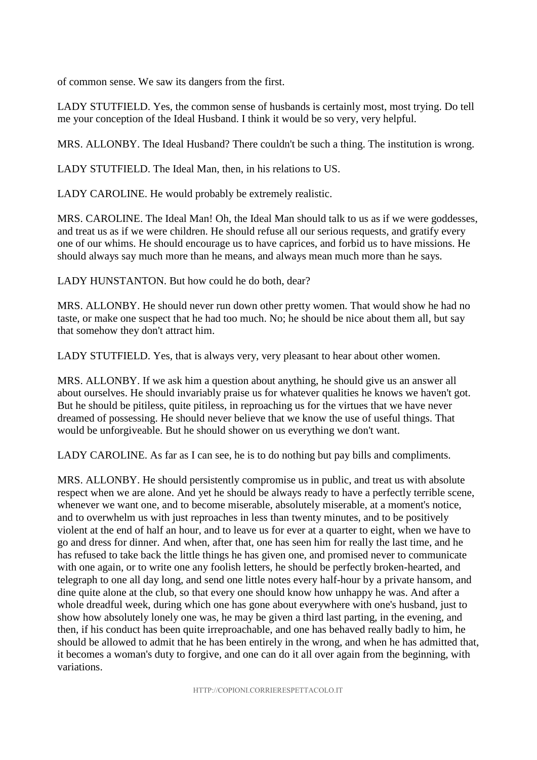of common sense. We saw its dangers from the first.

LADY STUTFIELD. Yes, the common sense of husbands is certainly most, most trying. Do tell me your conception of the Ideal Husband. I think it would be so very, very helpful.

MRS. ALLONBY. The Ideal Husband? There couldn't be such a thing. The institution is wrong.

LADY STUTFIELD. The Ideal Man, then, in his relations to US.

LADY CAROLINE. He would probably be extremely realistic.

MRS. CAROLINE. The Ideal Man! Oh, the Ideal Man should talk to us as if we were goddesses, and treat us as if we were children. He should refuse all our serious requests, and gratify every one of our whims. He should encourage us to have caprices, and forbid us to have missions. He should always say much more than he means, and always mean much more than he says.

LADY HUNSTANTON. But how could he do both, dear?

MRS. ALLONBY. He should never run down other pretty women. That would show he had no taste, or make one suspect that he had too much. No; he should be nice about them all, but say that somehow they don't attract him.

LADY STUTFIELD. Yes, that is always very, very pleasant to hear about other women.

MRS. ALLONBY. If we ask him a question about anything, he should give us an answer all about ourselves. He should invariably praise us for whatever qualities he knows we haven't got. But he should be pitiless, quite pitiless, in reproaching us for the virtues that we have never dreamed of possessing. He should never believe that we know the use of useful things. That would be unforgiveable. But he should shower on us everything we don't want.

LADY CAROLINE. As far as I can see, he is to do nothing but pay bills and compliments.

MRS. ALLONBY. He should persistently compromise us in public, and treat us with absolute respect when we are alone. And yet he should be always ready to have a perfectly terrible scene, whenever we want one, and to become miserable, absolutely miserable, at a moment's notice, and to overwhelm us with just reproaches in less than twenty minutes, and to be positively violent at the end of half an hour, and to leave us for ever at a quarter to eight, when we have to go and dress for dinner. And when, after that, one has seen him for really the last time, and he has refused to take back the little things he has given one, and promised never to communicate with one again, or to write one any foolish letters, he should be perfectly broken-hearted, and telegraph to one all day long, and send one little notes every half-hour by a private hansom, and dine quite alone at the club, so that every one should know how unhappy he was. And after a whole dreadful week, during which one has gone about everywhere with one's husband, just to show how absolutely lonely one was, he may be given a third last parting, in the evening, and then, if his conduct has been quite irreproachable, and one has behaved really badly to him, he should be allowed to admit that he has been entirely in the wrong, and when he has admitted that, it becomes a woman's duty to forgive, and one can do it all over again from the beginning, with variations.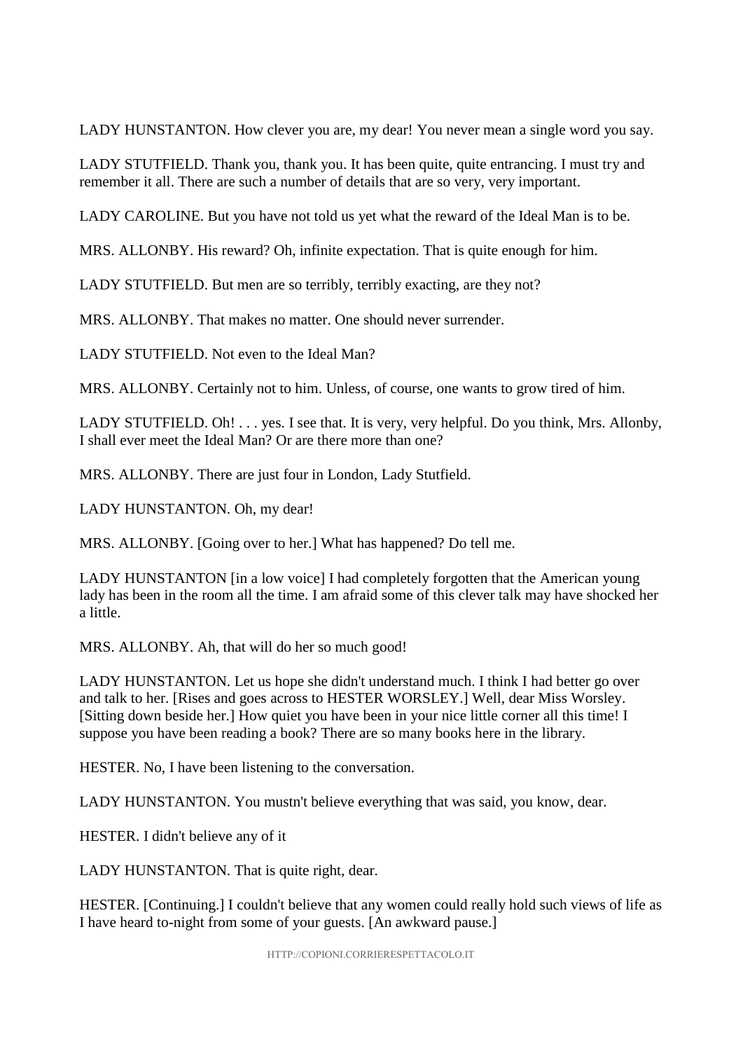LADY HUNSTANTON. How clever you are, my dear! You never mean a single word you say.

LADY STUTFIELD. Thank you, thank you. It has been quite, quite entrancing. I must try and remember it all. There are such a number of details that are so very, very important.

LADY CAROLINE. But you have not told us yet what the reward of the Ideal Man is to be.

MRS. ALLONBY. His reward? Oh, infinite expectation. That is quite enough for him.

LADY STUTFIELD. But men are so terribly, terribly exacting, are they not?

MRS. ALLONBY. That makes no matter. One should never surrender.

LADY STUTFIELD. Not even to the Ideal Man?

MRS. ALLONBY. Certainly not to him. Unless, of course, one wants to grow tired of him.

LADY STUTFIELD. Oh! . . . yes. I see that. It is very, very helpful. Do you think, Mrs. Allonby, I shall ever meet the Ideal Man? Or are there more than one?

MRS. ALLONBY. There are just four in London, Lady Stutfield.

LADY HUNSTANTON. Oh, my dear!

MRS. ALLONBY. [Going over to her.] What has happened? Do tell me.

LADY HUNSTANTON [in a low voice] I had completely forgotten that the American young lady has been in the room all the time. I am afraid some of this clever talk may have shocked her a little.

MRS. ALLONBY. Ah, that will do her so much good!

LADY HUNSTANTON. Let us hope she didn't understand much. I think I had better go over and talk to her. [Rises and goes across to HESTER WORSLEY.] Well, dear Miss Worsley. [Sitting down beside her.] How quiet you have been in your nice little corner all this time! I suppose you have been reading a book? There are so many books here in the library.

HESTER. No, I have been listening to the conversation.

LADY HUNSTANTON. You mustn't believe everything that was said, you know, dear.

HESTER. I didn't believe any of it

LADY HUNSTANTON. That is quite right, dear.

HESTER. [Continuing.] I couldn't believe that any women could really hold such views of life as I have heard to-night from some of your guests. [An awkward pause.]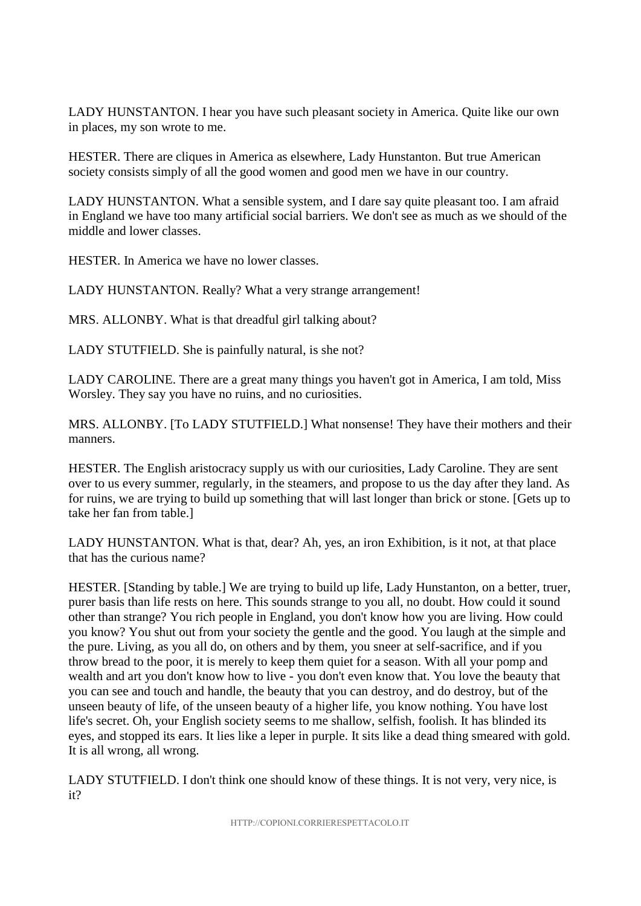LADY HUNSTANTON. I hear you have such pleasant society in America. Quite like our own in places, my son wrote to me.

HESTER. There are cliques in America as elsewhere, Lady Hunstanton. But true American society consists simply of all the good women and good men we have in our country.

LADY HUNSTANTON. What a sensible system, and I dare say quite pleasant too. I am afraid in England we have too many artificial social barriers. We don't see as much as we should of the middle and lower classes.

HESTER. In America we have no lower classes.

LADY HUNSTANTON. Really? What a very strange arrangement!

MRS. ALLONBY. What is that dreadful girl talking about?

LADY STUTFIELD. She is painfully natural, is she not?

LADY CAROLINE. There are a great many things you haven't got in America, I am told, Miss Worsley. They say you have no ruins, and no curiosities.

MRS. ALLONBY. [To LADY STUTFIELD.] What nonsense! They have their mothers and their manners.

HESTER. The English aristocracy supply us with our curiosities, Lady Caroline. They are sent over to us every summer, regularly, in the steamers, and propose to us the day after they land. As for ruins, we are trying to build up something that will last longer than brick or stone. [Gets up to take her fan from table.]

LADY HUNSTANTON. What is that, dear? Ah, yes, an iron Exhibition, is it not, at that place that has the curious name?

HESTER. [Standing by table.] We are trying to build up life, Lady Hunstanton, on a better, truer, purer basis than life rests on here. This sounds strange to you all, no doubt. How could it sound other than strange? You rich people in England, you don't know how you are living. How could you know? You shut out from your society the gentle and the good. You laugh at the simple and the pure. Living, as you all do, on others and by them, you sneer at self-sacrifice, and if you throw bread to the poor, it is merely to keep them quiet for a season. With all your pomp and wealth and art you don't know how to live - you don't even know that. You love the beauty that you can see and touch and handle, the beauty that you can destroy, and do destroy, but of the unseen beauty of life, of the unseen beauty of a higher life, you know nothing. You have lost life's secret. Oh, your English society seems to me shallow, selfish, foolish. It has blinded its eyes, and stopped its ears. It lies like a leper in purple. It sits like a dead thing smeared with gold. It is all wrong, all wrong.

LADY STUTFIELD. I don't think one should know of these things. It is not very, very nice, is it?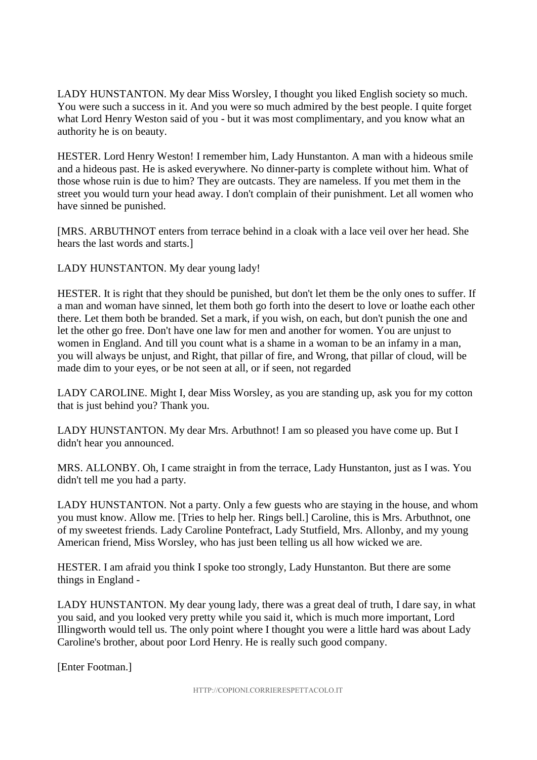LADY HUNSTANTON. My dear Miss Worsley, I thought you liked English society so much. You were such a success in it. And you were so much admired by the best people. I quite forget what Lord Henry Weston said of you - but it was most complimentary, and you know what an authority he is on beauty.

HESTER. Lord Henry Weston! I remember him, Lady Hunstanton. A man with a hideous smile and a hideous past. He is asked everywhere. No dinner-party is complete without him. What of those whose ruin is due to him? They are outcasts. They are nameless. If you met them in the street you would turn your head away. I don't complain of their punishment. Let all women who have sinned be punished.

[MRS. ARBUTHNOT enters from terrace behind in a cloak with a lace veil over her head. She hears the last words and starts.]

LADY HUNSTANTON. My dear young lady!

HESTER. It is right that they should be punished, but don't let them be the only ones to suffer. If a man and woman have sinned, let them both go forth into the desert to love or loathe each other there. Let them both be branded. Set a mark, if you wish, on each, but don't punish the one and let the other go free. Don't have one law for men and another for women. You are unjust to women in England. And till you count what is a shame in a woman to be an infamy in a man, you will always be unjust, and Right, that pillar of fire, and Wrong, that pillar of cloud, will be made dim to your eyes, or be not seen at all, or if seen, not regarded

LADY CAROLINE. Might I, dear Miss Worsley, as you are standing up, ask you for my cotton that is just behind you? Thank you.

LADY HUNSTANTON. My dear Mrs. Arbuthnot! I am so pleased you have come up. But I didn't hear you announced.

MRS. ALLONBY. Oh, I came straight in from the terrace, Lady Hunstanton, just as I was. You didn't tell me you had a party.

LADY HUNSTANTON. Not a party. Only a few guests who are staying in the house, and whom you must know. Allow me. [Tries to help her. Rings bell.] Caroline, this is Mrs. Arbuthnot, one of my sweetest friends. Lady Caroline Pontefract, Lady Stutfield, Mrs. Allonby, and my young American friend, Miss Worsley, who has just been telling us all how wicked we are.

HESTER. I am afraid you think I spoke too strongly, Lady Hunstanton. But there are some things in England -

LADY HUNSTANTON. My dear young lady, there was a great deal of truth, I dare say, in what you said, and you looked very pretty while you said it, which is much more important, Lord Illingworth would tell us. The only point where I thought you were a little hard was about Lady Caroline's brother, about poor Lord Henry. He is really such good company.

[Enter Footman.]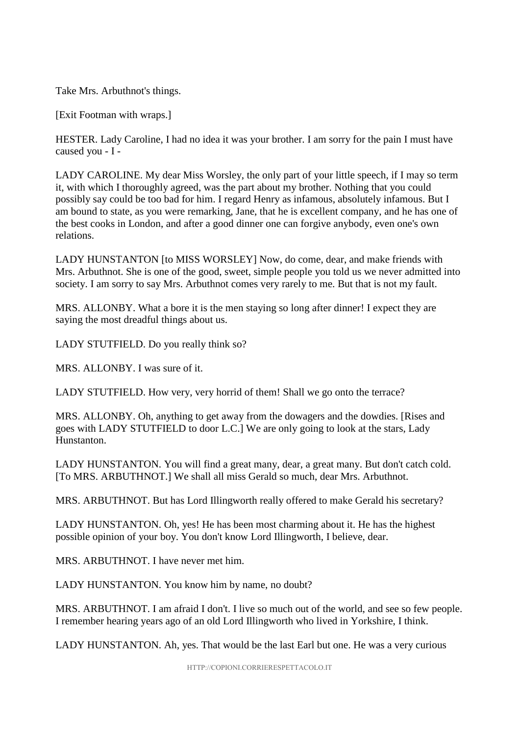Take Mrs. Arbuthnot's things.

[Exit Footman with wraps.]

HESTER. Lady Caroline, I had no idea it was your brother. I am sorry for the pain I must have caused you - I -

LADY CAROLINE. My dear Miss Worsley, the only part of your little speech, if I may so term it, with which I thoroughly agreed, was the part about my brother. Nothing that you could possibly say could be too bad for him. I regard Henry as infamous, absolutely infamous. But I am bound to state, as you were remarking, Jane, that he is excellent company, and he has one of the best cooks in London, and after a good dinner one can forgive anybody, even one's own relations.

LADY HUNSTANTON [to MISS WORSLEY] Now, do come, dear, and make friends with Mrs. Arbuthnot. She is one of the good, sweet, simple people you told us we never admitted into society. I am sorry to say Mrs. Arbuthnot comes very rarely to me. But that is not my fault.

MRS. ALLONBY. What a bore it is the men staying so long after dinner! I expect they are saying the most dreadful things about us.

LADY STUTFIELD. Do you really think so?

MRS. ALLONBY. I was sure of it.

LADY STUTFIELD. How very, very horrid of them! Shall we go onto the terrace?

MRS. ALLONBY. Oh, anything to get away from the dowagers and the dowdies. [Rises and goes with LADY STUTFIELD to door L.C.] We are only going to look at the stars, Lady Hunstanton.

LADY HUNSTANTON. You will find a great many, dear, a great many. But don't catch cold. [To MRS. ARBUTHNOT.] We shall all miss Gerald so much, dear Mrs. Arbuthnot.

MRS. ARBUTHNOT. But has Lord Illingworth really offered to make Gerald his secretary?

LADY HUNSTANTON. Oh, yes! He has been most charming about it. He has the highest possible opinion of your boy. You don't know Lord Illingworth, I believe, dear.

MRS. ARBUTHNOT. I have never met him.

LADY HUNSTANTON. You know him by name, no doubt?

MRS. ARBUTHNOT. I am afraid I don't. I live so much out of the world, and see so few people. I remember hearing years ago of an old Lord Illingworth who lived in Yorkshire, I think.

LADY HUNSTANTON. Ah, yes. That would be the last Earl but one. He was a very curious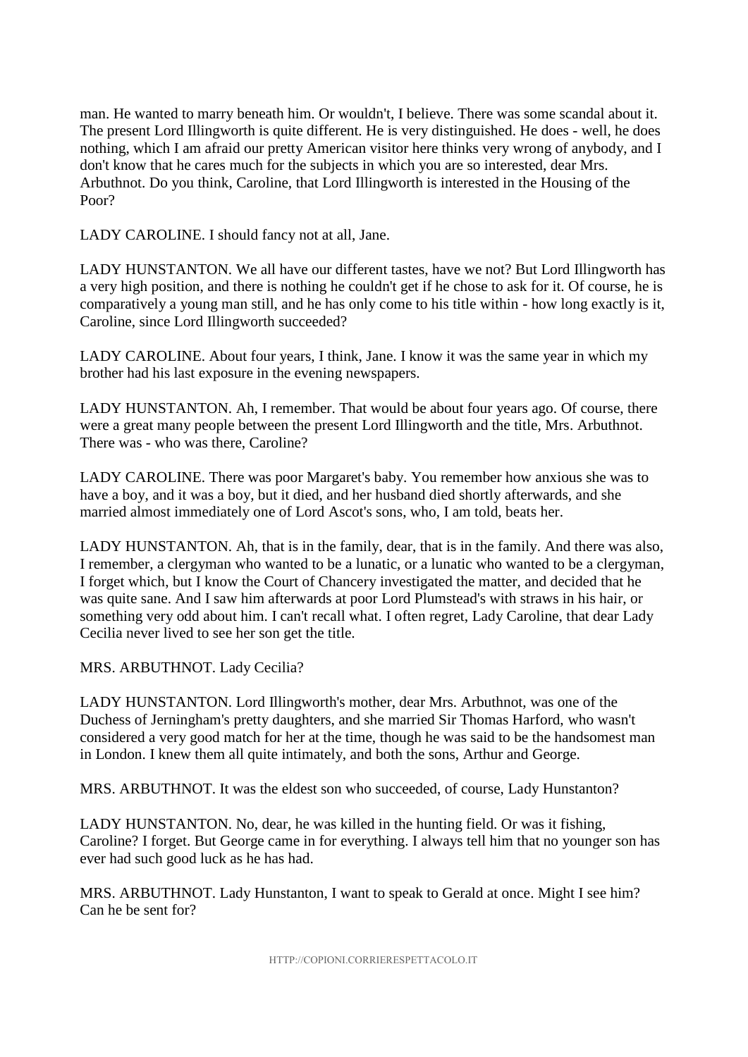man. He wanted to marry beneath him. Or wouldn't, I believe. There was some scandal about it. The present Lord Illingworth is quite different. He is very distinguished. He does - well, he does nothing, which I am afraid our pretty American visitor here thinks very wrong of anybody, and I don't know that he cares much for the subjects in which you are so interested, dear Mrs. Arbuthnot. Do you think, Caroline, that Lord Illingworth is interested in the Housing of the Poor?

LADY CAROLINE. I should fancy not at all, Jane.

LADY HUNSTANTON. We all have our different tastes, have we not? But Lord Illingworth has a very high position, and there is nothing he couldn't get if he chose to ask for it. Of course, he is comparatively a young man still, and he has only come to his title within - how long exactly is it, Caroline, since Lord Illingworth succeeded?

LADY CAROLINE. About four years, I think, Jane. I know it was the same year in which my brother had his last exposure in the evening newspapers.

LADY HUNSTANTON. Ah, I remember. That would be about four years ago. Of course, there were a great many people between the present Lord Illingworth and the title, Mrs. Arbuthnot. There was - who was there, Caroline?

LADY CAROLINE. There was poor Margaret's baby. You remember how anxious she was to have a boy, and it was a boy, but it died, and her husband died shortly afterwards, and she married almost immediately one of Lord Ascot's sons, who, I am told, beats her.

LADY HUNSTANTON. Ah, that is in the family, dear, that is in the family. And there was also, I remember, a clergyman who wanted to be a lunatic, or a lunatic who wanted to be a clergyman, I forget which, but I know the Court of Chancery investigated the matter, and decided that he was quite sane. And I saw him afterwards at poor Lord Plumstead's with straws in his hair, or something very odd about him. I can't recall what. I often regret, Lady Caroline, that dear Lady Cecilia never lived to see her son get the title.

MRS. ARBUTHNOT. Lady Cecilia?

LADY HUNSTANTON. Lord Illingworth's mother, dear Mrs. Arbuthnot, was one of the Duchess of Jerningham's pretty daughters, and she married Sir Thomas Harford, who wasn't considered a very good match for her at the time, though he was said to be the handsomest man in London. I knew them all quite intimately, and both the sons, Arthur and George.

MRS. ARBUTHNOT. It was the eldest son who succeeded, of course, Lady Hunstanton?

LADY HUNSTANTON. No, dear, he was killed in the hunting field. Or was it fishing, Caroline? I forget. But George came in for everything. I always tell him that no younger son has ever had such good luck as he has had.

MRS. ARBUTHNOT. Lady Hunstanton, I want to speak to Gerald at once. Might I see him? Can he be sent for?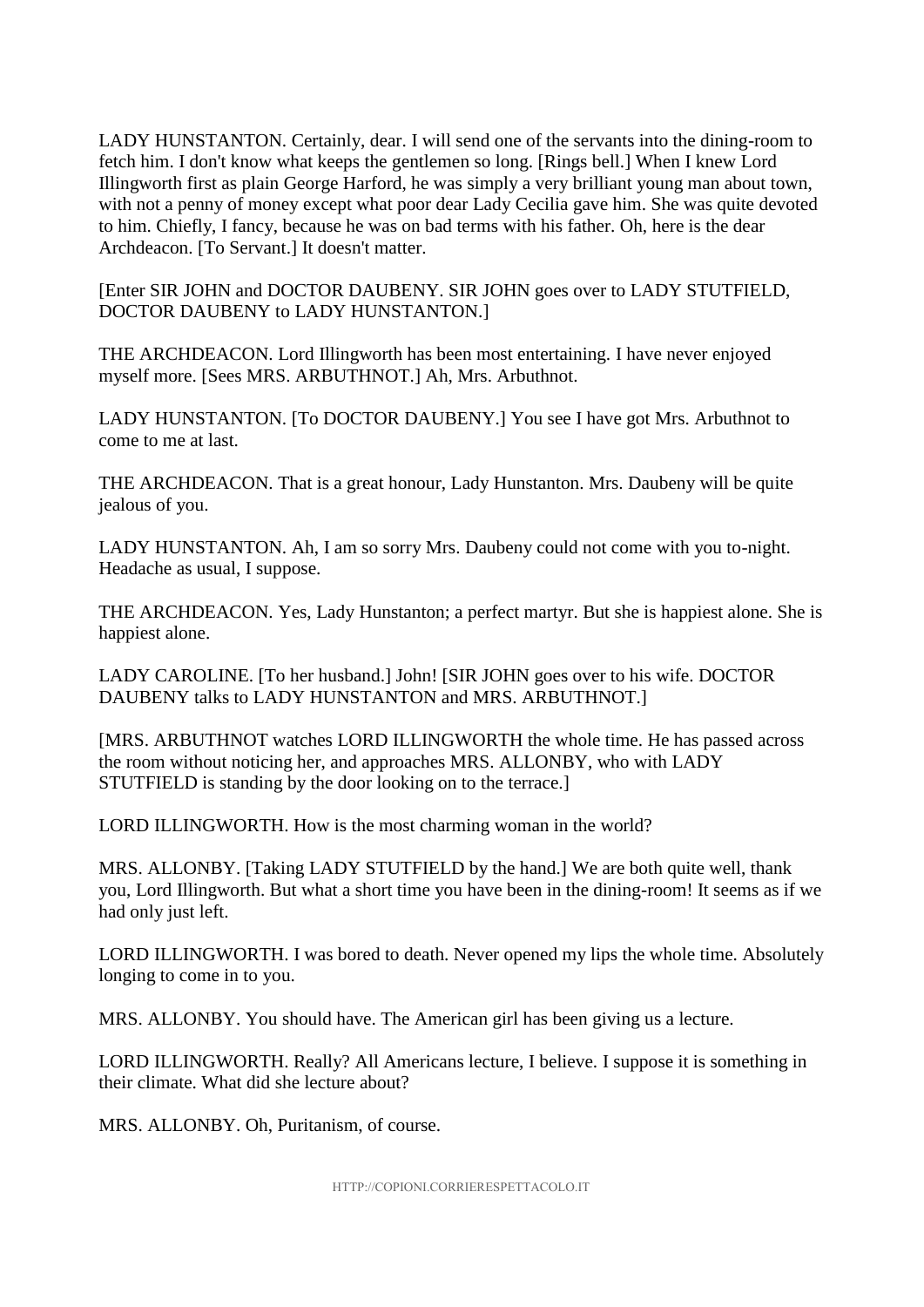LADY HUNSTANTON. Certainly, dear. I will send one of the servants into the dining-room to fetch him. I don't know what keeps the gentlemen so long. [Rings bell.] When I knew Lord Illingworth first as plain George Harford, he was simply a very brilliant young man about town, with not a penny of money except what poor dear Lady Cecilia gave him. She was quite devoted to him. Chiefly, I fancy, because he was on bad terms with his father. Oh, here is the dear Archdeacon. [To Servant.] It doesn't matter.

[Enter SIR JOHN and DOCTOR DAUBENY. SIR JOHN goes over to LADY STUTFIELD, DOCTOR DAUBENY to LADY HUNSTANTON.]

THE ARCHDEACON. Lord Illingworth has been most entertaining. I have never enjoyed myself more. [Sees MRS. ARBUTHNOT.] Ah, Mrs. Arbuthnot.

LADY HUNSTANTON. [To DOCTOR DAUBENY.] You see I have got Mrs. Arbuthnot to come to me at last.

THE ARCHDEACON. That is a great honour, Lady Hunstanton. Mrs. Daubeny will be quite jealous of you.

LADY HUNSTANTON. Ah, I am so sorry Mrs. Daubeny could not come with you to-night. Headache as usual, I suppose.

THE ARCHDEACON. Yes, Lady Hunstanton; a perfect martyr. But she is happiest alone. She is happiest alone.

LADY CAROLINE. [To her husband.] John! [SIR JOHN goes over to his wife. DOCTOR DAUBENY talks to LADY HUNSTANTON and MRS. ARBUTHNOT.]

[MRS. ARBUTHNOT watches LORD ILLINGWORTH the whole time. He has passed across the room without noticing her, and approaches MRS. ALLONBY, who with LADY STUTFIELD is standing by the door looking on to the terrace.]

LORD ILLINGWORTH. How is the most charming woman in the world?

MRS. ALLONBY. [Taking LADY STUTFIELD by the hand.] We are both quite well, thank you, Lord Illingworth. But what a short time you have been in the dining-room! It seems as if we had only just left.

LORD ILLINGWORTH. I was bored to death. Never opened my lips the whole time. Absolutely longing to come in to you.

MRS. ALLONBY. You should have. The American girl has been giving us a lecture.

LORD ILLINGWORTH. Really? All Americans lecture, I believe. I suppose it is something in their climate. What did she lecture about?

MRS. ALLONBY. Oh, Puritanism, of course.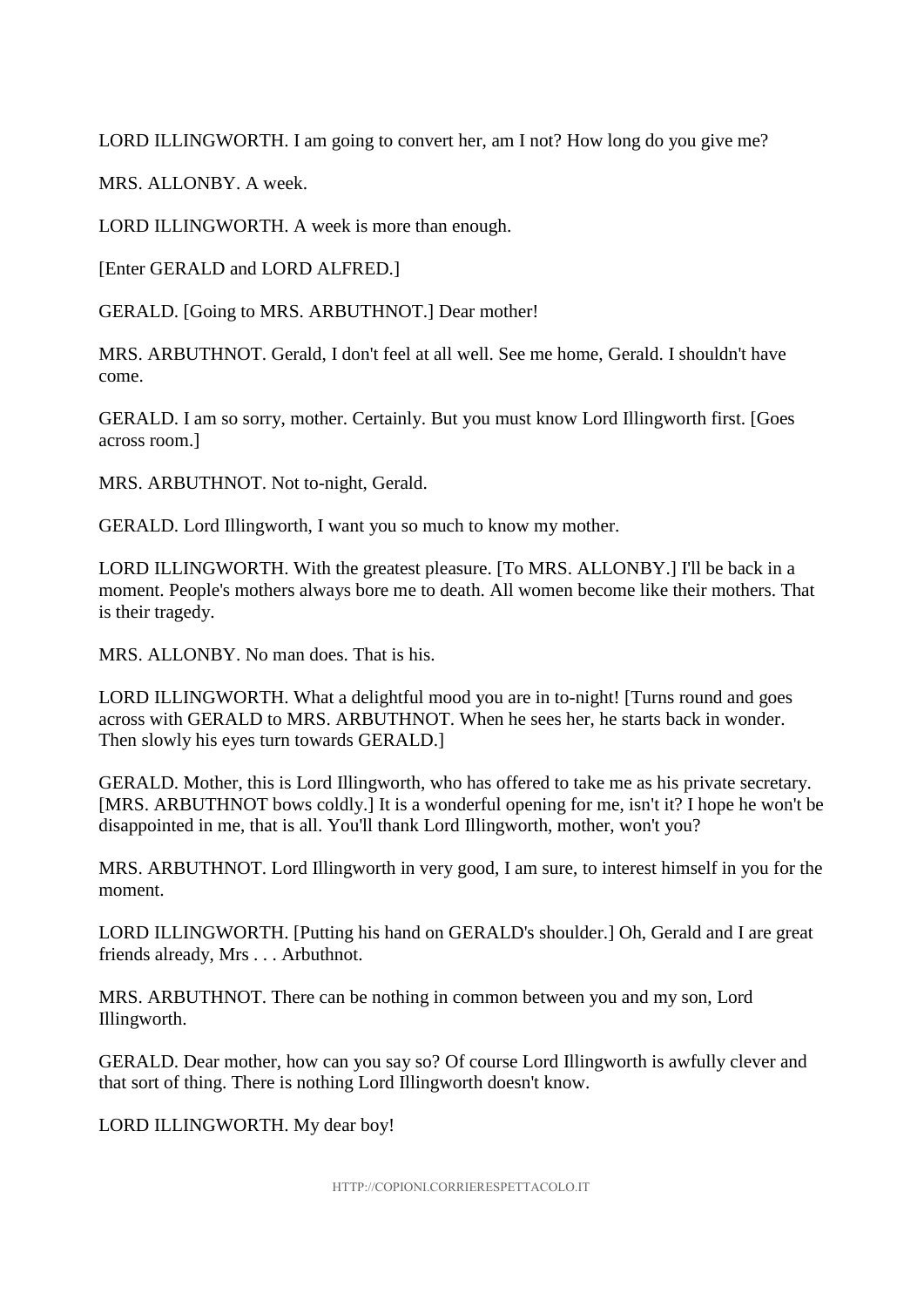LORD ILLINGWORTH. I am going to convert her, am I not? How long do you give me?

MRS. ALLONBY. A week.

LORD ILLINGWORTH. A week is more than enough.

[Enter GERALD and LORD ALFRED.]

GERALD. [Going to MRS. ARBUTHNOT.] Dear mother!

MRS. ARBUTHNOT. Gerald, I don't feel at all well. See me home, Gerald. I shouldn't have come.

GERALD. I am so sorry, mother. Certainly. But you must know Lord Illingworth first. [Goes across room.]

MRS. ARBUTHNOT. Not to-night, Gerald.

GERALD. Lord Illingworth, I want you so much to know my mother.

LORD ILLINGWORTH. With the greatest pleasure. [To MRS. ALLONBY.] I'll be back in a moment. People's mothers always bore me to death. All women become like their mothers. That is their tragedy.

MRS. ALLONBY. No man does. That is his.

LORD ILLINGWORTH. What a delightful mood you are in to-night! [Turns round and goes across with GERALD to MRS. ARBUTHNOT. When he sees her, he starts back in wonder. Then slowly his eyes turn towards GERALD.]

GERALD. Mother, this is Lord Illingworth, who has offered to take me as his private secretary. [MRS. ARBUTHNOT bows coldly.] It is a wonderful opening for me, isn't it? I hope he won't be disappointed in me, that is all. You'll thank Lord Illingworth, mother, won't you?

MRS. ARBUTHNOT. Lord Illingworth in very good, I am sure, to interest himself in you for the moment.

LORD ILLINGWORTH. [Putting his hand on GERALD's shoulder.] Oh, Gerald and I are great friends already, Mrs . . . Arbuthnot.

MRS. ARBUTHNOT. There can be nothing in common between you and my son, Lord Illingworth.

GERALD. Dear mother, how can you say so? Of course Lord Illingworth is awfully clever and that sort of thing. There is nothing Lord Illingworth doesn't know.

LORD ILLINGWORTH. My dear boy!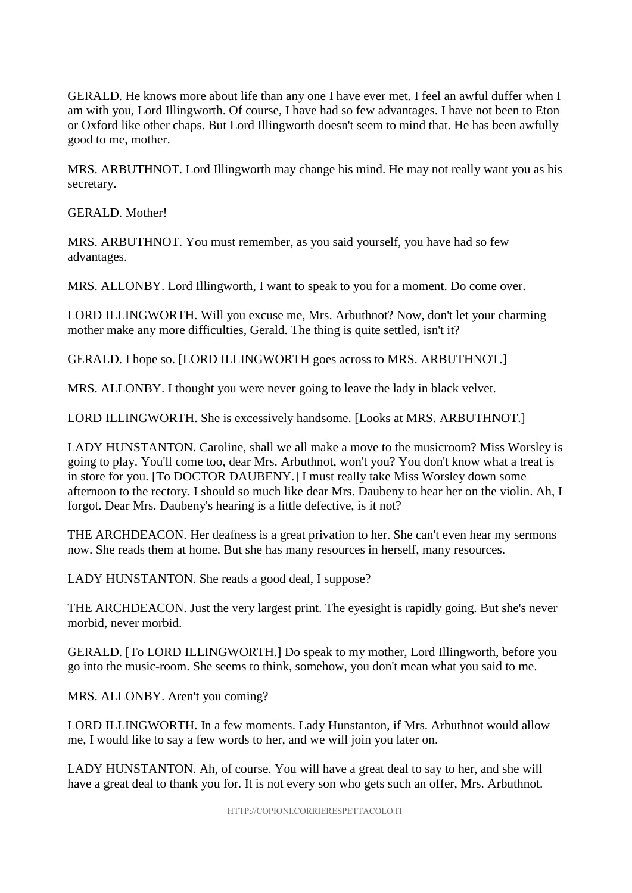GERALD. He knows more about life than any one I have ever met. I feel an awful duffer when I am with you, Lord Illingworth. Of course, I have had so few advantages. I have not been to Eton or Oxford like other chaps. But Lord Illingworth doesn't seem to mind that. He has been awfully good to me, mother.

MRS. ARBUTHNOT. Lord Illingworth may change his mind. He may not really want you as his secretary.

GERALD. Mother!

MRS. ARBUTHNOT. You must remember, as you said yourself, you have had so few advantages.

MRS. ALLONBY. Lord Illingworth, I want to speak to you for a moment. Do come over.

LORD ILLINGWORTH. Will you excuse me, Mrs. Arbuthnot? Now, don't let your charming mother make any more difficulties, Gerald. The thing is quite settled, isn't it?

GERALD. I hope so. [LORD ILLINGWORTH goes across to MRS. ARBUTHNOT.]

MRS. ALLONBY. I thought you were never going to leave the lady in black velvet.

LORD ILLINGWORTH. She is excessively handsome. [Looks at MRS. ARBUTHNOT.]

LADY HUNSTANTON. Caroline, shall we all make a move to the musicroom? Miss Worsley is going to play. You'll come too, dear Mrs. Arbuthnot, won't you? You don't know what a treat is in store for you. [To DOCTOR DAUBENY.] I must really take Miss Worsley down some afternoon to the rectory. I should so much like dear Mrs. Daubeny to hear her on the violin. Ah, I forgot. Dear Mrs. Daubeny's hearing is a little defective, is it not?

THE ARCHDEACON. Her deafness is a great privation to her. She can't even hear my sermons now. She reads them at home. But she has many resources in herself, many resources.

LADY HUNSTANTON. She reads a good deal, I suppose?

THE ARCHDEACON. Just the very largest print. The eyesight is rapidly going. But she's never morbid, never morbid.

GERALD. [To LORD ILLINGWORTH.] Do speak to my mother, Lord Illingworth, before you go into the music-room. She seems to think, somehow, you don't mean what you said to me.

MRS. ALLONBY. Aren't you coming?

LORD ILLINGWORTH. In a few moments. Lady Hunstanton, if Mrs. Arbuthnot would allow me, I would like to say a few words to her, and we will join you later on.

LADY HUNSTANTON. Ah, of course. You will have a great deal to say to her, and she will have a great deal to thank you for. It is not every son who gets such an offer, Mrs. Arbuthnot.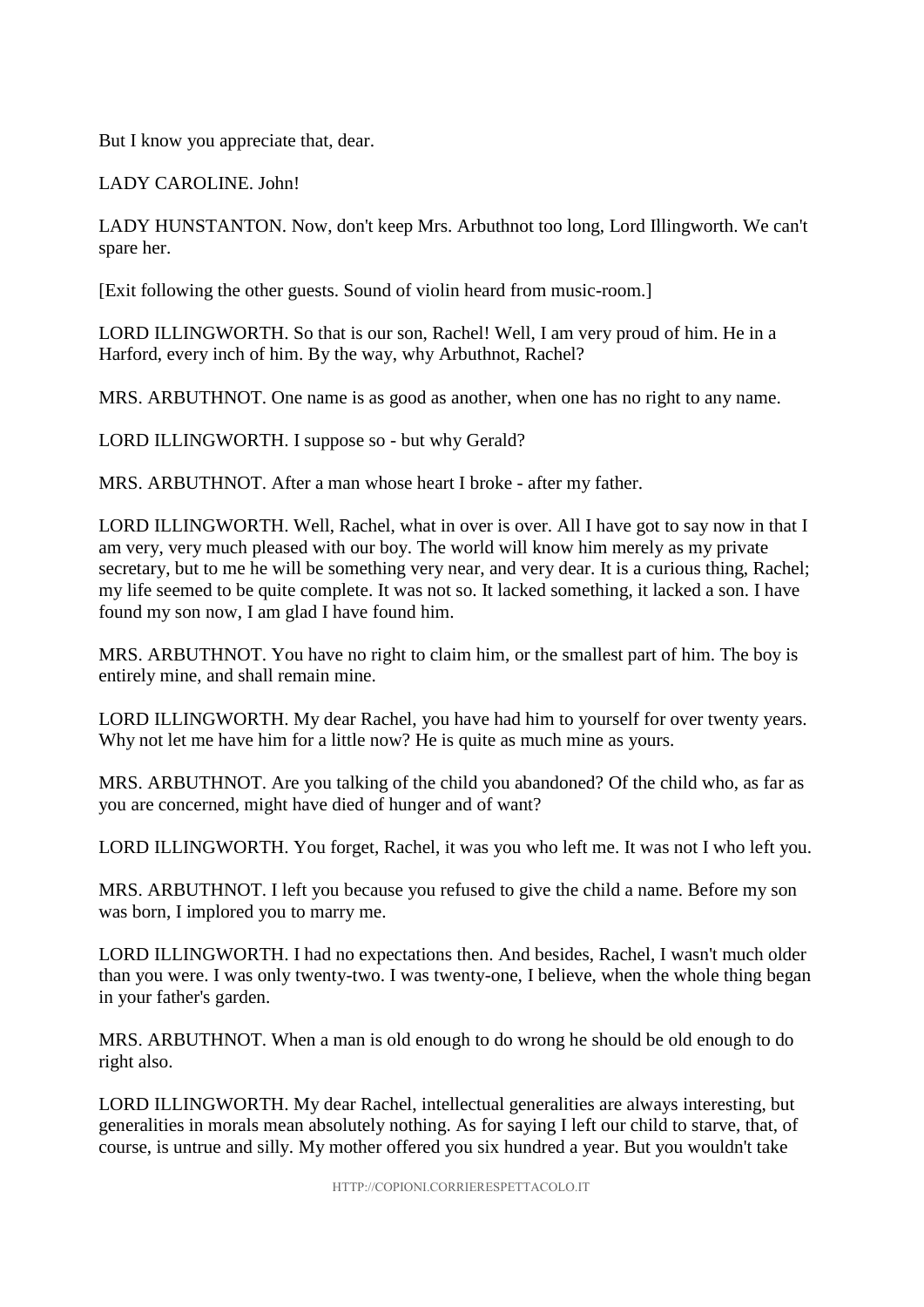But I know you appreciate that, dear.

LADY CAROLINE. John!

LADY HUNSTANTON. Now, don't keep Mrs. Arbuthnot too long, Lord Illingworth. We can't spare her.

[Exit following the other guests. Sound of violin heard from music-room.]

LORD ILLINGWORTH. So that is our son, Rachel! Well, I am very proud of him. He in a Harford, every inch of him. By the way, why Arbuthnot, Rachel?

MRS. ARBUTHNOT. One name is as good as another, when one has no right to any name.

LORD ILLINGWORTH. I suppose so - but why Gerald?

MRS. ARBUTHNOT. After a man whose heart I broke - after my father.

LORD ILLINGWORTH. Well, Rachel, what in over is over. All I have got to say now in that I am very, very much pleased with our boy. The world will know him merely as my private secretary, but to me he will be something very near, and very dear. It is a curious thing, Rachel; my life seemed to be quite complete. It was not so. It lacked something, it lacked a son. I have found my son now, I am glad I have found him.

MRS. ARBUTHNOT. You have no right to claim him, or the smallest part of him. The boy is entirely mine, and shall remain mine.

LORD ILLINGWORTH. My dear Rachel, you have had him to yourself for over twenty years. Why not let me have him for a little now? He is quite as much mine as yours.

MRS. ARBUTHNOT. Are you talking of the child you abandoned? Of the child who, as far as you are concerned, might have died of hunger and of want?

LORD ILLINGWORTH. You forget, Rachel, it was you who left me. It was not I who left you.

MRS. ARBUTHNOT. I left you because you refused to give the child a name. Before my son was born, I implored you to marry me.

LORD ILLINGWORTH. I had no expectations then. And besides, Rachel, I wasn't much older than you were. I was only twenty-two. I was twenty-one, I believe, when the whole thing began in your father's garden.

MRS. ARBUTHNOT. When a man is old enough to do wrong he should be old enough to do right also.

LORD ILLINGWORTH. My dear Rachel, intellectual generalities are always interesting, but generalities in morals mean absolutely nothing. As for saying I left our child to starve, that, of course, is untrue and silly. My mother offered you six hundred a year. But you wouldn't take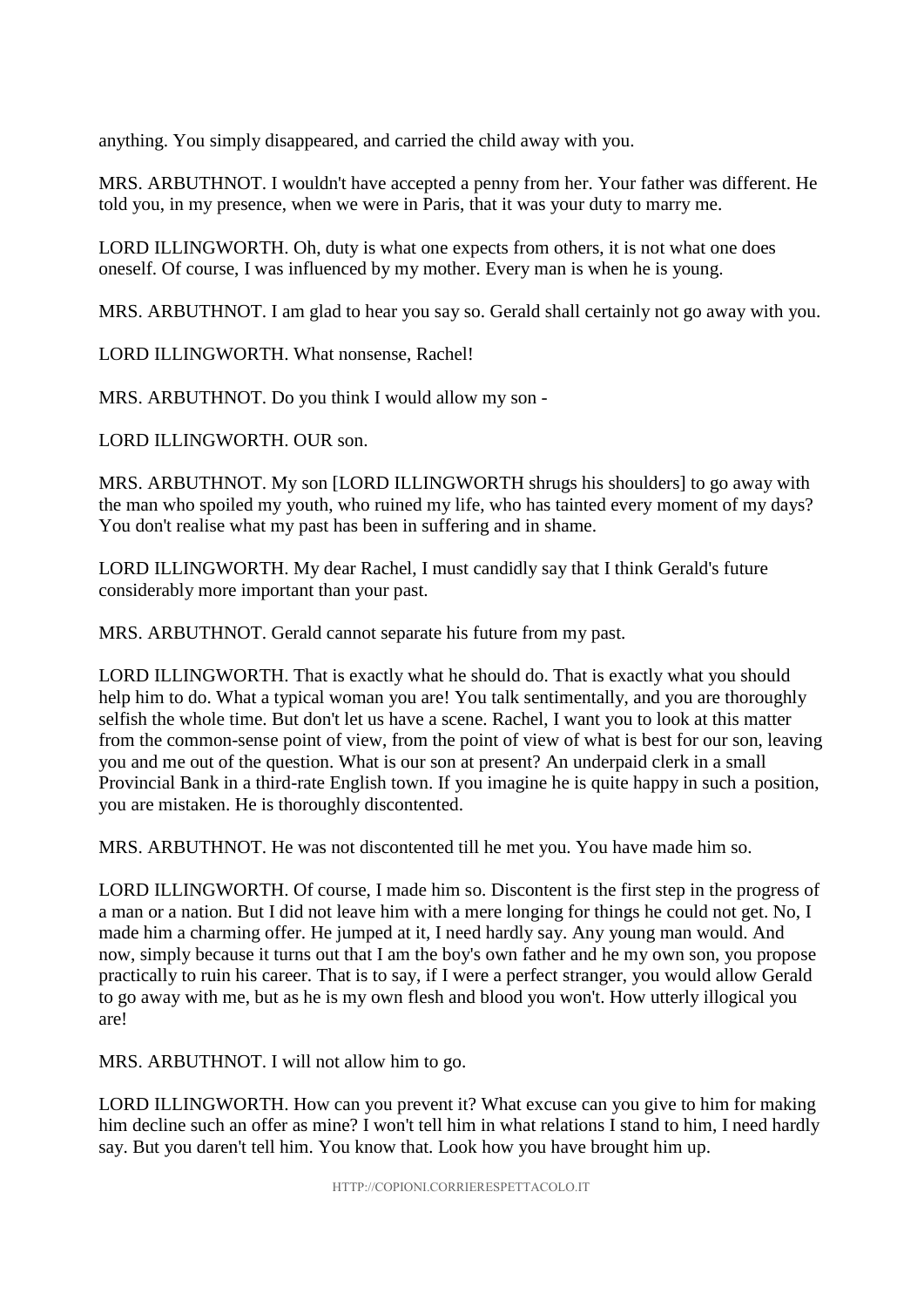anything. You simply disappeared, and carried the child away with you.

MRS. ARBUTHNOT. I wouldn't have accepted a penny from her. Your father was different. He told you, in my presence, when we were in Paris, that it was your duty to marry me.

LORD ILLINGWORTH. Oh, duty is what one expects from others, it is not what one does oneself. Of course, I was influenced by my mother. Every man is when he is young.

MRS. ARBUTHNOT. I am glad to hear you say so. Gerald shall certainly not go away with you.

LORD ILLINGWORTH. What nonsense, Rachel!

MRS. ARBUTHNOT. Do you think I would allow my son -

LORD ILLINGWORTH. OUR son.

MRS. ARBUTHNOT. My son [LORD ILLINGWORTH shrugs his shoulders] to go away with the man who spoiled my youth, who ruined my life, who has tainted every moment of my days? You don't realise what my past has been in suffering and in shame.

LORD ILLINGWORTH. My dear Rachel, I must candidly say that I think Gerald's future considerably more important than your past.

MRS. ARBUTHNOT. Gerald cannot separate his future from my past.

LORD ILLINGWORTH. That is exactly what he should do. That is exactly what you should help him to do. What a typical woman you are! You talk sentimentally, and you are thoroughly selfish the whole time. But don't let us have a scene. Rachel, I want you to look at this matter from the common-sense point of view, from the point of view of what is best for our son, leaving you and me out of the question. What is our son at present? An underpaid clerk in a small Provincial Bank in a third-rate English town. If you imagine he is quite happy in such a position, you are mistaken. He is thoroughly discontented.

MRS. ARBUTHNOT. He was not discontented till he met you. You have made him so.

LORD ILLINGWORTH. Of course, I made him so. Discontent is the first step in the progress of a man or a nation. But I did not leave him with a mere longing for things he could not get. No, I made him a charming offer. He jumped at it, I need hardly say. Any young man would. And now, simply because it turns out that I am the boy's own father and he my own son, you propose practically to ruin his career. That is to say, if I were a perfect stranger, you would allow Gerald to go away with me, but as he is my own flesh and blood you won't. How utterly illogical you are!

MRS. ARBUTHNOT. I will not allow him to go.

LORD ILLINGWORTH. How can you prevent it? What excuse can you give to him for making him decline such an offer as mine? I won't tell him in what relations I stand to him, I need hardly say. But you daren't tell him. You know that. Look how you have brought him up.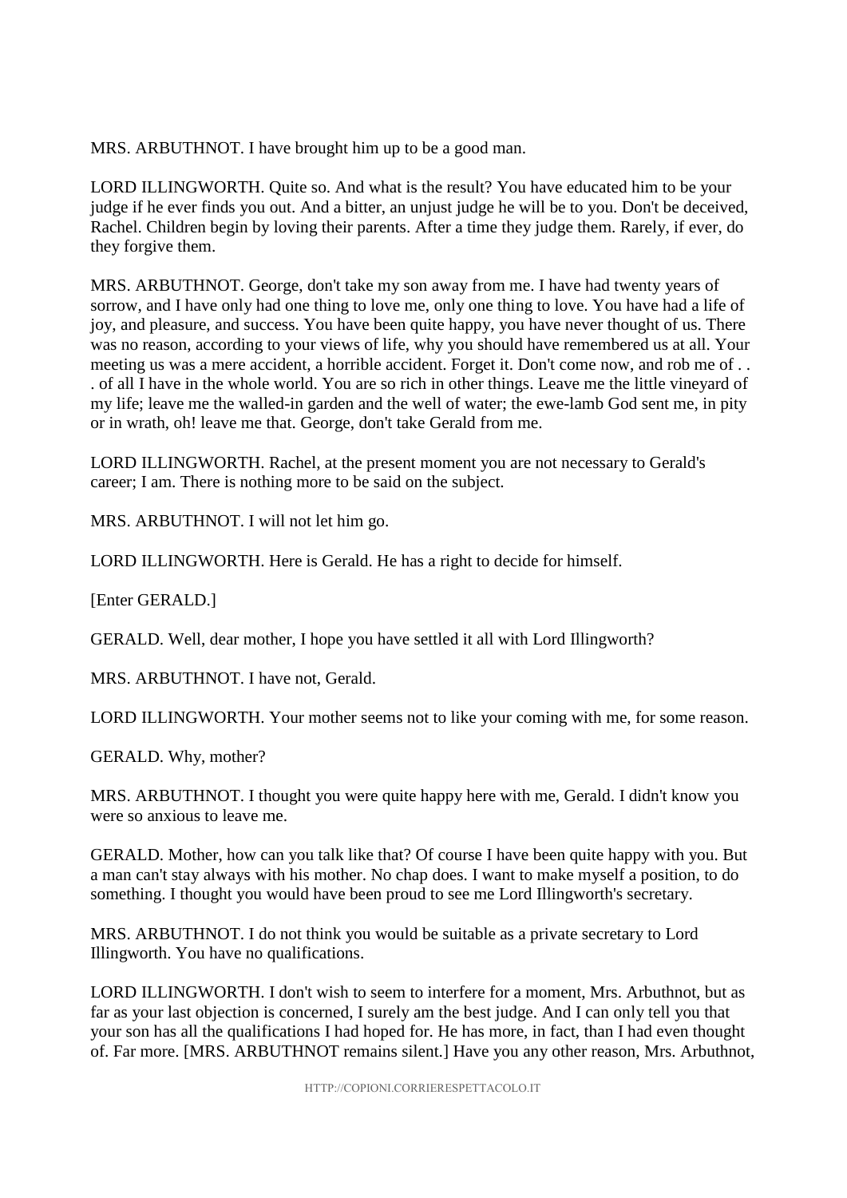MRS. ARBUTHNOT. I have brought him up to be a good man.

LORD ILLINGWORTH. Quite so. And what is the result? You have educated him to be your judge if he ever finds you out. And a bitter, an unjust judge he will be to you. Don't be deceived, Rachel. Children begin by loving their parents. After a time they judge them. Rarely, if ever, do they forgive them.

MRS. ARBUTHNOT. George, don't take my son away from me. I have had twenty years of sorrow, and I have only had one thing to love me, only one thing to love. You have had a life of joy, and pleasure, and success. You have been quite happy, you have never thought of us. There was no reason, according to your views of life, why you should have remembered us at all. Your meeting us was a mere accident, a horrible accident. Forget it. Don't come now, and rob me of . . . of all I have in the whole world. You are so rich in other things. Leave me the little vineyard of my life; leave me the walled-in garden and the well of water; the ewe-lamb God sent me, in pity or in wrath, oh! leave me that. George, don't take Gerald from me.

LORD ILLINGWORTH. Rachel, at the present moment you are not necessary to Gerald's career; I am. There is nothing more to be said on the subject.

MRS. ARBUTHNOT. I will not let him go.

LORD ILLINGWORTH. Here is Gerald. He has a right to decide for himself.

[Enter GERALD.]

GERALD. Well, dear mother, I hope you have settled it all with Lord Illingworth?

MRS. ARBUTHNOT. I have not, Gerald.

LORD ILLINGWORTH. Your mother seems not to like your coming with me, for some reason.

GERALD. Why, mother?

MRS. ARBUTHNOT. I thought you were quite happy here with me, Gerald. I didn't know you were so anxious to leave me.

GERALD. Mother, how can you talk like that? Of course I have been quite happy with you. But a man can't stay always with his mother. No chap does. I want to make myself a position, to do something. I thought you would have been proud to see me Lord Illingworth's secretary.

MRS. ARBUTHNOT. I do not think you would be suitable as a private secretary to Lord Illingworth. You have no qualifications.

LORD ILLINGWORTH. I don't wish to seem to interfere for a moment, Mrs. Arbuthnot, but as far as your last objection is concerned, I surely am the best judge. And I can only tell you that your son has all the qualifications I had hoped for. He has more, in fact, than I had even thought of. Far more. [MRS. ARBUTHNOT remains silent.] Have you any other reason, Mrs. Arbuthnot,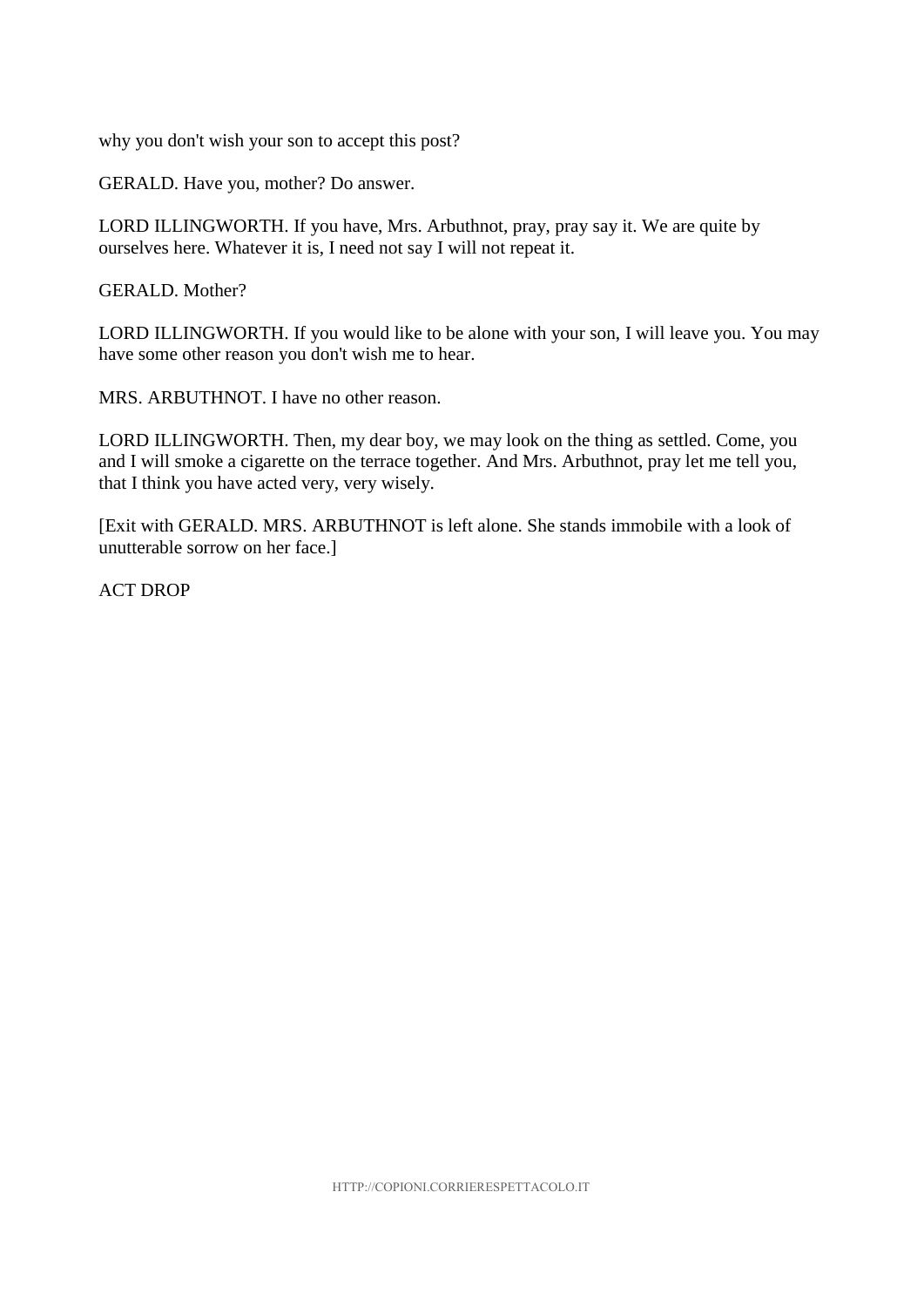why you don't wish your son to accept this post?

GERALD. Have you, mother? Do answer.

LORD ILLINGWORTH. If you have, Mrs. Arbuthnot, pray, pray say it. We are quite by ourselves here. Whatever it is, I need not say I will not repeat it.

GERALD. Mother?

LORD ILLINGWORTH. If you would like to be alone with your son, I will leave you. You may have some other reason you don't wish me to hear.

MRS. ARBUTHNOT. I have no other reason.

LORD ILLINGWORTH. Then, my dear boy, we may look on the thing as settled. Come, you and I will smoke a cigarette on the terrace together. And Mrs. Arbuthnot, pray let me tell you, that I think you have acted very, very wisely.

[Exit with GERALD. MRS. ARBUTHNOT is left alone. She stands immobile with a look of unutterable sorrow on her face.]

ACT DROP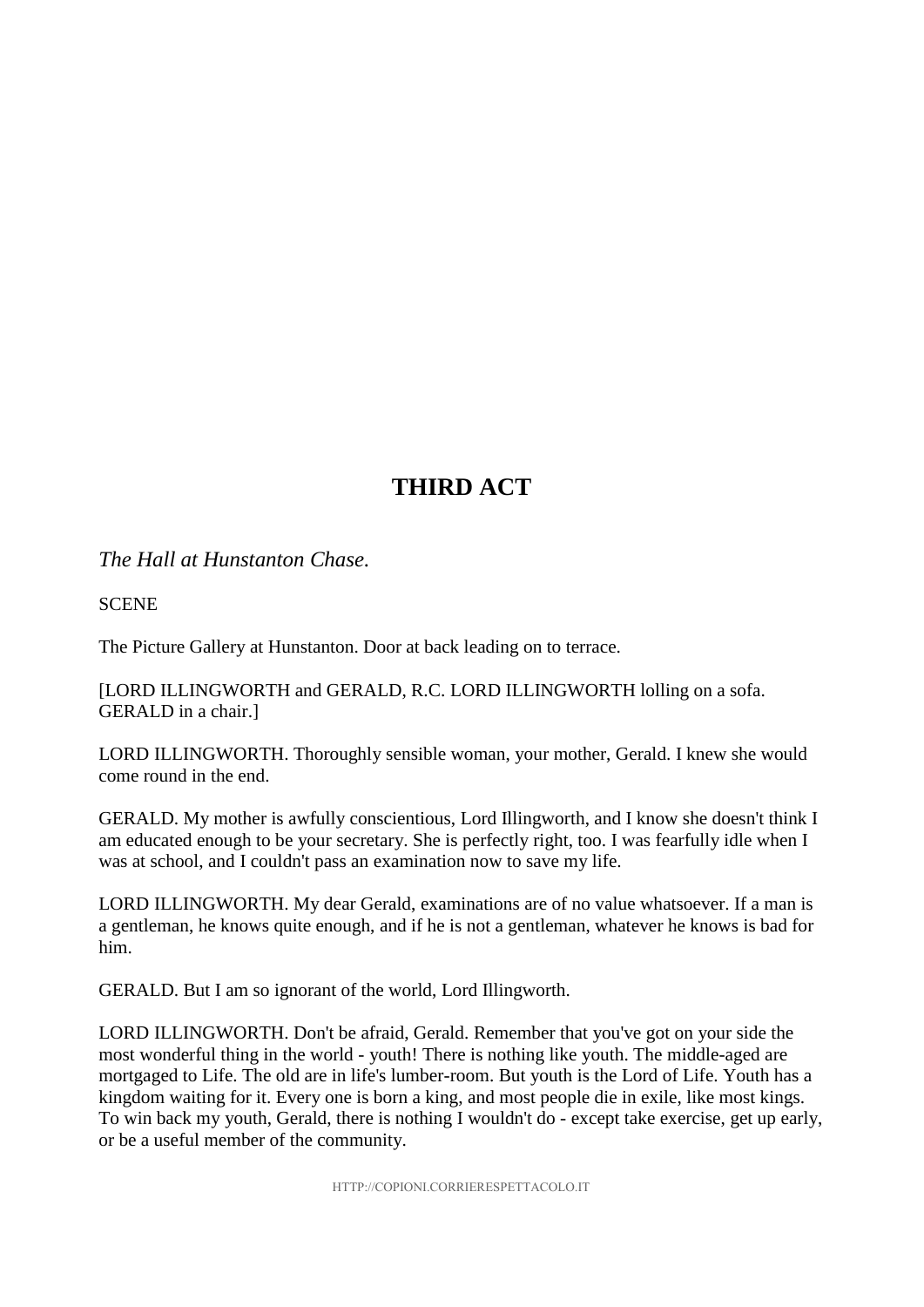## THIRD ACT

*The Hall at Hunstanton Chase.*

SCENE

The Picture Gallery at Hunstanton. Door at back leading on to terrace.

[LORD ILLINGWORTH and GERALD, R.C. LORD ILLINGWORTH lolling on a sofa. GERALD in a chair.]

LORD ILLINGWORTH. Thoroughly sensible woman, your mother, Gerald. I knew she would come round in the end.

GERALD. My mother is awfully conscientious, Lord Illingworth, and I know she doesn't think I am educated enough to be your secretary. She is perfectly right, too. I was fearfully idle when I was at school, and I couldn't pass an examination now to save my life.

LORD ILLINGWORTH. My dear Gerald, examinations are of no value whatsoever. If a man is a gentleman, he knows quite enough, and if he is not a gentleman, whatever he knows is bad for him.

GERALD. But I am so ignorant of the world, Lord Illingworth.

LORD ILLINGWORTH. Don't be afraid, Gerald. Remember that you've got on your side the most wonderful thing in the world - youth! There is nothing like youth. The middle-aged are mortgaged to Life. The old are in life's lumber-room. But youth is the Lord of Life. Youth has a kingdom waiting for it. Every one is born a king, and most people die in exile, like most kings. To win back my youth, Gerald, there is nothing I wouldn't do - except take exercise, get up early, or be a useful member of the community.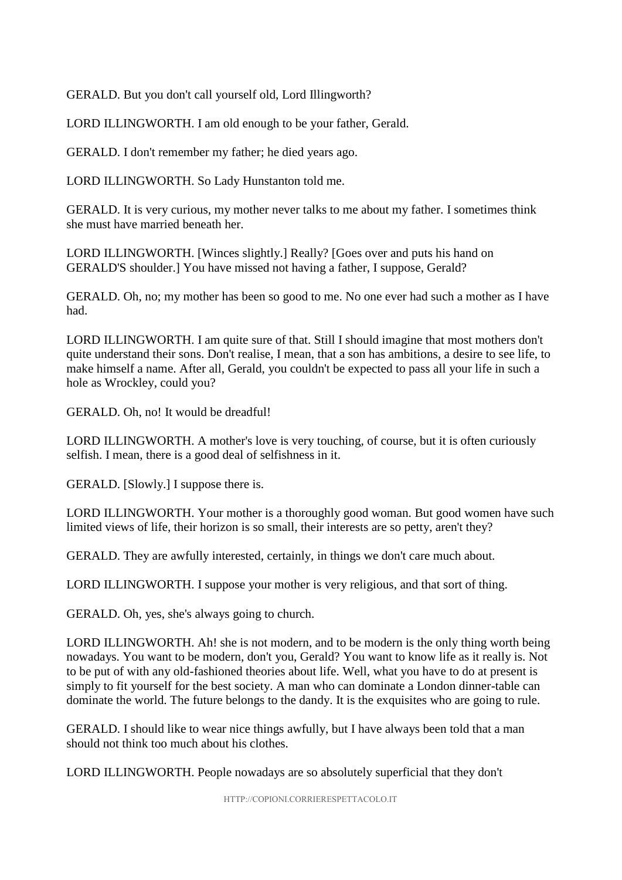GERALD. But you don't call yourself old, Lord Illingworth?

LORD ILLINGWORTH. I am old enough to be your father, Gerald.

GERALD. I don't remember my father; he died years ago.

LORD ILLINGWORTH. So Lady Hunstanton told me.

GERALD. It is very curious, my mother never talks to me about my father. I sometimes think she must have married beneath her.

LORD ILLINGWORTH. [Winces slightly.] Really? [Goes over and puts his hand on GERALD'S shoulder.] You have missed not having a father, I suppose, Gerald?

GERALD. Oh, no; my mother has been so good to me. No one ever had such a mother as I have had.

LORD ILLINGWORTH. I am quite sure of that. Still I should imagine that most mothers don't quite understand their sons. Don't realise, I mean, that a son has ambitions, a desire to see life, to make himself a name. After all, Gerald, you couldn't be expected to pass all your life in such a hole as Wrockley, could you?

GERALD. Oh, no! It would be dreadful!

LORD ILLINGWORTH. A mother's love is very touching, of course, but it is often curiously selfish. I mean, there is a good deal of selfishness in it.

GERALD. [Slowly.] I suppose there is.

LORD ILLINGWORTH. Your mother is a thoroughly good woman. But good women have such limited views of life, their horizon is so small, their interests are so petty, aren't they?

GERALD. They are awfully interested, certainly, in things we don't care much about.

LORD ILLINGWORTH. I suppose your mother is very religious, and that sort of thing.

GERALD. Oh, yes, she's always going to church.

LORD ILLINGWORTH. Ah! she is not modern, and to be modern is the only thing worth being nowadays. You want to be modern, don't you, Gerald? You want to know life as it really is. Not to be put of with any old-fashioned theories about life. Well, what you have to do at present is simply to fit yourself for the best society. A man who can dominate a London dinner-table can dominate the world. The future belongs to the dandy. It is the exquisites who are going to rule.

GERALD. I should like to wear nice things awfully, but I have always been told that a man should not think too much about his clothes.

LORD ILLINGWORTH. People nowadays are so absolutely superficial that they don't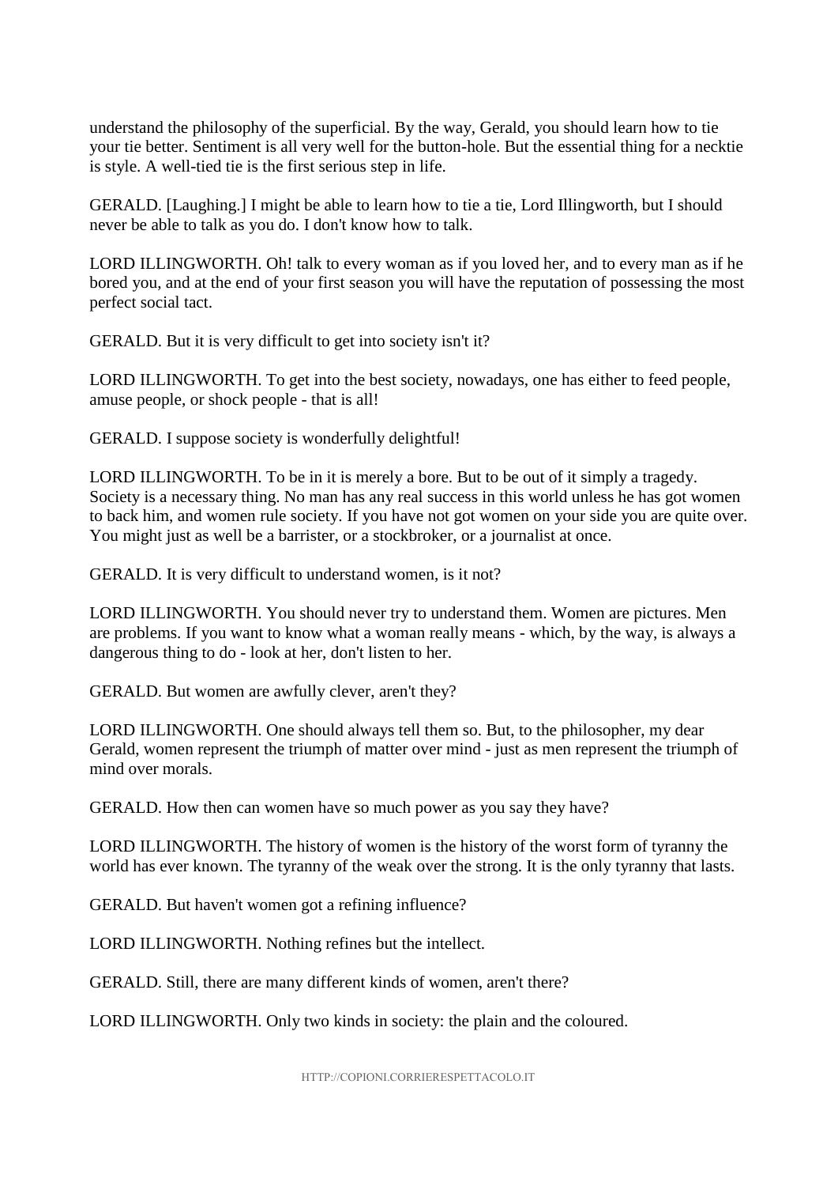understand the philosophy of the superficial. By the way, Gerald, you should learn how to tie your tie better. Sentiment is all very well for the button-hole. But the essential thing for a necktie is style. A well-tied tie is the first serious step in life.

GERALD. [Laughing.] I might be able to learn how to tie a tie, Lord Illingworth, but I should never be able to talk as you do. I don't know how to talk.

LORD ILLINGWORTH. Oh! talk to every woman as if you loved her, and to every man as if he bored you, and at the end of your first season you will have the reputation of possessing the most perfect social tact.

GERALD. But it is very difficult to get into society isn't it?

LORD ILLINGWORTH. To get into the best society, nowadays, one has either to feed people, amuse people, or shock people - that is all!

GERALD. I suppose society is wonderfully delightful!

LORD ILLINGWORTH. To be in it is merely a bore. But to be out of it simply a tragedy. Society is a necessary thing. No man has any real success in this world unless he has got women to back him, and women rule society. If you have not got women on your side you are quite over. You might just as well be a barrister, or a stockbroker, or a journalist at once.

GERALD. It is very difficult to understand women, is it not?

LORD ILLINGWORTH. You should never try to understand them. Women are pictures. Men are problems. If you want to know what a woman really means - which, by the way, is always a dangerous thing to do - look at her, don't listen to her.

GERALD. But women are awfully clever, aren't they?

LORD ILLINGWORTH. One should always tell them so. But, to the philosopher, my dear Gerald, women represent the triumph of matter over mind - just as men represent the triumph of mind over morals.

GERALD. How then can women have so much power as you say they have?

LORD ILLINGWORTH. The history of women is the history of the worst form of tyranny the world has ever known. The tyranny of the weak over the strong. It is the only tyranny that lasts.

GERALD. But haven't women got a refining influence?

LORD ILLINGWORTH. Nothing refines but the intellect.

GERALD. Still, there are many different kinds of women, aren't there?

LORD ILLINGWORTH. Only two kinds in society: the plain and the coloured.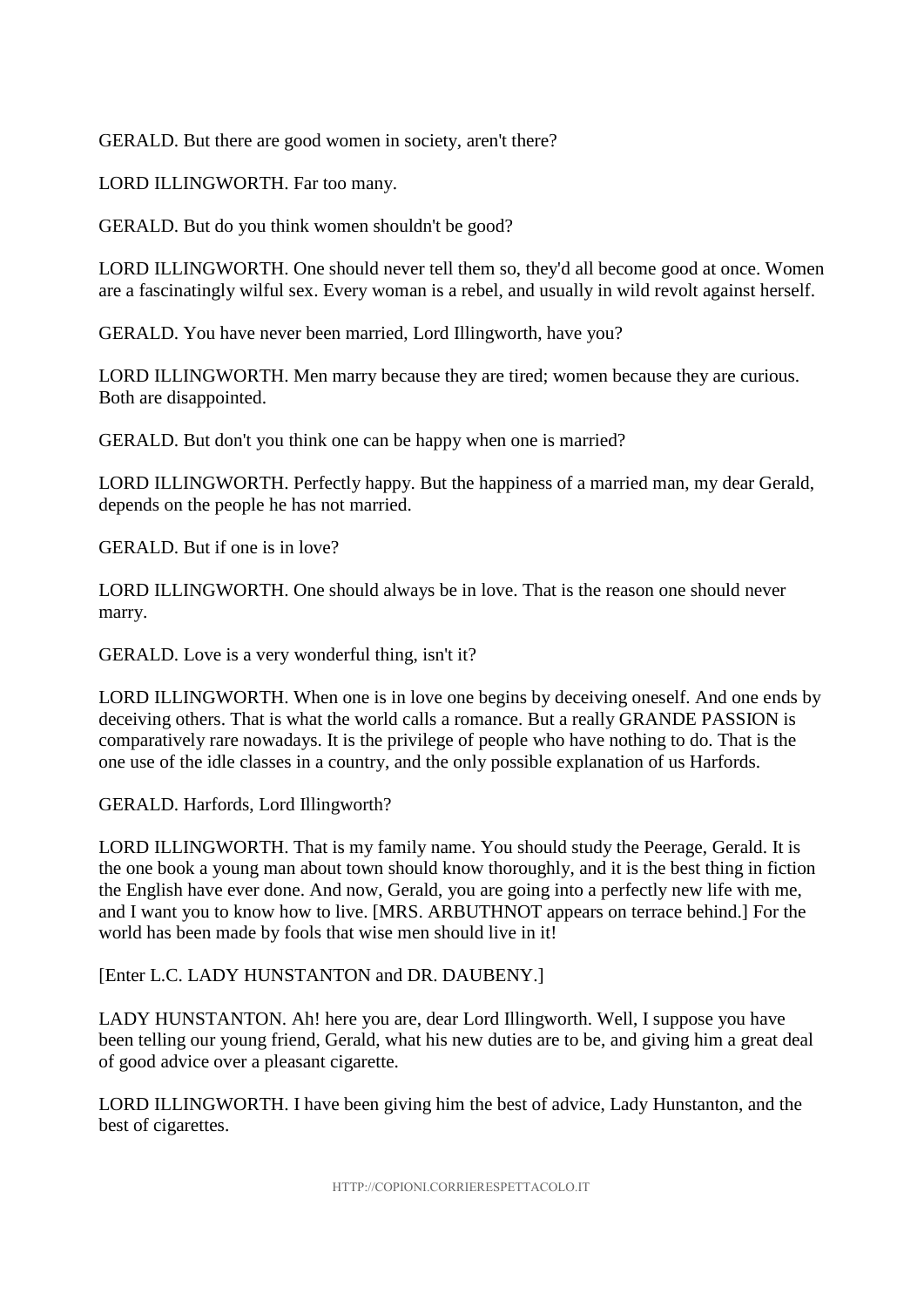GERALD. But there are good women in society, aren't there?

LORD ILLINGWORTH. Far too many.

GERALD. But do you think women shouldn't be good?

LORD ILLINGWORTH. One should never tell them so, they'd all become good at once. Women are a fascinatingly wilful sex. Every woman is a rebel, and usually in wild revolt against herself.

GERALD. You have never been married, Lord Illingworth, have you?

LORD ILLINGWORTH. Men marry because they are tired; women because they are curious. Both are disappointed.

GERALD. But don't you think one can be happy when one is married?

LORD ILLINGWORTH. Perfectly happy. But the happiness of a married man, my dear Gerald, depends on the people he has not married.

GERALD. But if one is in love?

LORD ILLINGWORTH. One should always be in love. That is the reason one should never marry.

GERALD. Love is a very wonderful thing, isn't it?

LORD ILLINGWORTH. When one is in love one begins by deceiving oneself. And one ends by deceiving others. That is what the world calls a romance. But a really GRANDE PASSION is comparatively rare nowadays. It is the privilege of people who have nothing to do. That is the one use of the idle classes in a country, and the only possible explanation of us Harfords.

GERALD. Harfords, Lord Illingworth?

LORD ILLINGWORTH. That is my family name. You should study the Peerage, Gerald. It is the one book a young man about town should know thoroughly, and it is the best thing in fiction the English have ever done. And now, Gerald, you are going into a perfectly new life with me, and I want you to know how to live. [MRS. ARBUTHNOT appears on terrace behind.] For the world has been made by fools that wise men should live in it!

[Enter L.C. LADY HUNSTANTON and DR. DAUBENY.]

LADY HUNSTANTON. Ah! here you are, dear Lord Illingworth. Well, I suppose you have been telling our young friend, Gerald, what his new duties are to be, and giving him a great deal of good advice over a pleasant cigarette.

LORD ILLINGWORTH. I have been giving him the best of advice, Lady Hunstanton, and the best of cigarettes.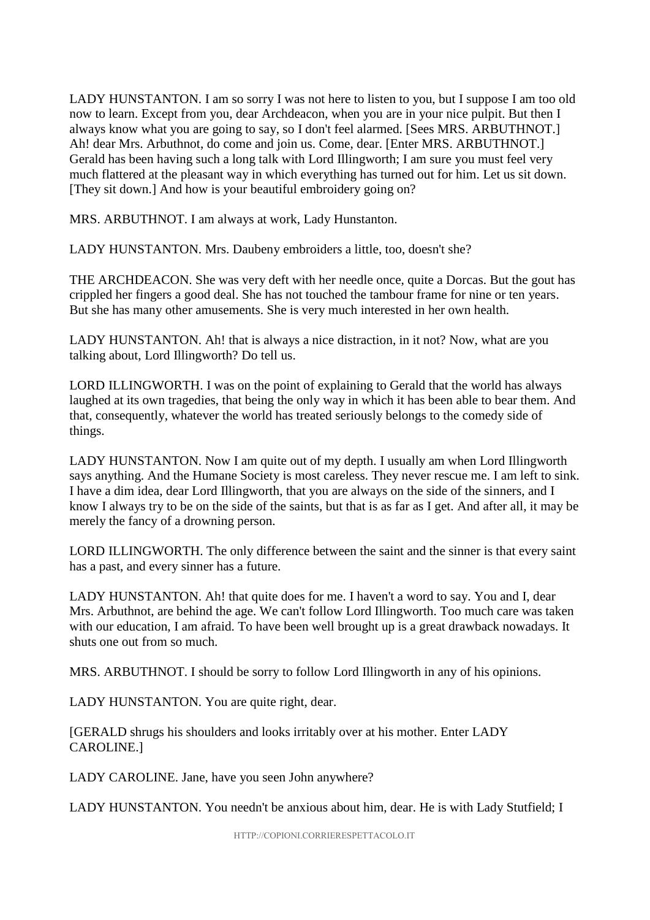LADY HUNSTANTON. I am so sorry I was not here to listen to you, but I suppose I am too old now to learn. Except from you, dear Archdeacon, when you are in your nice pulpit. But then I always know what you are going to say, so I don't feel alarmed. [Sees MRS. ARBUTHNOT.] Ah! dear Mrs. Arbuthnot, do come and join us. Come, dear. [Enter MRS. ARBUTHNOT.] Gerald has been having such a long talk with Lord Illingworth; I am sure you must feel very much flattered at the pleasant way in which everything has turned out for him. Let us sit down. [They sit down.] And how is your beautiful embroidery going on?

MRS. ARBUTHNOT. I am always at work, Lady Hunstanton.

LADY HUNSTANTON. Mrs. Daubeny embroiders a little, too, doesn't she?

THE ARCHDEACON. She was very deft with her needle once, quite a Dorcas. But the gout has crippled her fingers a good deal. She has not touched the tambour frame for nine or ten years. But she has many other amusements. She is very much interested in her own health.

LADY HUNSTANTON. Ah! that is always a nice distraction, in it not? Now, what are you talking about, Lord Illingworth? Do tell us.

LORD ILLINGWORTH. I was on the point of explaining to Gerald that the world has always laughed at its own tragedies, that being the only way in which it has been able to bear them. And that, consequently, whatever the world has treated seriously belongs to the comedy side of things.

LADY HUNSTANTON. Now I am quite out of my depth. I usually am when Lord Illingworth says anything. And the Humane Society is most careless. They never rescue me. I am left to sink. I have a dim idea, dear Lord Illingworth, that you are always on the side of the sinners, and I know I always try to be on the side of the saints, but that is as far as I get. And after all, it may be merely the fancy of a drowning person.

LORD ILLINGWORTH. The only difference between the saint and the sinner is that every saint has a past, and every sinner has a future.

LADY HUNSTANTON. Ah! that quite does for me. I haven't a word to say. You and I, dear Mrs. Arbuthnot, are behind the age. We can't follow Lord Illingworth. Too much care was taken with our education, I am afraid. To have been well brought up is a great drawback nowadays. It shuts one out from so much.

MRS. ARBUTHNOT. I should be sorry to follow Lord Illingworth in any of his opinions.

LADY HUNSTANTON. You are quite right, dear.

[GERALD shrugs his shoulders and looks irritably over at his mother. Enter LADY CAROLINE.]

LADY CAROLINE. Jane, have you seen John anywhere?

LADY HUNSTANTON. You needn't be anxious about him, dear. He is with Lady Stutfield; I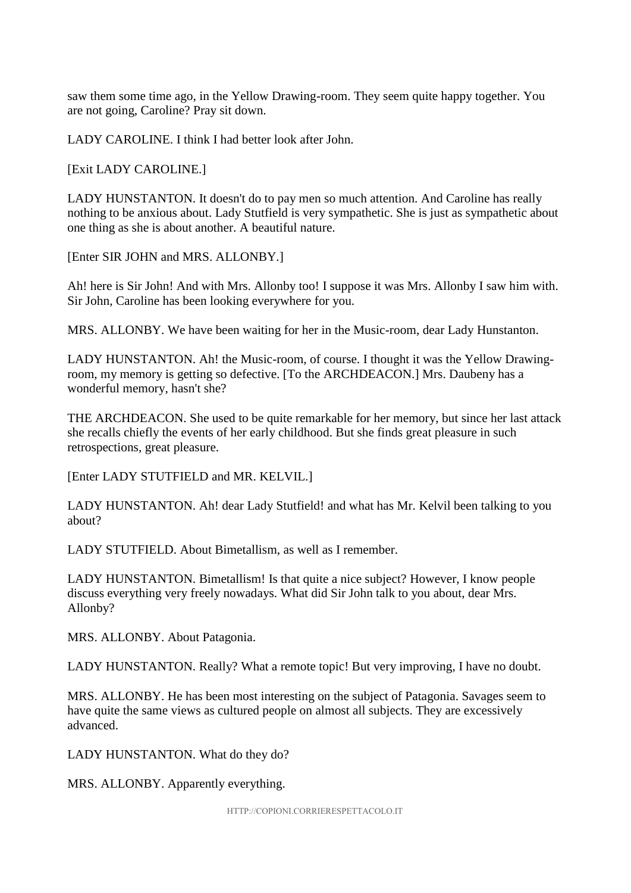saw them some time ago, in the Yellow Drawing-room. They seem quite happy together. You are not going, Caroline? Pray sit down.

LADY CAROLINE. I think I had better look after John.

[Exit LADY CAROLINE.]

LADY HUNSTANTON. It doesn't do to pay men so much attention. And Caroline has really nothing to be anxious about. Lady Stutfield is very sympathetic. She is just as sympathetic about one thing as she is about another. A beautiful nature.

[Enter SIR JOHN and MRS. ALLONBY.]

Ah! here is Sir John! And with Mrs. Allonby too! I suppose it was Mrs. Allonby I saw him with. Sir John, Caroline has been looking everywhere for you.

MRS. ALLONBY. We have been waiting for her in the Music-room, dear Lady Hunstanton.

LADY HUNSTANTON. Ah! the Music-room, of course. I thought it was the Yellow Drawing-room, my memory is getting so defective. [To the ARCHDEACON.] Mrs. Daubeny has a wonderful memory, hasn't she?

THE ARCHDEACON. She used to be quite remarkable for her memory, but since her last attack she recalls chiefly the events of her early childhood. But she finds great pleasure in such retrospections, great pleasure.

[Enter LADY STUTFIELD and MR. KELVIL.]

LADY HUNSTANTON. Ah! dear Lady Stutfield! and what has Mr. Kelvil been talking to you about?

LADY STUTFIELD. About Bimetallism, as well as I remember.

LADY HUNSTANTON. Bimetallism! Is that quite a nice subject? However, I know people discuss everything very freely nowadays. What did Sir John talk to you about, dear Mrs. Allonby?

MRS. ALLONBY. About Patagonia.

LADY HUNSTANTON. Really? What a remote topic! But very improving, I have no doubt.

MRS. ALLONBY. He has been most interesting on the subject of Patagonia. Savages seem to have quite the same views as cultured people on almost all subjects. They are excessively advanced.

LADY HUNSTANTON. What do they do?

MRS. ALLONBY. Apparently everything.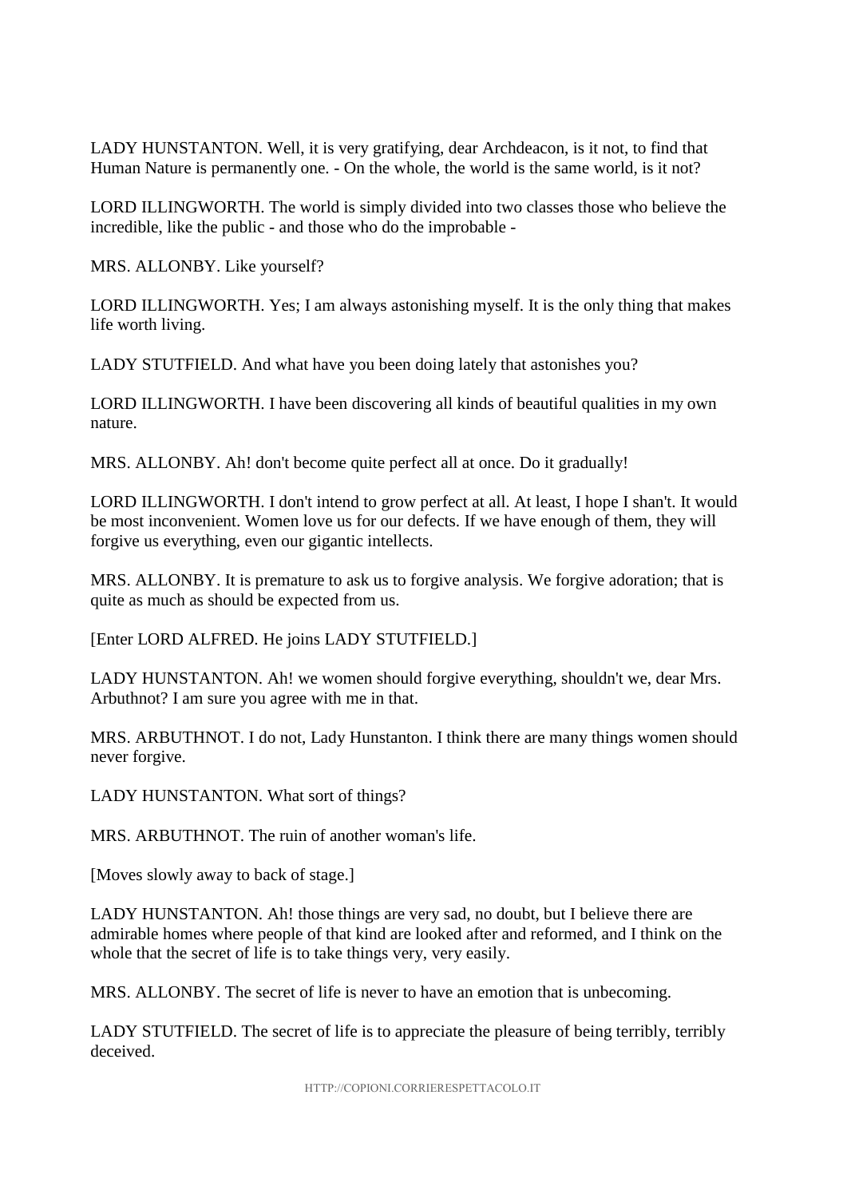LADY HUNSTANTON. Well, it is very gratifying, dear Archdeacon, is it not, to find that Human Nature is permanently one. - On the whole, the world is the same world, is it not?

LORD ILLINGWORTH. The world is simply divided into two classes those who believe the incredible, like the public - and those who do the improbable -

MRS. ALLONBY. Like yourself?

LORD ILLINGWORTH. Yes; I am always astonishing myself. It is the only thing that makes life worth living.

LADY STUTFIELD. And what have you been doing lately that astonishes you?

LORD ILLINGWORTH. I have been discovering all kinds of beautiful qualities in my own nature.

MRS. ALLONBY. Ah! don't become quite perfect all at once. Do it gradually!

LORD ILLINGWORTH. I don't intend to grow perfect at all. At least, I hope I shan't. It would be most inconvenient. Women love us for our defects. If we have enough of them, they will forgive us everything, even our gigantic intellects.

MRS. ALLONBY. It is premature to ask us to forgive analysis. We forgive adoration; that is quite as much as should be expected from us.

[Enter LORD ALFRED. He joins LADY STUTFIELD.]

LADY HUNSTANTON. Ah! we women should forgive everything, shouldn't we, dear Mrs. Arbuthnot? I am sure you agree with me in that.

MRS. ARBUTHNOT. I do not, Lady Hunstanton. I think there are many things women should never forgive.

LADY HUNSTANTON. What sort of things?

MRS. ARBUTHNOT. The ruin of another woman's life.

[Moves slowly away to back of stage.]

LADY HUNSTANTON. Ah! those things are very sad, no doubt, but I believe there are admirable homes where people of that kind are looked after and reformed, and I think on the whole that the secret of life is to take things very, very easily.

MRS. ALLONBY. The secret of life is never to have an emotion that is unbecoming.

LADY STUTFIELD. The secret of life is to appreciate the pleasure of being terribly, terribly deceived.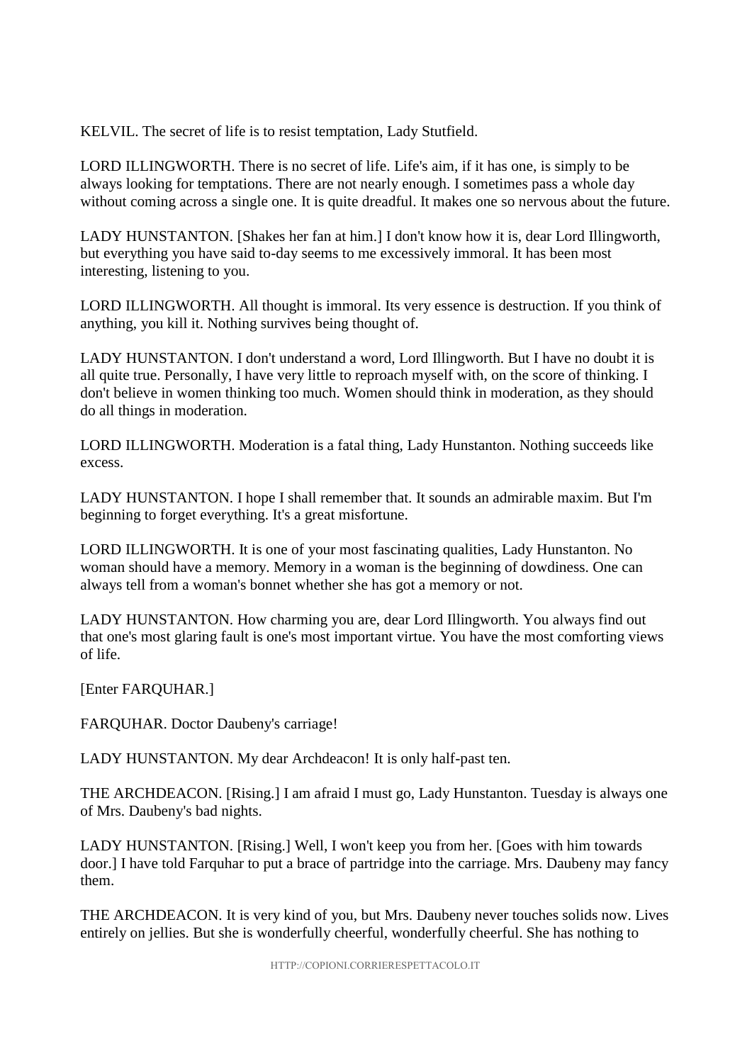KELVIL. The secret of life is to resist temptation, Lady Stutfield.

LORD ILLINGWORTH. There is no secret of life. Life's aim, if it has one, is simply to be always looking for temptations. There are not nearly enough. I sometimes pass a whole day without coming across a single one. It is quite dreadful. It makes one so nervous about the future.

LADY HUNSTANTON. [Shakes her fan at him.] I don't know how it is, dear Lord Illingworth, but everything you have said to-day seems to me excessively immoral. It has been most interesting, listening to you.

LORD ILLINGWORTH. All thought is immoral. Its very essence is destruction. If you think of anything, you kill it. Nothing survives being thought of.

LADY HUNSTANTON. I don't understand a word, Lord Illingworth. But I have no doubt it is all quite true. Personally, I have very little to reproach myself with, on the score of thinking. I don't believe in women thinking too much. Women should think in moderation, as they should do all things in moderation.

LORD ILLINGWORTH. Moderation is a fatal thing, Lady Hunstanton. Nothing succeeds like excess.

LADY HUNSTANTON. I hope I shall remember that. It sounds an admirable maxim. But I'm beginning to forget everything. It's a great misfortune.

LORD ILLINGWORTH. It is one of your most fascinating qualities, Lady Hunstanton. No woman should have a memory. Memory in a woman is the beginning of dowdiness. One can always tell from a woman's bonnet whether she has got a memory or not.

LADY HUNSTANTON. How charming you are, dear Lord Illingworth. You always find out that one's most glaring fault is one's most important virtue. You have the most comforting views of life.

[Enter FARQUHAR.]

FARQUHAR. Doctor Daubeny's carriage!

LADY HUNSTANTON. My dear Archdeacon! It is only half-past ten.

THE ARCHDEACON. [Rising.] I am afraid I must go, Lady Hunstanton. Tuesday is always one of Mrs. Daubeny's bad nights.

LADY HUNSTANTON. [Rising.] Well, I won't keep you from her. [Goes with him towards door.] I have told Farquhar to put a brace of partridge into the carriage. Mrs. Daubeny may fancy them.

THE ARCHDEACON. It is very kind of you, but Mrs. Daubeny never touches solids now. Lives entirely on jellies. But she is wonderfully cheerful, wonderfully cheerful. She has nothing to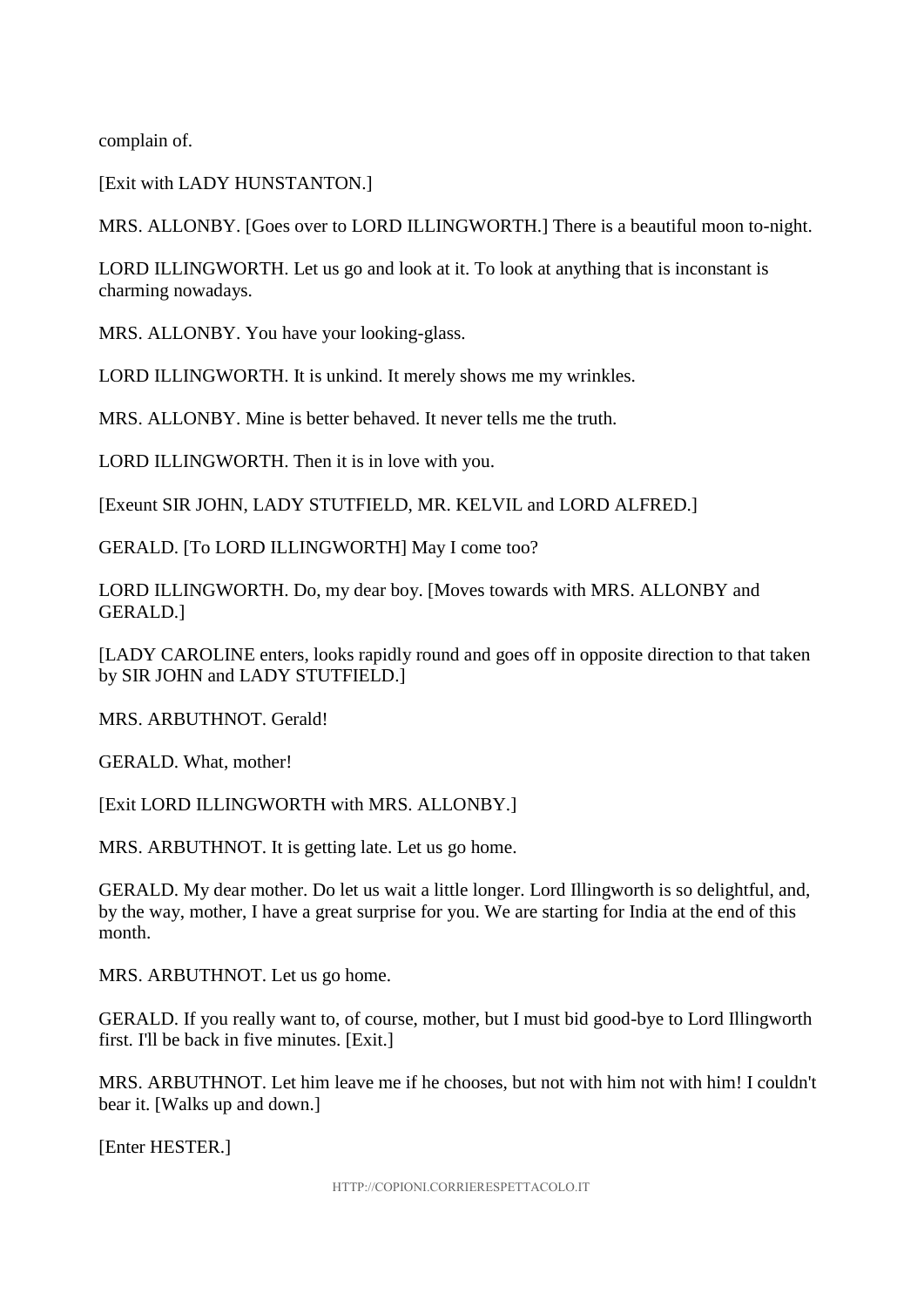complain of.

[Exit with LADY HUNSTANTON.]

MRS. ALLONBY. [Goes over to LORD ILLINGWORTH.] There is a beautiful moon to-night.

LORD ILLINGWORTH. Let us go and look at it. To look at anything that is inconstant is charming nowadays.

MRS. ALLONBY. You have your looking-glass.

LORD ILLINGWORTH. It is unkind. It merely shows me my wrinkles.

MRS. ALLONBY. Mine is better behaved. It never tells me the truth.

LORD ILLINGWORTH. Then it is in love with you.

[Exeunt SIR JOHN, LADY STUTFIELD, MR. KELVIL and LORD ALFRED.]

GERALD. [To LORD ILLINGWORTH] May I come too?

LORD ILLINGWORTH. Do, my dear boy. [Moves towards with MRS. ALLONBY and GERALD.]

[LADY CAROLINE enters, looks rapidly round and goes off in opposite direction to that taken by SIR JOHN and LADY STUTFIELD.]

MRS. ARBUTHNOT. Gerald!

GERALD. What, mother!

[Exit LORD ILLINGWORTH with MRS. ALLONBY.]

MRS. ARBUTHNOT. It is getting late. Let us go home.

GERALD. My dear mother. Do let us wait a little longer. Lord Illingworth is so delightful, and, by the way, mother, I have a great surprise for you. We are starting for India at the end of this month.

MRS. ARBUTHNOT. Let us go home.

GERALD. If you really want to, of course, mother, but I must bid good-bye to Lord Illingworth first. I'll be back in five minutes. [Exit.]

MRS. ARBUTHNOT. Let him leave me if he chooses, but not with him not with him! I couldn't bear it. [Walks up and down.]

[Enter HESTER.]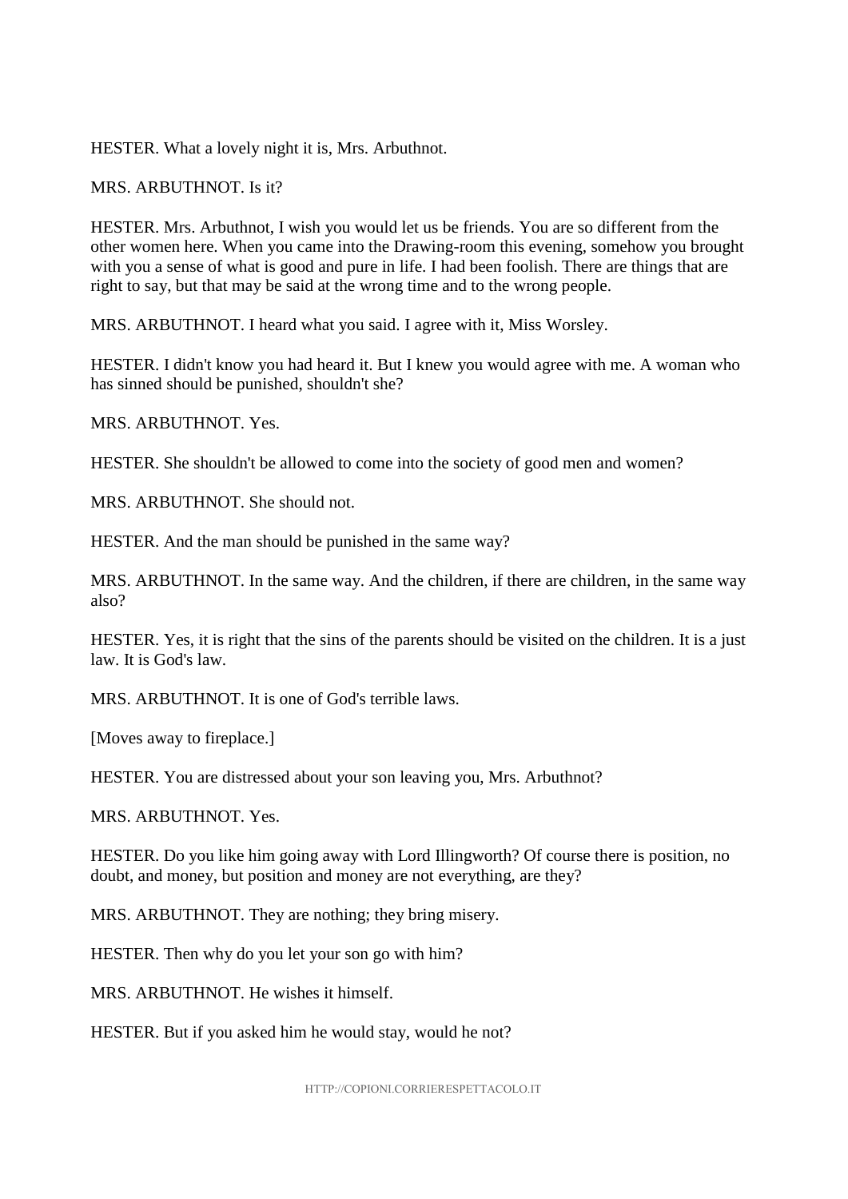HESTER. What a lovely night it is, Mrs. Arbuthnot.

MRS. ARBUTHNOT. Is it?

HESTER. Mrs. Arbuthnot, I wish you would let us be friends. You are so different from the other women here. When you came into the Drawing-room this evening, somehow you brought with you a sense of what is good and pure in life. I had been foolish. There are things that are right to say, but that may be said at the wrong time and to the wrong people.

MRS. ARBUTHNOT. I heard what you said. I agree with it, Miss Worsley.

HESTER. I didn't know you had heard it. But I knew you would agree with me. A woman who has sinned should be punished, shouldn't she?

MRS. ARBUTHNOT. Yes.

HESTER. She shouldn't be allowed to come into the society of good men and women?

MRS. ARBUTHNOT. She should not.

HESTER. And the man should be punished in the same way?

MRS. ARBUTHNOT. In the same way. And the children, if there are children, in the same way also?

HESTER. Yes, it is right that the sins of the parents should be visited on the children. It is a just law. It is God's law.

MRS. ARBUTHNOT. It is one of God's terrible laws.

[Moves away to fireplace.]

HESTER. You are distressed about your son leaving you, Mrs. Arbuthnot?

MRS. ARBUTHNOT. Yes.

HESTER. Do you like him going away with Lord Illingworth? Of course there is position, no doubt, and money, but position and money are not everything, are they?

MRS. ARBUTHNOT. They are nothing; they bring misery.

HESTER. Then why do you let your son go with him?

MRS. ARBUTHNOT. He wishes it himself.

HESTER. But if you asked him he would stay, would he not?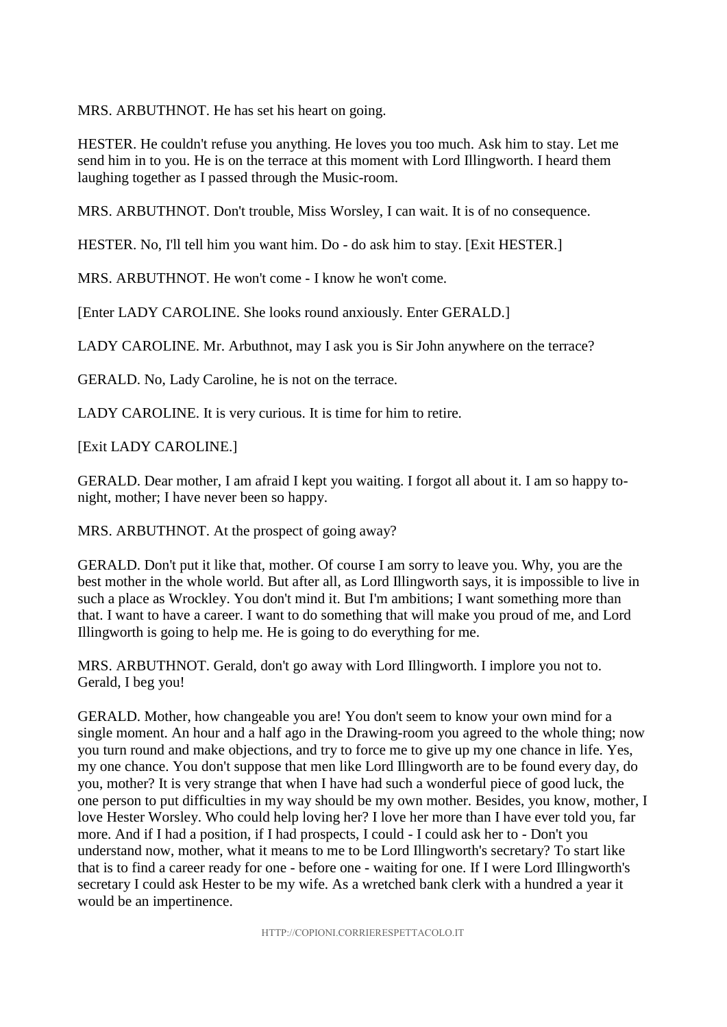MRS. ARBUTHNOT. He has set his heart on going.

HESTER. He couldn't refuse you anything. He loves you too much. Ask him to stay. Let me send him in to you. He is on the terrace at this moment with Lord Illingworth. I heard them laughing together as I passed through the Music-room.

MRS. ARBUTHNOT. Don't trouble, Miss Worsley, I can wait. It is of no consequence.

HESTER. No, I'll tell him you want him. Do - do ask him to stay. [Exit HESTER.]

MRS. ARBUTHNOT. He won't come - I know he won't come.

[Enter LADY CAROLINE. She looks round anxiously. Enter GERALD.]

LADY CAROLINE. Mr. Arbuthnot, may I ask you is Sir John anywhere on the terrace?

GERALD. No, Lady Caroline, he is not on the terrace.

LADY CAROLINE. It is very curious. It is time for him to retire.

[Exit LADY CAROLINE.]

GERALD. Dear mother, I am afraid I kept you waiting. I forgot all about it. I am so happy to-night, mother; I have never been so happy.

MRS. ARBUTHNOT. At the prospect of going away?

GERALD. Don't put it like that, mother. Of course I am sorry to leave you. Why, you are the best mother in the whole world. But after all, as Lord Illingworth says, it is impossible to live in such a place as Wrockley. You don't mind it. But I'm ambitions; I want something more than that. I want to have a career. I want to do something that will make you proud of me, and Lord Illingworth is going to help me. He is going to do everything for me.

MRS. ARBUTHNOT. Gerald, don't go away with Lord Illingworth. I implore you not to. Gerald, I beg you!

GERALD. Mother, how changeable you are! You don't seem to know your own mind for a single moment. An hour and a half ago in the Drawing-room you agreed to the whole thing; now you turn round and make objections, and try to force me to give up my one chance in life. Yes, my one chance. You don't suppose that men like Lord Illingworth are to be found every day, do you, mother? It is very strange that when I have had such a wonderful piece of good luck, the one person to put difficulties in my way should be my own mother. Besides, you know, mother, I love Hester Worsley. Who could help loving her? I love her more than I have ever told you, far more. And if I had a position, if I had prospects, I could - I could ask her to - Don't you understand now, mother, what it means to me to be Lord Illingworth's secretary? To start like that is to find a career ready for one - before one - waiting for one. If I were Lord Illingworth's secretary I could ask Hester to be my wife. As a wretched bank clerk with a hundred a year it would be an impertinence.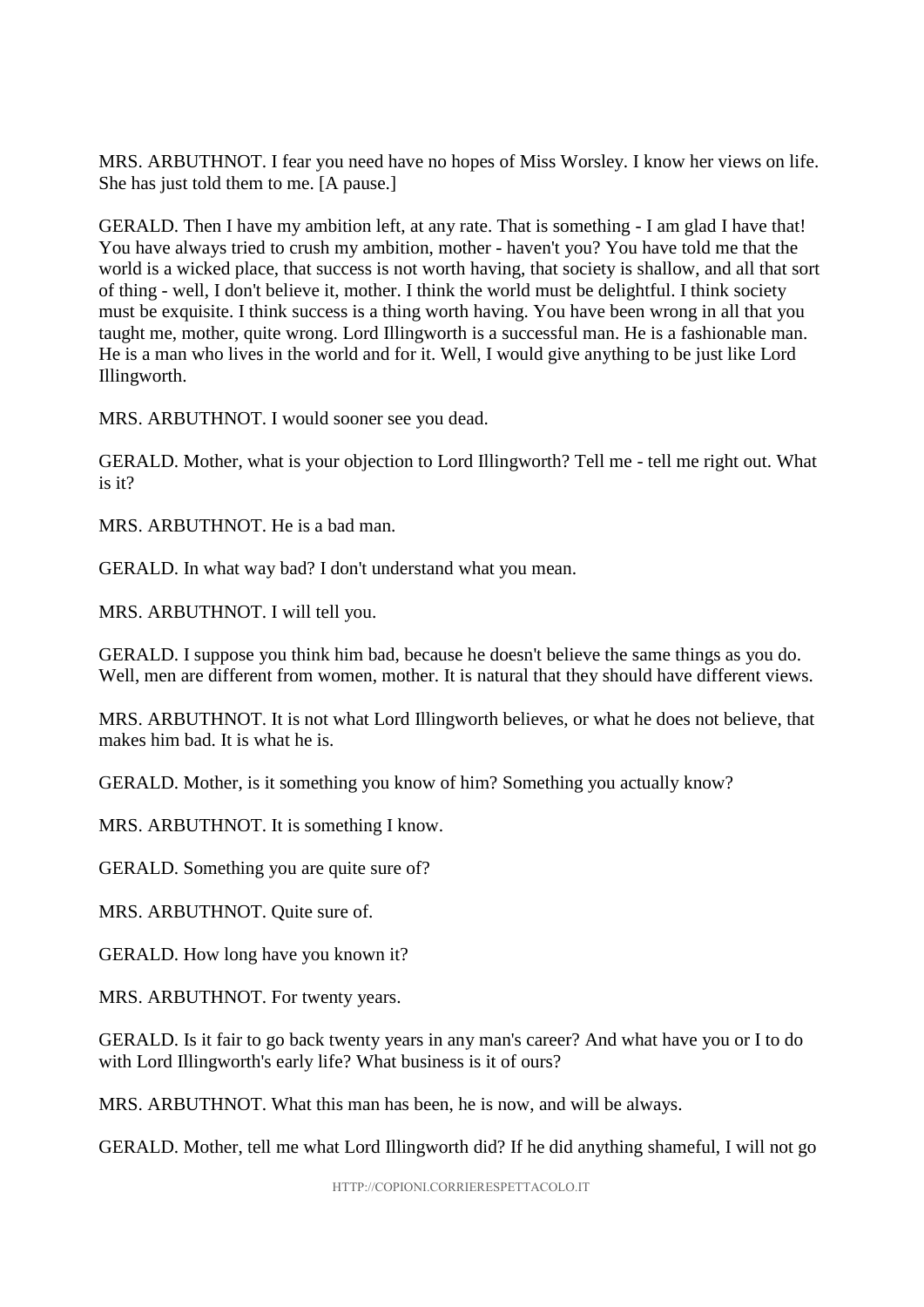MRS. ARBUTHNOT. I fear you need have no hopes of Miss Worsley. I know her views on life. She has just told them to me. [A pause.]

GERALD. Then I have my ambition left, at any rate. That is something - I am glad I have that! You have always tried to crush my ambition, mother - haven't you? You have told me that the world is a wicked place, that success is not worth having, that society is shallow, and all that sort of thing - well, I don't believe it, mother. I think the world must be delightful. I think society must be exquisite. I think success is a thing worth having. You have been wrong in all that you taught me, mother, quite wrong. Lord Illingworth is a successful man. He is a fashionable man. He is a man who lives in the world and for it. Well, I would give anything to be just like Lord Illingworth.

MRS. ARBUTHNOT. I would sooner see you dead.

GERALD. Mother, what is your objection to Lord Illingworth? Tell me - tell me right out. What is it?

MRS. ARBUTHNOT. He is a bad man.

GERALD. In what way bad? I don't understand what you mean.

MRS. ARBUTHNOT. I will tell you.

GERALD. I suppose you think him bad, because he doesn't believe the same things as you do. Well, men are different from women, mother. It is natural that they should have different views.

MRS. ARBUTHNOT. It is not what Lord Illingworth believes, or what he does not believe, that makes him bad. It is what he is.

GERALD. Mother, is it something you know of him? Something you actually know?

MRS. ARBUTHNOT. It is something I know.

GERALD. Something you are quite sure of?

MRS. ARBUTHNOT. Quite sure of.

GERALD. How long have you known it?

MRS. ARBUTHNOT. For twenty years.

GERALD. Is it fair to go back twenty years in any man's career? And what have you or I to do with Lord Illingworth's early life? What business is it of ours?

MRS. ARBUTHNOT. What this man has been, he is now, and will be always.

GERALD. Mother, tell me what Lord Illingworth did? If he did anything shameful, I will not go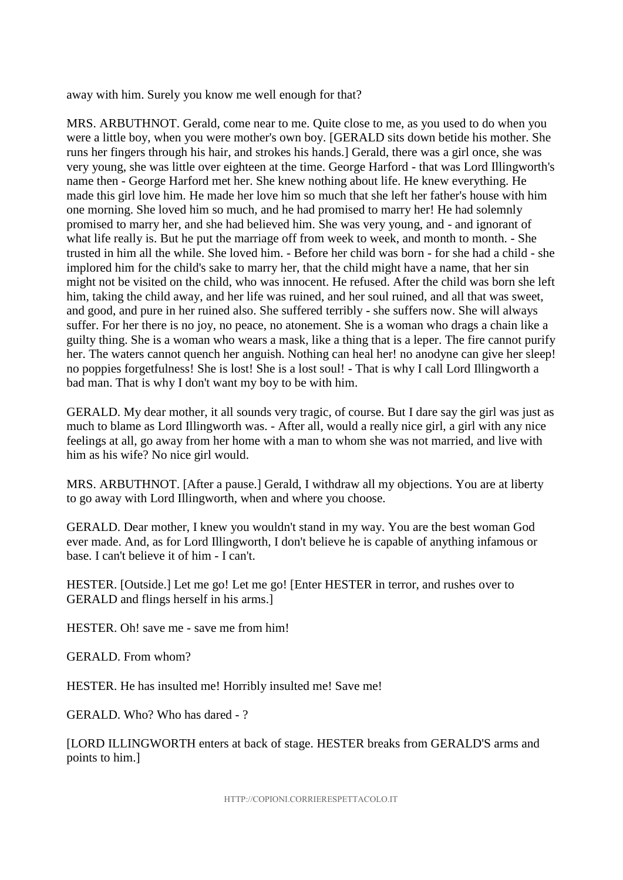away with him. Surely you know me well enough for that?

MRS. ARBUTHNOT. Gerald, come near to me. Quite close to me, as you used to do when you were a little boy, when you were mother's own boy. [GERALD sits down betide his mother. She runs her fingers through his hair, and strokes his hands.] Gerald, there was a girl once, she was very young, she was little over eighteen at the time. George Harford - that was Lord Illingworth's name then - George Harford met her. She knew nothing about life. He knew everything. He made this girl love him. He made her love him so much that she left her father's house with him one morning. She loved him so much, and he had promised to marry her! He had solemnly promised to marry her, and she had believed him. She was very young, and - and ignorant of what life really is. But he put the marriage off from week to week, and month to month. - She trusted in him all the while. She loved him. - Before her child was born - for she had a child - she implored him for the child's sake to marry her, that the child might have a name, that her sin might not be visited on the child, who was innocent. He refused. After the child was born she left him, taking the child away, and her life was ruined, and her soul ruined, and all that was sweet, and good, and pure in her ruined also. She suffered terribly - she suffers now. She will always suffer. For her there is no joy, no peace, no atonement. She is a woman who drags a chain like a guilty thing. She is a woman who wears a mask, like a thing that is a leper. The fire cannot purify her. The waters cannot quench her anguish. Nothing can heal her! no anodyne can give her sleep! no poppies forgetfulness! She is lost! She is a lost soul! - That is why I call Lord Illingworth a bad man. That is why I don't want my boy to be with him.

GERALD. My dear mother, it all sounds very tragic, of course. But I dare say the girl was just as much to blame as Lord Illingworth was. - After all, would a really nice girl, a girl with any nice feelings at all, go away from her home with a man to whom she was not married, and live with him as his wife? No nice girl would.

MRS. ARBUTHNOT. [After a pause.] Gerald, I withdraw all my objections. You are at liberty to go away with Lord Illingworth, when and where you choose.

GERALD. Dear mother, I knew you wouldn't stand in my way. You are the best woman God ever made. And, as for Lord Illingworth, I don't believe he is capable of anything infamous or base. I can't believe it of him - I can't.

HESTER. [Outside.] Let me go! Let me go! [Enter HESTER in terror, and rushes over to GERALD and flings herself in his arms.]

HESTER. Oh! save me - save me from him!

GERALD. From whom?

HESTER. He has insulted me! Horribly insulted me! Save me!

GERALD. Who? Who has dared - ?

[LORD ILLINGWORTH enters at back of stage. HESTER breaks from GERALD'S arms and points to him.]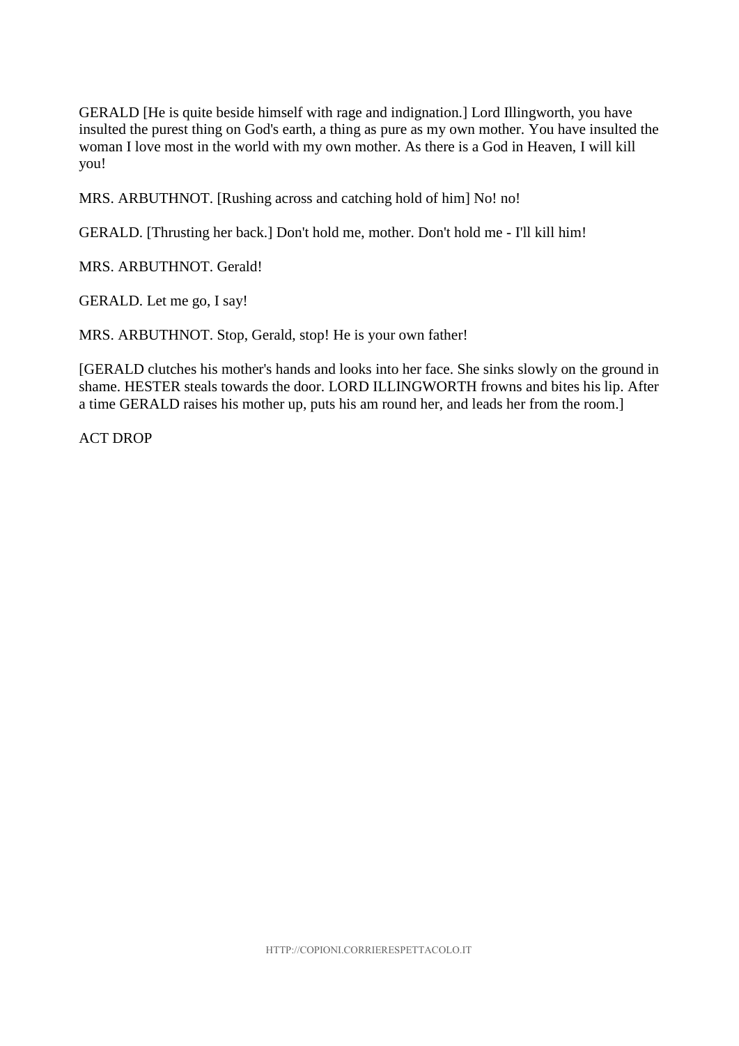GERALD [He is quite beside himself with rage and indignation.] Lord Illingworth, you have insulted the purest thing on God's earth, a thing as pure as my own mother. You have insulted the woman I love most in the world with my own mother. As there is a God in Heaven, I will kill you!

MRS. ARBUTHNOT. [Rushing across and catching hold of him] No! no!

GERALD. [Thrusting her back.] Don't hold me, mother. Don't hold me - I'll kill him!

MRS. ARBUTHNOT. Gerald!

GERALD. Let me go, I say!

MRS. ARBUTHNOT. Stop, Gerald, stop! He is your own father!

[GERALD clutches his mother's hands and looks into her face. She sinks slowly on the ground in shame. HESTER steals towards the door. LORD ILLINGWORTH frowns and bites his lip. After a time GERALD raises his mother up, puts his am round her, and leads her from the room.]

ACT DROP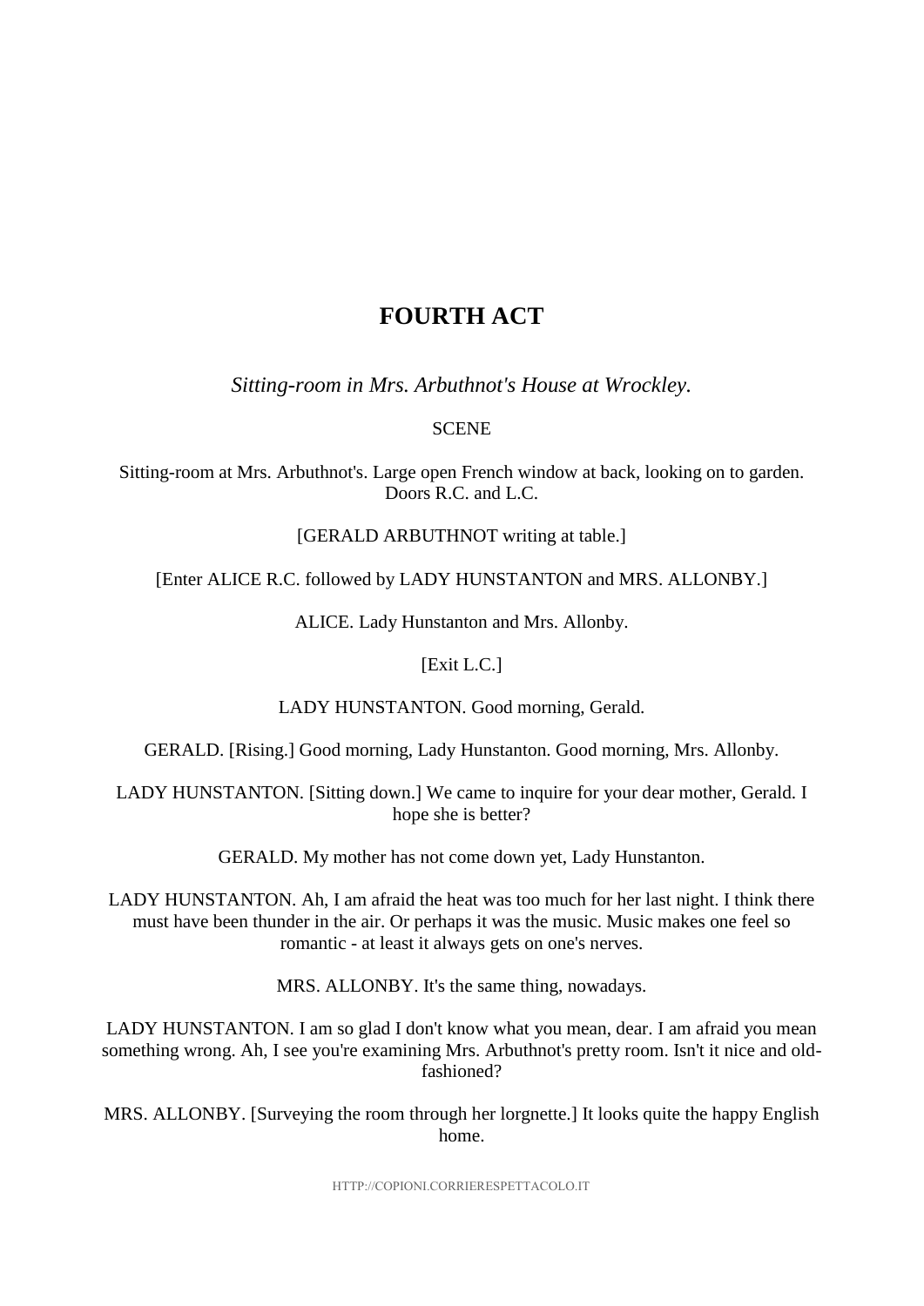# FOURTH ACT

*Sitting-room in Mrs. Arbuthnot's House at Wrockley.*

SCENE

Sitting-room at Mrs. Arbuthnot's. Large open French window at back, looking on to garden. Doors R.C. and L.C.

[GERALD ARBUTHNOT writing at table.]

[Enter ALICE R.C. followed by LADY HUNSTANTON and MRS. ALLONBY.]

ALICE. Lady Hunstanton and Mrs. Allonby.

[Exit L.C.]

LADY HUNSTANTON. Good morning, Gerald.

GERALD. [Rising.] Good morning, Lady Hunstanton. Good morning, Mrs. Allonby.

LADY HUNSTANTON. [Sitting down.] We came to inquire for your dear mother, Gerald. I hope she is better?

GERALD. My mother has not come down yet, Lady Hunstanton.

LADY HUNSTANTON. Ah, I am afraid the heat was too much for her last night. I think there must have been thunder in the air. Or perhaps it was the music. Music makes one feel so romantic - at least it always gets on one's nerves.

MRS. ALLONBY. It's the same thing, nowadays.

LADY HUNSTANTON. I am so glad I don't know what you mean, dear. I am afraid you mean something wrong. Ah, I see you're examining Mrs. Arbuthnot's pretty room. Isn't it nice and old-fashioned?

MRS. ALLONBY. [Surveying the room through her lorgnette.] It looks quite the happy English home.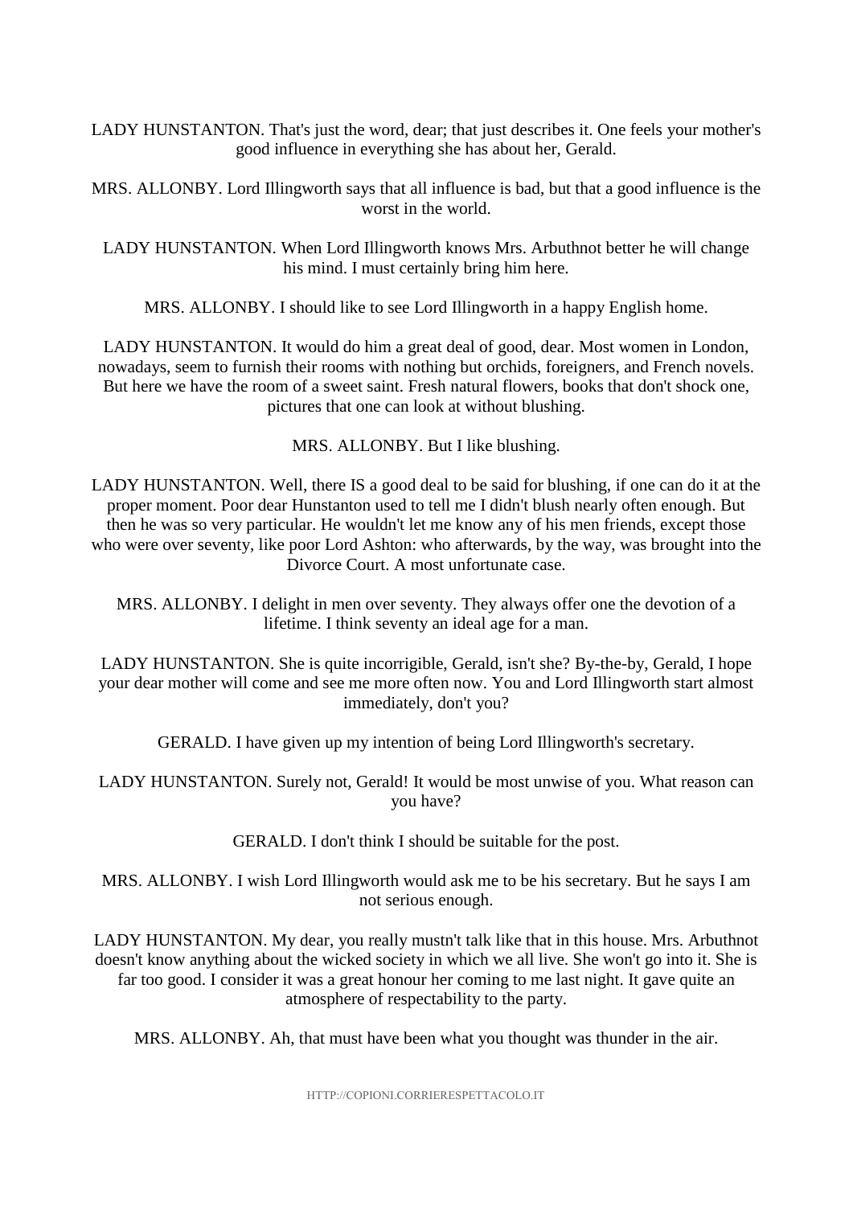LADY HUNSTANTON. That's just the word, dear; that just describes it. One feels your mother's good influence in everything she has about her, Gerald.

MRS. ALLONBY. Lord Illingworth says that all influence is bad, but that a good influence is the worst in the world.

LADY HUNSTANTON. When Lord Illingworth knows Mrs. Arbuthnot better he will change his mind. I must certainly bring him here.

MRS. ALLONBY. I should like to see Lord Illingworth in a happy English home.

LADY HUNSTANTON. It would do him a great deal of good, dear. Most women in London, nowadays, seem to furnish their rooms with nothing but orchids, foreigners, and French novels. But here we have the room of a sweet saint. Fresh natural flowers, books that don't shock one, pictures that one can look at without blushing.

MRS. ALLONBY. But I like blushing.

LADY HUNSTANTON. Well, there IS a good deal to be said for blushing, if one can do it at the proper moment. Poor dear Hunstanton used to tell me I didn't blush nearly often enough. But then he was so very particular. He wouldn't let me know any of his men friends, except those who were over seventy, like poor Lord Ashton: who afterwards, by the way, was brought into the Divorce Court. A most unfortunate case.

MRS. ALLONBY. I delight in men over seventy. They always offer one the devotion of a lifetime. I think seventy an ideal age for a man.

LADY HUNSTANTON. She is quite incorrigible, Gerald, isn't she? By-the-by, Gerald, I hope your dear mother will come and see me more often now. You and Lord Illingworth start almost immediately, don't you?

GERALD. I have given up my intention of being Lord Illingworth's secretary.

LADY HUNSTANTON. Surely not, Gerald! It would be most unwise of you. What reason can you have?

GERALD. I don't think I should be suitable for the post.

MRS. ALLONBY. I wish Lord Illingworth would ask me to be his secretary. But he says I am not serious enough.

LADY HUNSTANTON. My dear, you really mustn't talk like that in this house. Mrs. Arbuthnot doesn't know anything about the wicked society in which we all live. She won't go into it. She is far too good. I consider it was a great honour her coming to me last night. It gave quite an atmosphere of respectability to the party.

MRS. ALLONBY. Ah, that must have been what you thought was thunder in the air.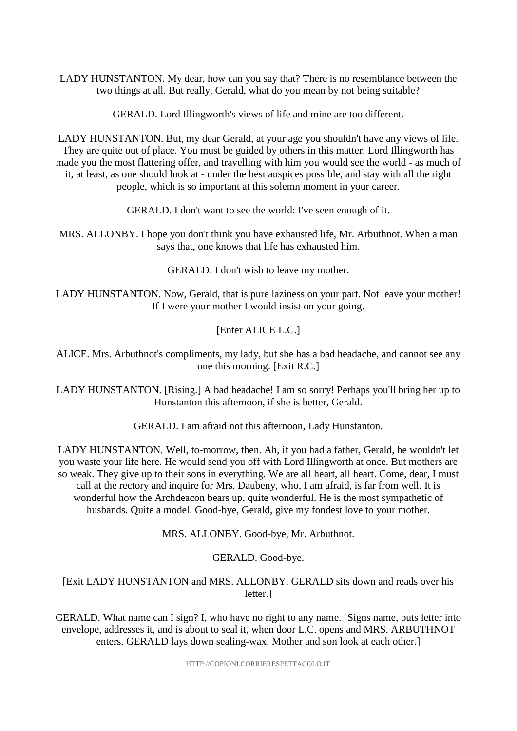LADY HUNSTANTON. My dear, how can you say that? There is no resemblance between the two things at all. But really, Gerald, what do you mean by not being suitable?

GERALD. Lord Illingworth's views of life and mine are too different.

LADY HUNSTANTON. But, my dear Gerald, at your age you shouldn't have any views of life. They are quite out of place. You must be guided by others in this matter. Lord Illingworth has made you the most flattering offer, and travelling with him you would see the world - as much of it, at least, as one should look at - under the best auspices possible, and stay with all the right people, which is so important at this solemn moment in your career.

GERALD. I don't want to see the world: I've seen enough of it.

MRS. ALLONBY. I hope you don't think you have exhausted life, Mr. Arbuthnot. When a man says that, one knows that life has exhausted him.

GERALD. I don't wish to leave my mother.

LADY HUNSTANTON. Now, Gerald, that is pure laziness on your part. Not leave your mother! If I were your mother I would insist on your going.

[Enter ALICE L.C.]

ALICE. Mrs. Arbuthnot's compliments, my lady, but she has a bad headache, and cannot see any one this morning. [Exit R.C.]

LADY HUNSTANTON. [Rising.] A bad headache! I am so sorry! Perhaps you'll bring her up to Hunstanton this afternoon, if she is better, Gerald.

GERALD. I am afraid not this afternoon, Lady Hunstanton.

LADY HUNSTANTON. Well, to-morrow, then. Ah, if you had a father, Gerald, he wouldn't let you waste your life here. He would send you off with Lord Illingworth at once. But mothers are so weak. They give up to their sons in everything. We are all heart, all heart. Come, dear, I must call at the rectory and inquire for Mrs. Daubeny, who, I am afraid, is far from well. It is wonderful how the Archdeacon bears up, quite wonderful. He is the most sympathetic of husbands. Quite a model. Good-bye, Gerald, give my fondest love to your mother.

MRS. ALLONBY. Good-bye, Mr. Arbuthnot.

GERALD. Good-bye.

[Exit LADY HUNSTANTON and MRS. ALLONBY. GERALD sits down and reads over his letter.]

GERALD. What name can I sign? I, who have no right to any name. [Signs name, puts letter into envelope, addresses it, and is about to seal it, when door L.C. opens and MRS. ARBUTHNOT enters. GERALD lays down sealing-wax. Mother and son look at each other.]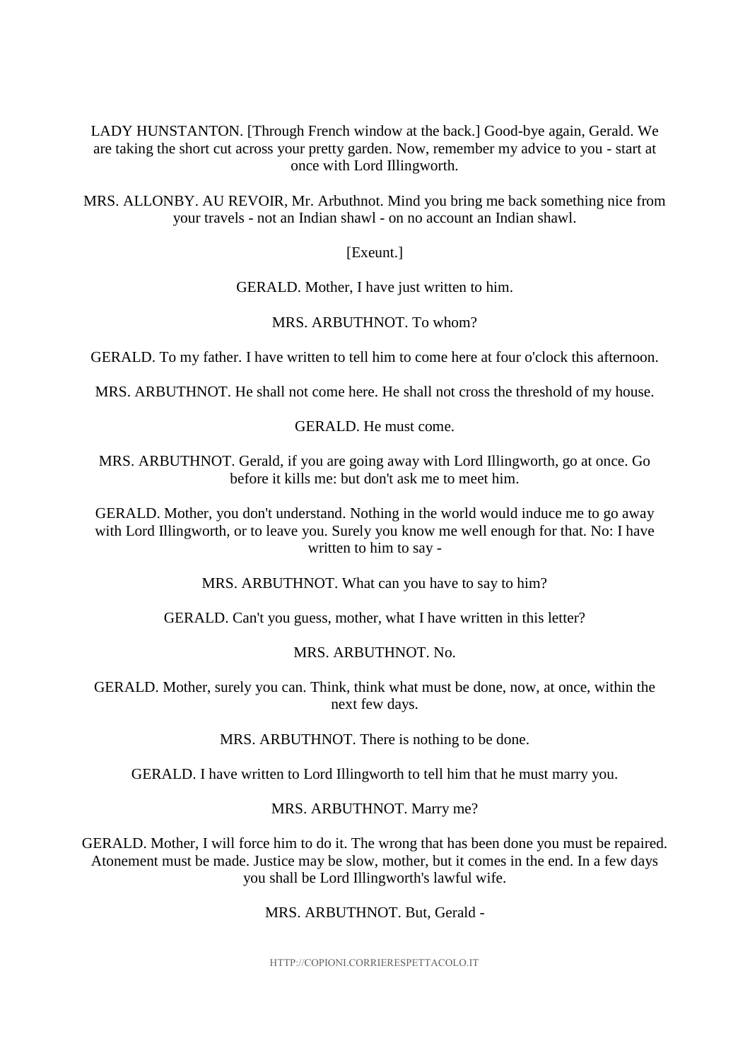LADY HUNSTANTON. [Through French window at the back.] Good-bye again, Gerald. We are taking the short cut across your pretty garden. Now, remember my advice to you - start at once with Lord Illingworth.

MRS. ALLONBY. AU REVOIR, Mr. Arbuthnot. Mind you bring me back something nice from your travels - not an Indian shawl - on no account an Indian shawl.

[Exeunt.]

GERALD. Mother, I have just written to him.

MRS. ARBUTHNOT. To whom?

GERALD. To my father. I have written to tell him to come here at four o'clock this afternoon.

MRS. ARBUTHNOT. He shall not come here. He shall not cross the threshold of my house.

GERALD. He must come.

MRS. ARBUTHNOT. Gerald, if you are going away with Lord Illingworth, go at once. Go before it kills me: but don't ask me to meet him.

GERALD. Mother, you don't understand. Nothing in the world would induce me to go away with Lord Illingworth, or to leave you. Surely you know me well enough for that. No: I have written to him to say -

MRS. ARBUTHNOT. What can you have to say to him?

GERALD. Can't you guess, mother, what I have written in this letter?

MRS. ARBUTHNOT. No.

GERALD. Mother, surely you can. Think, think what must be done, now, at once, within the next few days.

MRS. ARBUTHNOT. There is nothing to be done.

GERALD. I have written to Lord Illingworth to tell him that he must marry you.

MRS. ARBUTHNOT. Marry me?

GERALD. Mother, I will force him to do it. The wrong that has been done you must be repaired. Atonement must be made. Justice may be slow, mother, but it comes in the end. In a few days you shall be Lord Illingworth's lawful wife.

MRS. ARBUTHNOT. But, Gerald -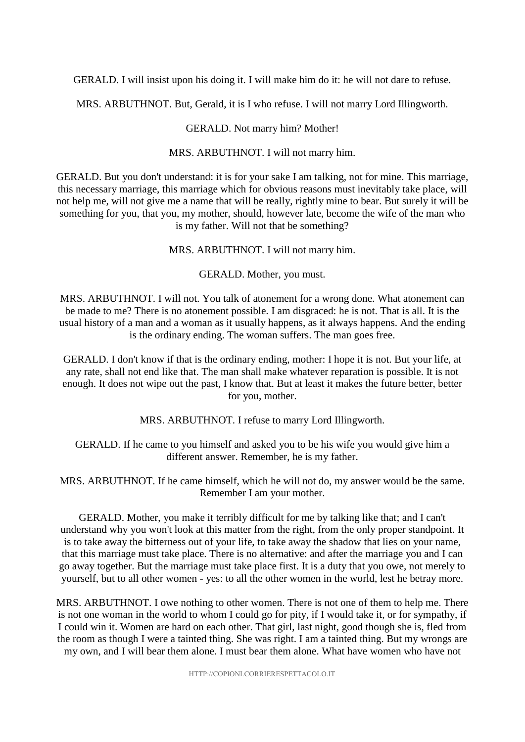GERALD. I will insist upon his doing it. I will make him do it: he will not dare to refuse.

MRS. ARBUTHNOT. But, Gerald, it is I who refuse. I will not marry Lord Illingworth.

GERALD. Not marry him? Mother!

MRS. ARBUTHNOT. I will not marry him.

GERALD. But you don't understand: it is for your sake I am talking, not for mine. This marriage, this necessary marriage, this marriage which for obvious reasons must inevitably take place, will not help me, will not give me a name that will be really, rightly mine to bear. But surely it will be something for you, that you, my mother, should, however late, become the wife of the man who is my father. Will not that be something?

MRS. ARBUTHNOT. I will not marry him.

GERALD. Mother, you must.

MRS. ARBUTHNOT. I will not. You talk of atonement for a wrong done. What atonement can be made to me? There is no atonement possible. I am disgraced: he is not. That is all. It is the usual history of a man and a woman as it usually happens, as it always happens. And the ending is the ordinary ending. The woman suffers. The man goes free.

GERALD. I don't know if that is the ordinary ending, mother: I hope it is not. But your life, at any rate, shall not end like that. The man shall make whatever reparation is possible. It is not enough. It does not wipe out the past, I know that. But at least it makes the future better, better for you, mother.

MRS. ARBUTHNOT. I refuse to marry Lord Illingworth.

GERALD. If he came to you himself and asked you to be his wife you would give him a different answer. Remember, he is my father.

MRS. ARBUTHNOT. If he came himself, which he will not do, my answer would be the same. Remember I am your mother.

GERALD. Mother, you make it terribly difficult for me by talking like that; and I can't understand why you won't look at this matter from the right, from the only proper standpoint. It is to take away the bitterness out of your life, to take away the shadow that lies on your name, that this marriage must take place. There is no alternative: and after the marriage you and I can go away together. But the marriage must take place first. It is a duty that you owe, not merely to yourself, but to all other women - yes: to all the other women in the world, lest he betray more.

MRS. ARBUTHNOT. I owe nothing to other women. There is not one of them to help me. There is not one woman in the world to whom I could go for pity, if I would take it, or for sympathy, if I could win it. Women are hard on each other. That girl, last night, good though she is, fled from the room as though I were a tainted thing. She was right. I am a tainted thing. But my wrongs are my own, and I will bear them alone. I must bear them alone. What have women who have not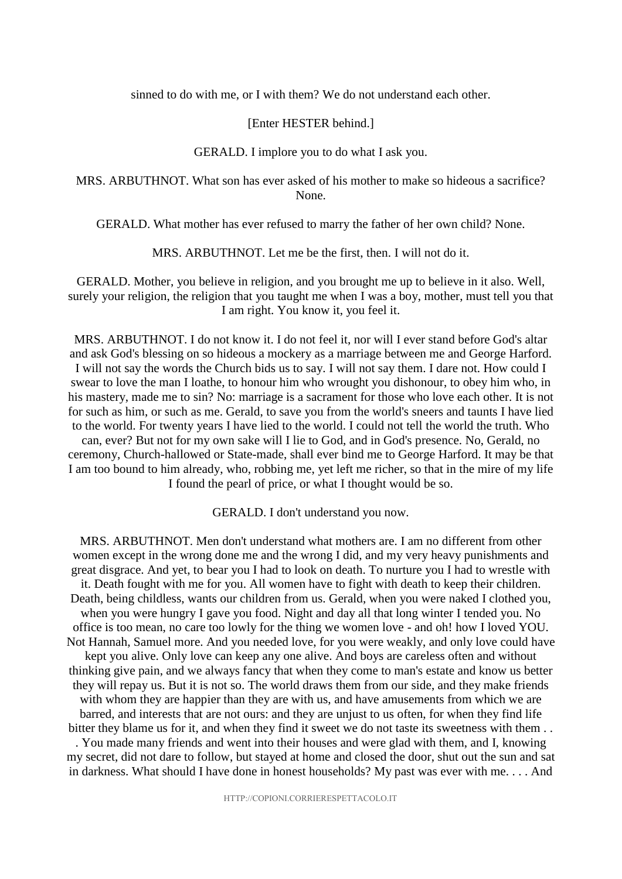sinned to do with me, or I with them? We do not understand each other.

[Enter HESTER behind.]

GERALD. I implore you to do what I ask you.

MRS. ARBUTHNOT. What son has ever asked of his mother to make so hideous a sacrifice? None.

GERALD. What mother has ever refused to marry the father of her own child? None.

MRS. ARBUTHNOT. Let me be the first, then. I will not do it.

GERALD. Mother, you believe in religion, and you brought me up to believe in it also. Well, surely your religion, the religion that you taught me when I was a boy, mother, must tell you that I am right. You know it, you feel it.

MRS. ARBUTHNOT. I do not know it. I do not feel it, nor will I ever stand before God's altar and ask God's blessing on so hideous a mockery as a marriage between me and George Harford. I will not say the words the Church bids us to say. I will not say them. I dare not. How could I swear to love the man I loathe, to honour him who wrought you dishonour, to obey him who, in his mastery, made me to sin? No: marriage is a sacrament for those who love each other. It is not for such as him, or such as me. Gerald, to save you from the world's sneers and taunts I have lied to the world. For twenty years I have lied to the world. I could not tell the world the truth. Who can, ever? But not for my own sake will I lie to God, and in God's presence. No, Gerald, no ceremony, Church-hallowed or State-made, shall ever bind me to George Harford. It may be that I am too bound to him already, who, robbing me, yet left me richer, so that in the mire of my life I found the pearl of price, or what I thought would be so.

GERALD. I don't understand you now.

MRS. ARBUTHNOT. Men don't understand what mothers are. I am no different from other women except in the wrong done me and the wrong I did, and my very heavy punishments and great disgrace. And yet, to bear you I had to look on death. To nurture you I had to wrestle with it. Death fought with me for you. All women have to fight with death to keep their children. Death, being childless, wants our children from us. Gerald, when you were naked I clothed you, when you were hungry I gave you food. Night and day all that long winter I tended you. No office is too mean, no care too lowly for the thing we women love - and oh! how I loved YOU. Not Hannah, Samuel more. And you needed love, for you were weakly, and only love could have kept you alive. Only love can keep any one alive. And boys are careless often and without thinking give pain, and we always fancy that when they come to man's estate and know us better they will repay us. But it is not so. The world draws them from our side, and they make friends with whom they are happier than they are with us, and have amusements from which we are barred, and interests that are not ours: and they are unjust to us often, for when they find life bitter they blame us for it, and when they find it sweet we do not taste its sweetness with them . . . You made many friends and went into their houses and were glad with them, and I, knowing my secret, did not dare to follow, but stayed at home and closed the door, shut out the sun and sat in darkness. What should I have done in honest households? My past was ever with me. . . . And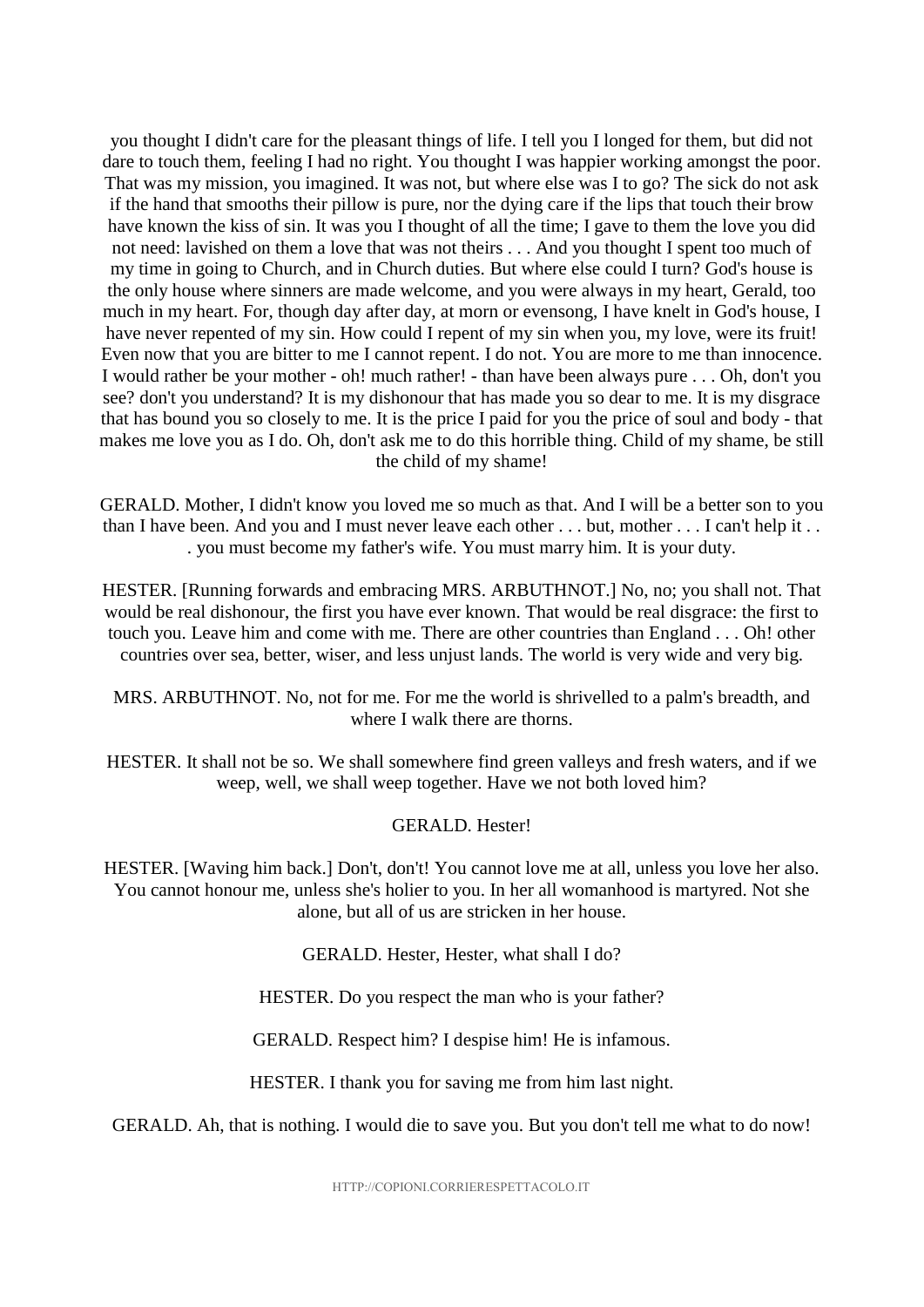you thought I didn't care for the pleasant things of life. I tell you I longed for them, but did not dare to touch them, feeling I had no right. You thought I was happier working amongst the poor. That was my mission, you imagined. It was not, but where else was I to go? The sick do not ask if the hand that smooths their pillow is pure, nor the dying care if the lips that touch their brow have known the kiss of sin. It was you I thought of all the time; I gave to them the love you did not need: lavished on them a love that was not theirs . . . And you thought I spent too much of my time in going to Church, and in Church duties. But where else could I turn? God's house is the only house where sinners are made welcome, and you were always in my heart, Gerald, too much in my heart. For, though day after day, at morn or evensong, I have knelt in God's house, I have never repented of my sin. How could I repent of my sin when you, my love, were its fruit! Even now that you are bitter to me I cannot repent. I do not. You are more to me than innocence. I would rather be your mother - oh! much rather! - than have been always pure . . . Oh, don't you see? don't you understand? It is my dishonour that has made you so dear to me. It is my disgrace that has bound you so closely to me. It is the price I paid for you the price of soul and body - that makes me love you as I do. Oh, don't ask me to do this horrible thing. Child of my shame, be still the child of my shame!

GERALD. Mother, I didn't know you loved me so much as that. And I will be a better son to you than I have been. And you and I must never leave each other . . . but, mother . . . I can't help it . . . you must become my father's wife. You must marry him. It is your duty.

HESTER. [Running forwards and embracing MRS. ARBUTHNOT.] No, no; you shall not. That would be real dishonour, the first you have ever known. That would be real disgrace: the first to touch you. Leave him and come with me. There are other countries than England . . . Oh! other countries over sea, better, wiser, and less unjust lands. The world is very wide and very big.

MRS. ARBUTHNOT. No, not for me. For me the world is shrivelled to a palm's breadth, and where I walk there are thorns.

HESTER. It shall not be so. We shall somewhere find green valleys and fresh waters, and if we weep, well, we shall weep together. Have we not both loved him?

GERALD. Hester!

HESTER. [Waving him back.] Don't, don't! You cannot love me at all, unless you love her also. You cannot honour me, unless she's holier to you. In her all womanhood is martyred. Not she alone, but all of us are stricken in her house.

GERALD. Hester, Hester, what shall I do?

HESTER. Do you respect the man who is your father?

GERALD. Respect him? I despise him! He is infamous.

HESTER. I thank you for saving me from him last night.

GERALD. Ah, that is nothing. I would die to save you. But you don't tell me what to do now!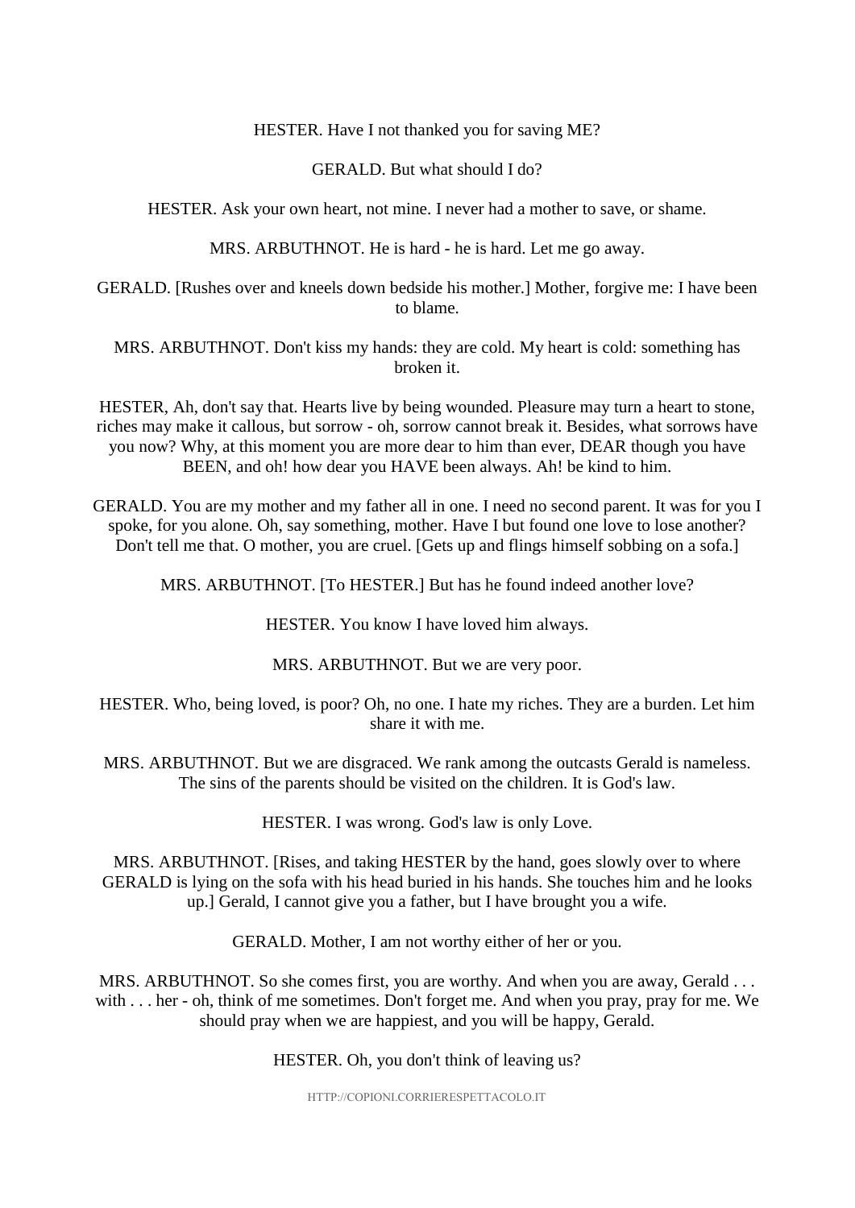HESTER. Have I not thanked you for saving ME?

GERALD. But what should I do?

HESTER. Ask your own heart, not mine. I never had a mother to save, or shame.

MRS. ARBUTHNOT. He is hard - he is hard. Let me go away.

GERALD. [Rushes over and kneels down bedside his mother.] Mother, forgive me: I have been to blame.

MRS. ARBUTHNOT. Don't kiss my hands: they are cold. My heart is cold: something has broken it.

HESTER, Ah, don't say that. Hearts live by being wounded. Pleasure may turn a heart to stone, riches may make it callous, but sorrow - oh, sorrow cannot break it. Besides, what sorrows have you now? Why, at this moment you are more dear to him than ever, DEAR though you have BEEN, and oh! how dear you HAVE been always. Ah! be kind to him.

GERALD. You are my mother and my father all in one. I need no second parent. It was for you I spoke, for you alone. Oh, say something, mother. Have I but found one love to lose another? Don't tell me that. O mother, you are cruel. [Gets up and flings himself sobbing on a sofa.]

MRS. ARBUTHNOT. [To HESTER.] But has he found indeed another love?

HESTER. You know I have loved him always.

MRS. ARBUTHNOT. But we are very poor.

HESTER. Who, being loved, is poor? Oh, no one. I hate my riches. They are a burden. Let him share it with me.

MRS. ARBUTHNOT. But we are disgraced. We rank among the outcasts Gerald is nameless. The sins of the parents should be visited on the children. It is God's law.

HESTER. I was wrong. God's law is only Love.

MRS. ARBUTHNOT. [Rises, and taking HESTER by the hand, goes slowly over to where GERALD is lying on the sofa with his head buried in his hands. She touches him and he looks up.] Gerald, I cannot give you a father, but I have brought you a wife.

GERALD. Mother, I am not worthy either of her or you.

MRS. ARBUTHNOT. So she comes first, you are worthy. And when you are away, Gerald . . . with . . . her - oh, think of me sometimes. Don't forget me. And when you pray, pray for me. We should pray when we are happiest, and you will be happy, Gerald.

HESTER. Oh, you don't think of leaving us?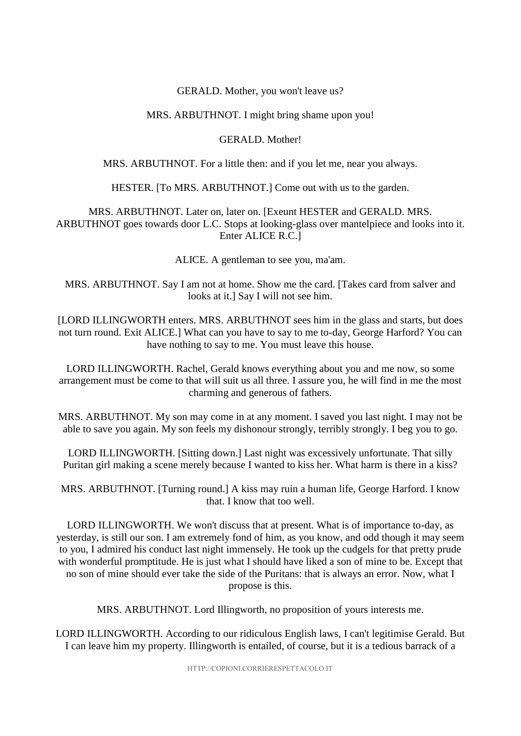GERALD. Mother, you won't leave us?

MRS. ARBUTHNOT. I might bring shame upon you!

GERALD. Mother!

MRS. ARBUTHNOT. For a little then: and if you let me, near you always.

HESTER. [To MRS. ARBUTHNOT.] Come out with us to the garden.

MRS. ARBUTHNOT. Later on, later on. [Exeunt HESTER and GERALD. MRS. ARBUTHNOT goes towards door L.C. Stops at looking-glass over mantelpiece and looks into it. Enter ALICE R.C.]

ALICE. A gentleman to see you, ma'am.

MRS. ARBUTHNOT. Say I am not at home. Show me the card. [Takes card from salver and looks at it.] Say I will not see him.

[LORD ILLINGWORTH enters. MRS. ARBUTHNOT sees him in the glass and starts, but does not turn round. Exit ALICE.] What can you have to say to me to-day, George Harford? You can have nothing to say to me. You must leave this house.

LORD ILLINGWORTH. Rachel, Gerald knows everything about you and me now, so some arrangement must be come to that will suit us all three. I assure you, he will find in me the most charming and generous of fathers.

MRS. ARBUTHNOT. My son may come in at any moment. I saved you last night. I may not be able to save you again. My son feels my dishonour strongly, terribly strongly. I beg you to go.

LORD ILLINGWORTH. [Sitting down.] Last night was excessively unfortunate. That silly Puritan girl making a scene merely because I wanted to kiss her. What harm is there in a kiss?

MRS. ARBUTHNOT. [Turning round.] A kiss may ruin a human life, George Harford. I know that. I know that too well.

LORD ILLINGWORTH. We won't discuss that at present. What is of importance to-day, as yesterday, is still our son. I am extremely fond of him, as you know, and odd though it may seem to you, I admired his conduct last night immensely. He took up the cudgels for that pretty prude with wonderful promptitude. He is just what I should have liked a son of mine to be. Except that no son of mine should ever take the side of the Puritans: that is always an error. Now, what I propose is this.

MRS. ARBUTHNOT. Lord Illingworth, no proposition of yours interests me.

LORD ILLINGWORTH. According to our ridiculous English laws, I can't legitimise Gerald. But I can leave him my property. Illingworth is entailed, of course, but it is a tedious barrack of a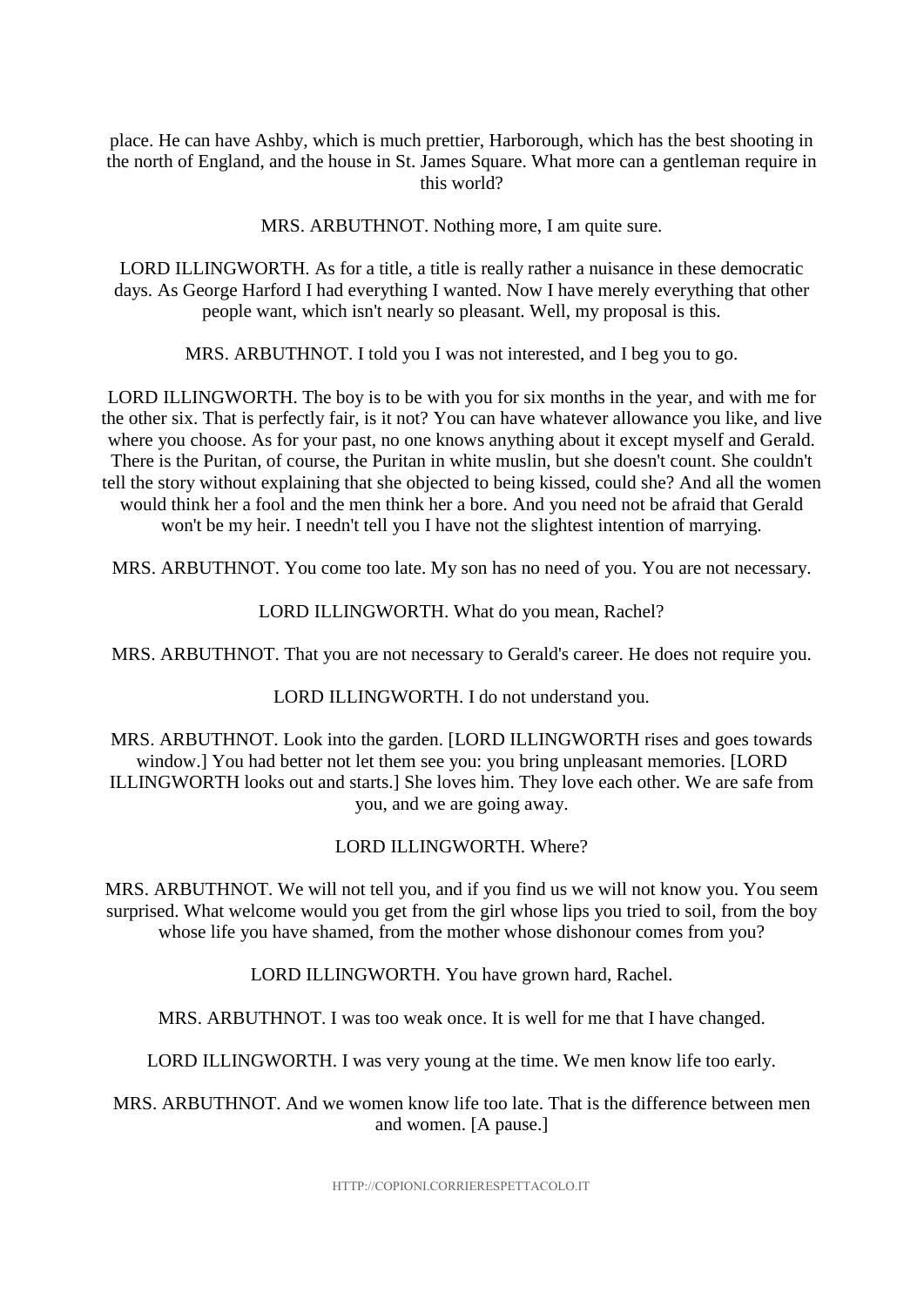place. He can have Ashby, which is much prettier, Harborough, which has the best shooting in the north of England, and the house in St. James Square. What more can a gentleman require in this world?

MRS. ARBUTHNOT. Nothing more, I am quite sure.

LORD ILLINGWORTH. As for a title, a title is really rather a nuisance in these democratic days. As George Harford I had everything I wanted. Now I have merely everything that other people want, which isn't nearly so pleasant. Well, my proposal is this.

MRS. ARBUTHNOT. I told you I was not interested, and I beg you to go.

LORD ILLINGWORTH. The boy is to be with you for six months in the year, and with me for the other six. That is perfectly fair, is it not? You can have whatever allowance you like, and live where you choose. As for your past, no one knows anything about it except myself and Gerald. There is the Puritan, of course, the Puritan in white muslin, but she doesn't count. She couldn't tell the story without explaining that she objected to being kissed, could she? And all the women would think her a fool and the men think her a bore. And you need not be afraid that Gerald won't be my heir. I needn't tell you I have not the slightest intention of marrying.

MRS. ARBUTHNOT. You come too late. My son has no need of you. You are not necessary.

LORD ILLINGWORTH. What do you mean, Rachel?

MRS. ARBUTHNOT. That you are not necessary to Gerald's career. He does not require you.

LORD ILLINGWORTH. I do not understand you.

MRS. ARBUTHNOT. Look into the garden. [LORD ILLINGWORTH rises and goes towards window.] You had better not let them see you: you bring unpleasant memories. [LORD ILLINGWORTH looks out and starts.] She loves him. They love each other. We are safe from you, and we are going away.

LORD ILLINGWORTH. Where?

MRS. ARBUTHNOT. We will not tell you, and if you find us we will not know you. You seem surprised. What welcome would you get from the girl whose lips you tried to soil, from the boy whose life you have shamed, from the mother whose dishonour comes from you?

LORD ILLINGWORTH. You have grown hard, Rachel.

MRS. ARBUTHNOT. I was too weak once. It is well for me that I have changed.

LORD ILLINGWORTH. I was very young at the time. We men know life too early.

MRS. ARBUTHNOT. And we women know life too late. That is the difference between men and women. [A pause.]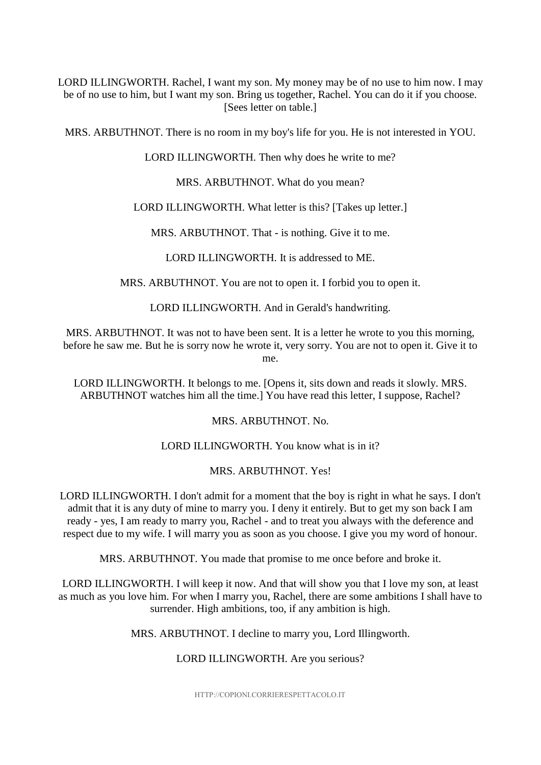LORD ILLINGWORTH. Rachel, I want my son. My money may be of no use to him now. I may be of no use to him, but I want my son. Bring us together, Rachel. You can do it if you choose. [Sees letter on table.]

MRS. ARBUTHNOT. There is no room in my boy's life for you. He is not interested in YOU.

LORD ILLINGWORTH. Then why does he write to me?

MRS. ARBUTHNOT. What do you mean?

LORD ILLINGWORTH. What letter is this? [Takes up letter.]

MRS. ARBUTHNOT. That - is nothing. Give it to me.

LORD ILLINGWORTH. It is addressed to ME.

MRS. ARBUTHNOT. You are not to open it. I forbid you to open it.

LORD ILLINGWORTH. And in Gerald's handwriting.

MRS. ARBUTHNOT. It was not to have been sent. It is a letter he wrote to you this morning, before he saw me. But he is sorry now he wrote it, very sorry. You are not to open it. Give it to me.

LORD ILLINGWORTH. It belongs to me. [Opens it, sits down and reads it slowly. MRS. ARBUTHNOT watches him all the time.] You have read this letter, I suppose, Rachel?

MRS. ARBUTHNOT. No.

LORD ILLINGWORTH. You know what is in it?

MRS. ARBUTHNOT. Yes!

LORD ILLINGWORTH. I don't admit for a moment that the boy is right in what he says. I don't admit that it is any duty of mine to marry you. I deny it entirely. But to get my son back I am ready - yes, I am ready to marry you, Rachel - and to treat you always with the deference and respect due to my wife. I will marry you as soon as you choose. I give you my word of honour.

MRS. ARBUTHNOT. You made that promise to me once before and broke it.

LORD ILLINGWORTH. I will keep it now. And that will show you that I love my son, at least as much as you love him. For when I marry you, Rachel, there are some ambitions I shall have to surrender. High ambitions, too, if any ambition is high.

MRS. ARBUTHNOT. I decline to marry you, Lord Illingworth.

LORD ILLINGWORTH. Are you serious?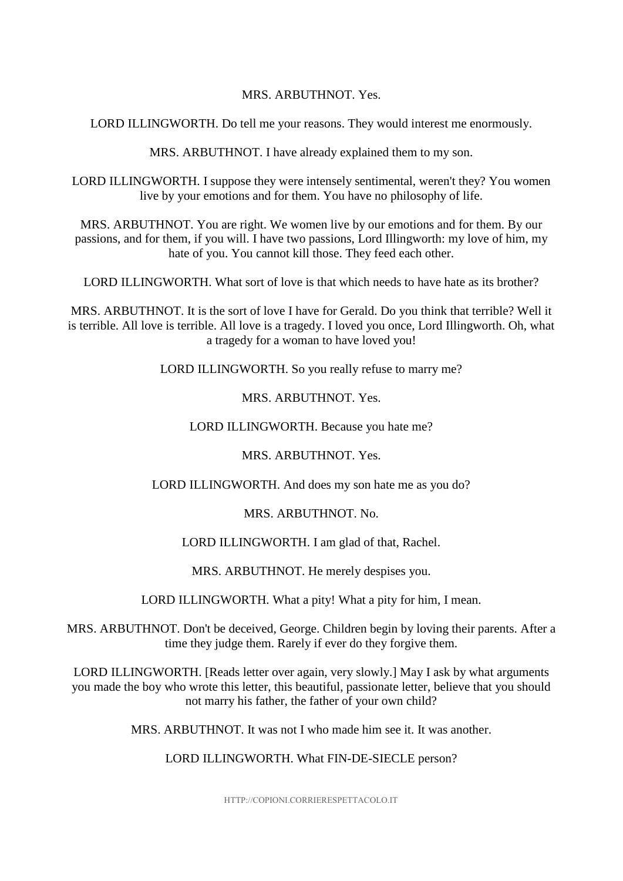MRS. ARBUTHNOT. Yes.

LORD ILLINGWORTH. Do tell me your reasons. They would interest me enormously.

MRS. ARBUTHNOT. I have already explained them to my son.

LORD ILLINGWORTH. I suppose they were intensely sentimental, weren't they? You women live by your emotions and for them. You have no philosophy of life.

MRS. ARBUTHNOT. You are right. We women live by our emotions and for them. By our passions, and for them, if you will. I have two passions, Lord Illingworth: my love of him, my hate of you. You cannot kill those. They feed each other.

LORD ILLINGWORTH. What sort of love is that which needs to have hate as its brother?

MRS. ARBUTHNOT. It is the sort of love I have for Gerald. Do you think that terrible? Well it is terrible. All love is terrible. All love is a tragedy. I loved you once, Lord Illingworth. Oh, what a tragedy for a woman to have loved you!

LORD ILLINGWORTH. So you really refuse to marry me?

MRS. ARBUTHNOT. Yes.

LORD ILLINGWORTH. Because you hate me?

MRS. ARBUTHNOT. Yes.

LORD ILLINGWORTH. And does my son hate me as you do?

MRS. ARBUTHNOT. No.

LORD ILLINGWORTH. I am glad of that, Rachel.

MRS. ARBUTHNOT. He merely despises you.

LORD ILLINGWORTH. What a pity! What a pity for him, I mean.

MRS. ARBUTHNOT. Don't be deceived, George. Children begin by loving their parents. After a time they judge them. Rarely if ever do they forgive them.

LORD ILLINGWORTH. [Reads letter over again, very slowly.] May I ask by what arguments you made the boy who wrote this letter, this beautiful, passionate letter, believe that you should not marry his father, the father of your own child?

MRS. ARBUTHNOT. It was not I who made him see it. It was another.

LORD ILLINGWORTH. What FIN-DE-SIECLE person?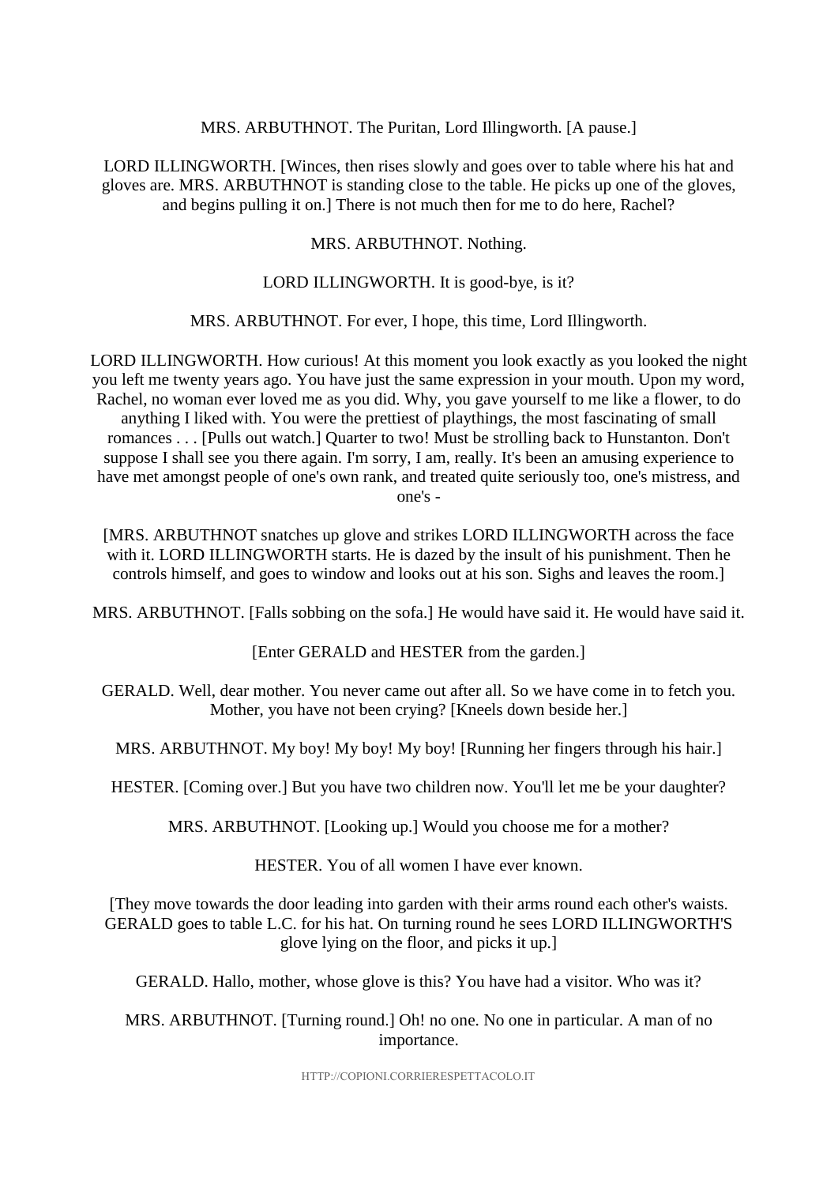MRS. ARBUTHNOT. The Puritan, Lord Illingworth. [A pause.]

LORD ILLINGWORTH. [Winces, then rises slowly and goes over to table where his hat and gloves are. MRS. ARBUTHNOT is standing close to the table. He picks up one of the gloves, and begins pulling it on.] There is not much then for me to do here, Rachel?

MRS. ARBUTHNOT. Nothing.

LORD ILLINGWORTH. It is good-bye, is it?

MRS. ARBUTHNOT. For ever, I hope, this time, Lord Illingworth.

LORD ILLINGWORTH. How curious! At this moment you look exactly as you looked the night you left me twenty years ago. You have just the same expression in your mouth. Upon my word, Rachel, no woman ever loved me as you did. Why, you gave yourself to me like a flower, to do anything I liked with. You were the prettiest of playthings, the most fascinating of small romances . . . [Pulls out watch.] Quarter to two! Must be strolling back to Hunstanton. Don't suppose I shall see you there again. I'm sorry, I am, really. It's been an amusing experience to have met amongst people of one's own rank, and treated quite seriously too, one's mistress, and one's -

[MRS. ARBUTHNOT snatches up glove and strikes LORD ILLINGWORTH across the face with it. LORD ILLINGWORTH starts. He is dazed by the insult of his punishment. Then he controls himself, and goes to window and looks out at his son. Sighs and leaves the room.]

MRS. ARBUTHNOT. [Falls sobbing on the sofa.] He would have said it. He would have said it.

[Enter GERALD and HESTER from the garden.]

GERALD. Well, dear mother. You never came out after all. So we have come in to fetch you. Mother, you have not been crying? [Kneels down beside her.]

MRS. ARBUTHNOT. My boy! My boy! My boy! [Running her fingers through his hair.]

HESTER. [Coming over.] But you have two children now. You'll let me be your daughter?

MRS. ARBUTHNOT. [Looking up.] Would you choose me for a mother?

HESTER. You of all women I have ever known.

[They move towards the door leading into garden with their arms round each other's waists. GERALD goes to table L.C. for his hat. On turning round he sees LORD ILLINGWORTH'S glove lying on the floor, and picks it up.]

GERALD. Hallo, mother, whose glove is this? You have had a visitor. Who was it?

MRS. ARBUTHNOT. [Turning round.] Oh! no one. No one in particular. A man of no importance.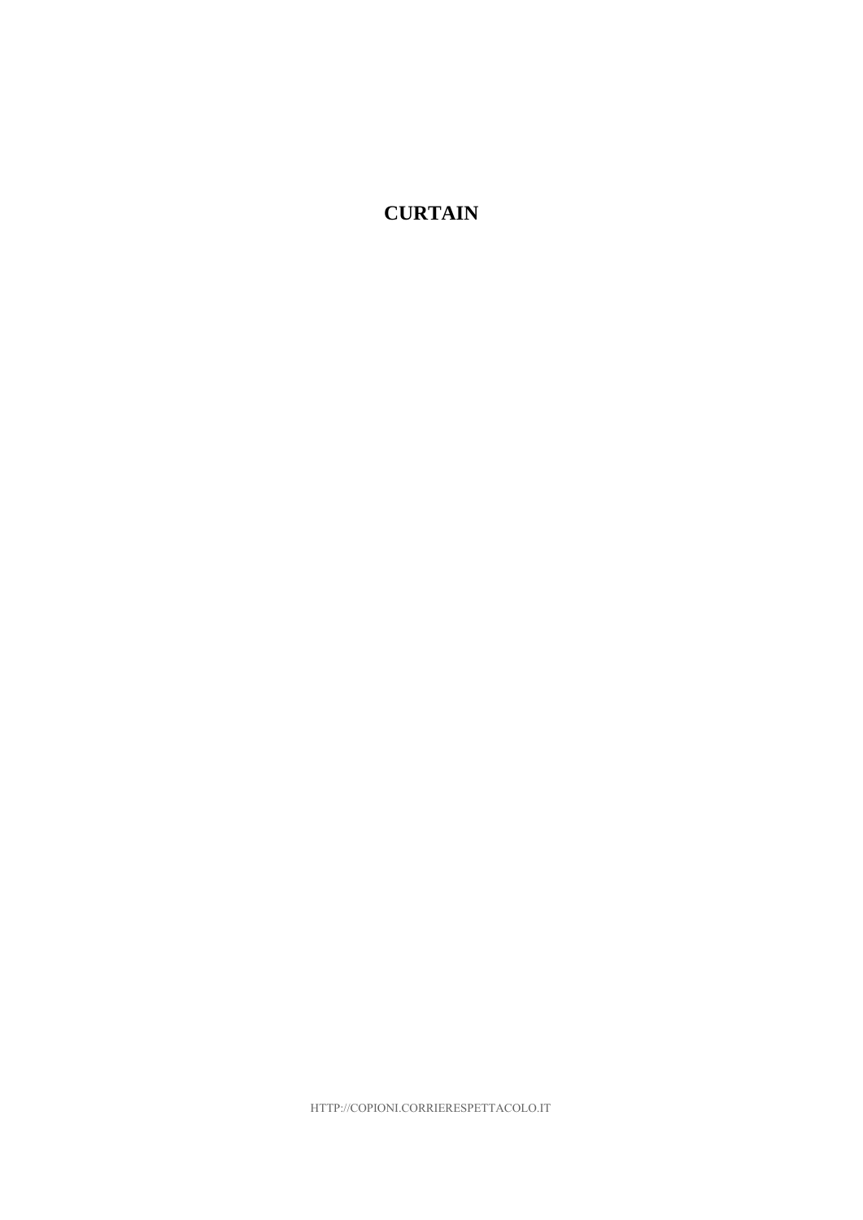**CURTAIN**